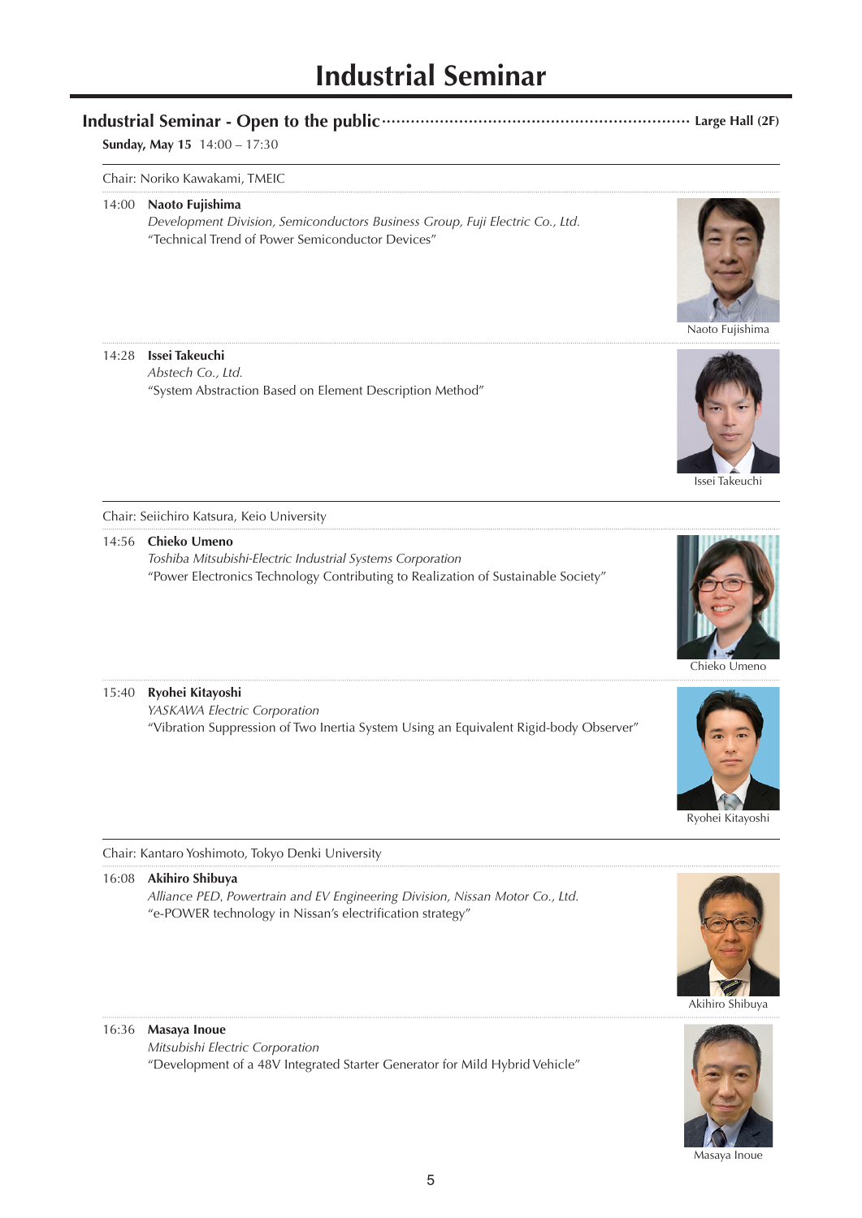# Industrial Seminar

## Industrial Seminar - Open to the public ........ Large Hall (2F)

**Sunday, May 15** 14:00 – 17:30

Chair: Noriko Kawakami, TMEIC

14:00 **Naoto Fujishima**
*Development Division, Semiconductors Business Group, Fuji Electric Co., Ltd.*
"Technical Trend of Power Semiconductor Devices"

Naoto Fujishima

14:28 **Issei Takeuchi**
*Abstech Co., Ltd.*
"System Abstraction Based on Element Description Method"

Issei Takeuchi

Chair: Seiichiro Katsura, Keio University

14:56 **Chieko Umeno**
*Toshiba Mitsubishi-Electric Industrial Systems Corporation*
"Power Electronics Technology Contributing to Realization of Sustainable Society"

Chieko Umeno

15:40 **Ryohei Kitayoshi**
*YASKAWA Electric Corporation*
"Vibration Suppression of Two Inertia System Using an Equivalent Rigid-body Observer"

Ryohei Kitayoshi

Chair: Kantaro Yoshimoto, Tokyo Denki University

16:08 **Akihiro Shibuya**
*Alliance PED, Powertrain and EV Engineering Division, Nissan Motor Co., Ltd.*
"e-POWER technology in Nissan's electrification strategy"

Akihiro Shibuya

16:36 **Masaya Inoue**
*Mitsubishi Electric Corporation*
"Development of a 48V Integrated Starter Generator for Mild Hybrid Vehicle"

Masaya Inoue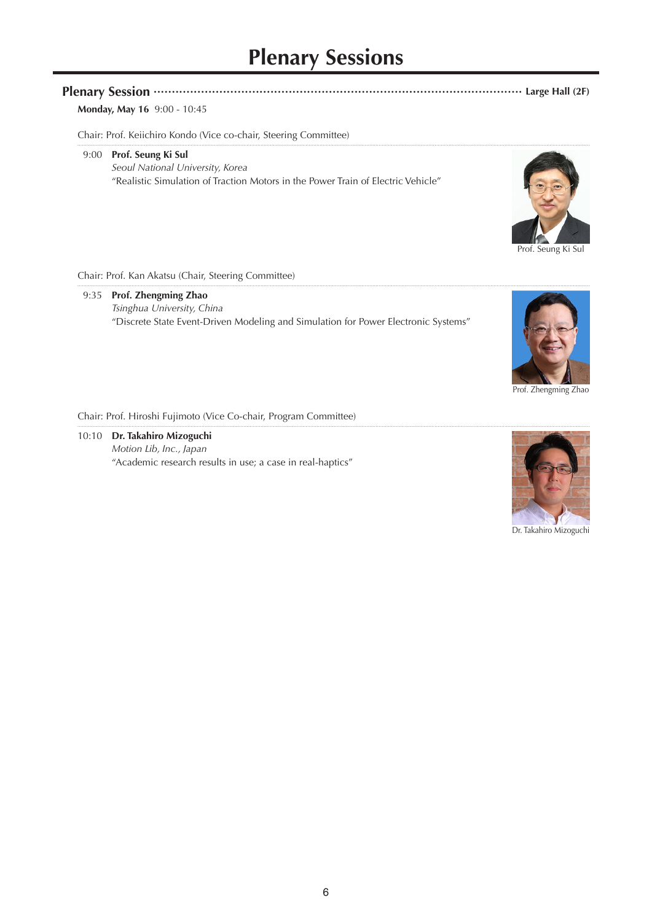# Plenary Sessions

## Plenary Session ········· Large Hall (2F)

**Monday, May 16** 9:00 - 10:45

Chair: Prof. Keiichiro Kondo (Vice co-chair, Steering Committee)

9:00 **Prof. Seung Ki Sul**
*Seoul National University, Korea*
"Realistic Simulation of Traction Motors in the Power Train of Electric Vehicle"

Prof. Seung Ki Sul

Chair: Prof. Kan Akatsu (Chair, Steering Committee)

9:35 **Prof. Zhengming Zhao**
*Tsinghua University, China*
"Discrete State Event-Driven Modeling and Simulation for Power Electronic Systems"

Prof. Zhengming Zhao

Chair: Prof. Hiroshi Fujimoto (Vice Co-chair, Program Committee)

10:10 **Dr. Takahiro Mizoguchi**
*Motion Lib, Inc., Japan*
"Academic research results in use; a case in real-haptics"

Dr. Takahiro Mizoguchi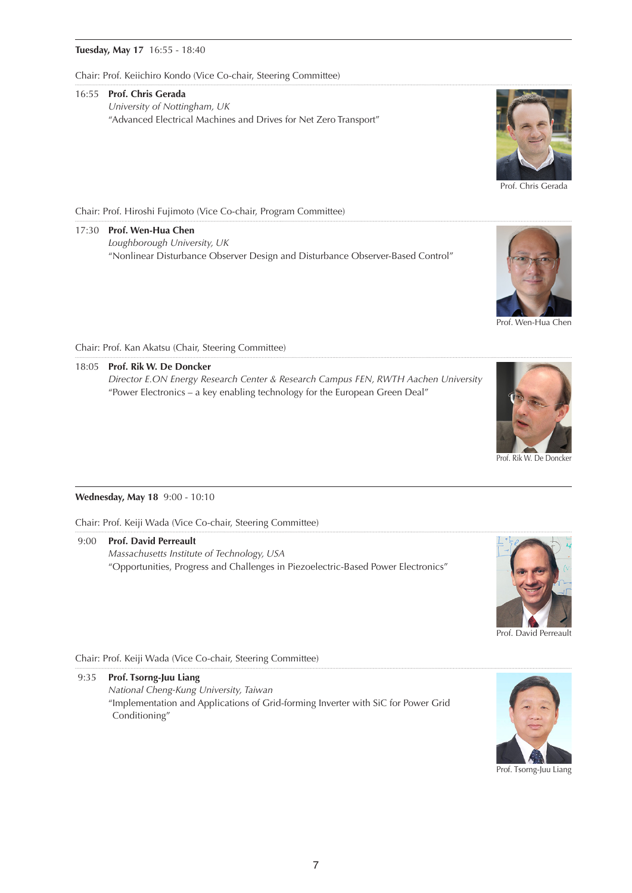**Tuesday, May 17** 16:55 - 18:40

Chair: Prof. Keiichiro Kondo (Vice Co-chair, Steering Committee)

16:55 **Prof. Chris Gerada**
*University of Nottingham, UK*
"Advanced Electrical Machines and Drives for Net Zero Transport"

Prof. Chris Gerada

Chair: Prof. Hiroshi Fujimoto (Vice Co-chair, Program Committee)

17:30 **Prof. Wen-Hua Chen**
*Loughborough University, UK*
"Nonlinear Disturbance Observer Design and Disturbance Observer-Based Control"

Prof. Wen-Hua Chen

Chair: Prof. Kan Akatsu (Chair, Steering Committee)

18:05 **Prof. Rik W. De Doncker**
*Director E.ON Energy Research Center & Research Campus FEN, RWTH Aachen University*
"Power Electronics – a key enabling technology for the European Green Deal"

Prof. Rik W. De Doncker

---

**Wednesday, May 18** 9:00 - 10:10

Chair: Prof. Keiji Wada (Vice Co-chair, Steering Committee)

9:00 **Prof. David Perreault**
*Massachusetts Institute of Technology, USA*
"Opportunities, Progress and Challenges in Piezoelectric-Based Power Electronics"

Prof. David Perreault

Chair: Prof. Keiji Wada (Vice Co-chair, Steering Committee)

9:35 **Prof. Tsorng-Juu Liang**
*National Cheng-Kung University, Taiwan*
"Implementation and Applications of Grid-forming Inverter with SiC for Power Grid Conditioning"

Prof. Tsorng-Juu Liang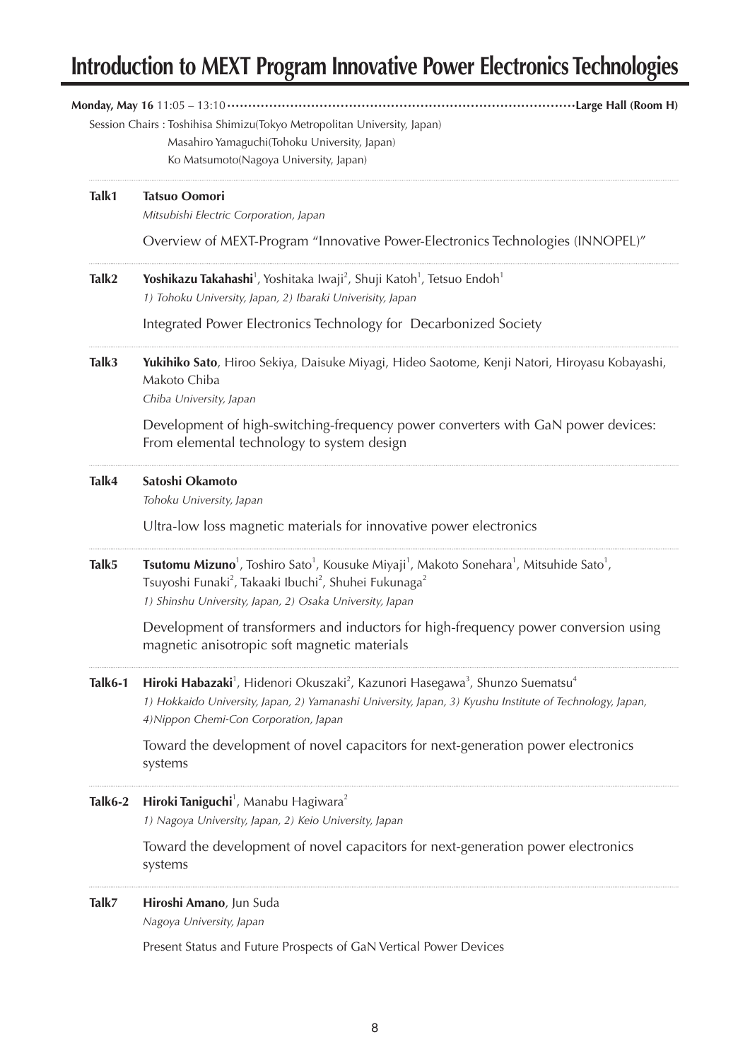# Introduction to MEXT Program Innovative Power Electronics Technologies

**Monday, May 16** 11:05 – 13:10 ······································· **Large Hall (Room H)**

Session Chairs : Toshihisa Shimizu(Tokyo Metropolitan University, Japan)
Masahiro Yamaguchi(Tohoku University, Japan)
Ko Matsumoto(Nagoya University, Japan)

---

**Talk1** **Tatsuo Oomori**
*Mitsubishi Electric Corporation, Japan*

Overview of MEXT-Program "Innovative Power-Electronics Technologies (INNOPEL)"

---

**Talk2** **Yoshikazu Takahashi**[1], Yoshitaka Iwaji[2], Shuji Katoh[1], Tetsuo Endoh[1]
*1) Tohoku University, Japan, 2) Ibaraki Univerisity, Japan*

Integrated Power Electronics Technology for Decarbonized Society

---

**Talk3** **Yukihiko Sato**, Hiroo Sekiya, Daisuke Miyagi, Hideo Saotome, Kenji Natori, Hiroyasu Kobayashi, Makoto Chiba
*Chiba University, Japan*

Development of high-switching-frequency power converters with GaN power devices: From elemental technology to system design

---

**Talk4** **Satoshi Okamoto**
*Tohoku University, Japan*

Ultra-low loss magnetic materials for innovative power electronics

---

**Talk5** **Tsutomu Mizuno**[1], Toshiro Sato[1], Kousuke Miyaji[1], Makoto Sonehara[1], Mitsuhide Sato[1], Tsuyoshi Funaki[2], Takaaki Ibuchi[2], Shuhei Fukunaga[2]
*1) Shinshu University, Japan, 2) Osaka University, Japan*

Development of transformers and inductors for high-frequency power conversion using magnetic anisotropic soft magnetic materials

---

**Talk6-1** **Hiroki Habazaki**[1], Hidenori Okuszaki[2], Kazunori Hasegawa[3], Shunzo Suematsu[4]
*1) Hokkaido University, Japan, 2) Yamanashi University, Japan, 3) Kyushu Institute of Technology, Japan, 4)Nippon Chemi-Con Corporation, Japan*

Toward the development of novel capacitors for next-generation power electronics systems

---

**Talk6-2** **Hiroki Taniguchi**[1], Manabu Hagiwara[2]
*1) Nagoya University, Japan, 2) Keio University, Japan*

Toward the development of novel capacitors for next-generation power electronics systems

---

**Talk7** **Hiroshi Amano**, Jun Suda
*Nagoya University, Japan*

Present Status and Future Prospects of GaN Vertical Power Devices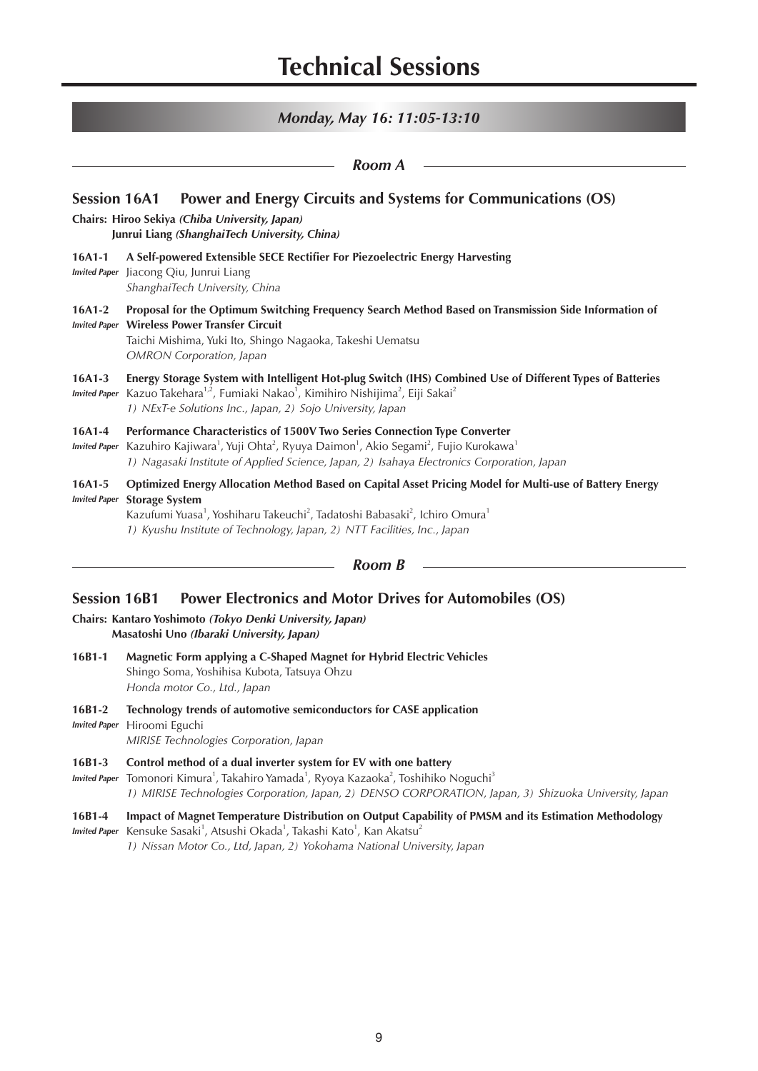# Technical Sessions

## *Monday, May 16: 11:05-13:10*

### *Room A*

### Session 16A1 Power and Energy Circuits and Systems for Communications (OS)

**Chairs: Hiroo Sekiya** ***(Chiba University, Japan)***
**Junrui Liang** ***(ShanghaiTech University, China)***

**16A1-1** **A Self-powered Extensible SECE Rectifier For Piezoelectric Energy Harvesting**
*Invited Paper* Jiacong Qiu, Junrui Liang
*ShanghaiTech University, China*

**16A1-2** **Proposal for the Optimum Switching Frequency Search Method Based on Transmission Side Information of Wireless Power Transfer Circuit**
*Invited Paper* Taichi Mishima, Yuki Ito, Shingo Nagaoka, Takeshi Uematsu
*OMRON Corporation, Japan*

**16A1-3** **Energy Storage System with Intelligent Hot-plug Switch (IHS) Combined Use of Different Types of Batteries**
*Invited Paper* Kazuo Takehara[1,2], Fumiaki Nakao[1], Kimihiro Nishijima[2], Eiji Sakai[2]
*1) NExT-e Solutions Inc., Japan, 2) Sojo University, Japan*

**16A1-4** **Performance Characteristics of 1500V Two Series Connection Type Converter**
*Invited Paper* Kazuhiro Kajiwara[1], Yuji Ohta[2], Ryuya Daimon[1], Akio Segami[2], Fujio Kurokawa[1]
*1) Nagasaki Institute of Applied Science, Japan, 2) Isahaya Electronics Corporation, Japan*

**16A1-5** **Optimized Energy Allocation Method Based on Capital Asset Pricing Model for Multi-use of Battery Energy Storage System**
*Invited Paper* Kazufumi Yuasa[1], Yoshiharu Takeuchi[2], Tadatoshi Babasaki[2], Ichiro Omura[1]
*1) Kyushu Institute of Technology, Japan, 2) NTT Facilities, Inc., Japan*

### *Room B*

### Session 16B1 Power Electronics and Motor Drives for Automobiles (OS)

**Chairs: Kantaro Yoshimoto** ***(Tokyo Denki University, Japan)***
**Masatoshi Uno** ***(Ibaraki University, Japan)***

**16B1-1** **Magnetic Form applying a C-Shaped Magnet for Hybrid Electric Vehicles**
Shingo Soma, Yoshihisa Kubota, Tatsuya Ohzu
*Honda motor Co., Ltd., Japan*

**16B1-2** **Technology trends of automotive semiconductors for CASE application**
*Invited Paper* Hiroomi Eguchi
*MIRISE Technologies Corporation, Japan*

**16B1-3** **Control method of a dual inverter system for EV with one battery**
*Invited Paper* Tomonori Kimura[1], Takahiro Yamada[1], Ryoya Kazaoka[2], Toshihiko Noguchi[3]
*1) MIRISE Technologies Corporation, Japan, 2) DENSO CORPORATION, Japan, 3) Shizuoka University, Japan*

**16B1-4** **Impact of Magnet Temperature Distribution on Output Capability of PMSM and its Estimation Methodology**
*Invited Paper* Kensuke Sasaki[1], Atsushi Okada[1], Takashi Kato[1], Kan Akatsu[2]
*1) Nissan Motor Co., Ltd, Japan, 2) Yokohama National University, Japan*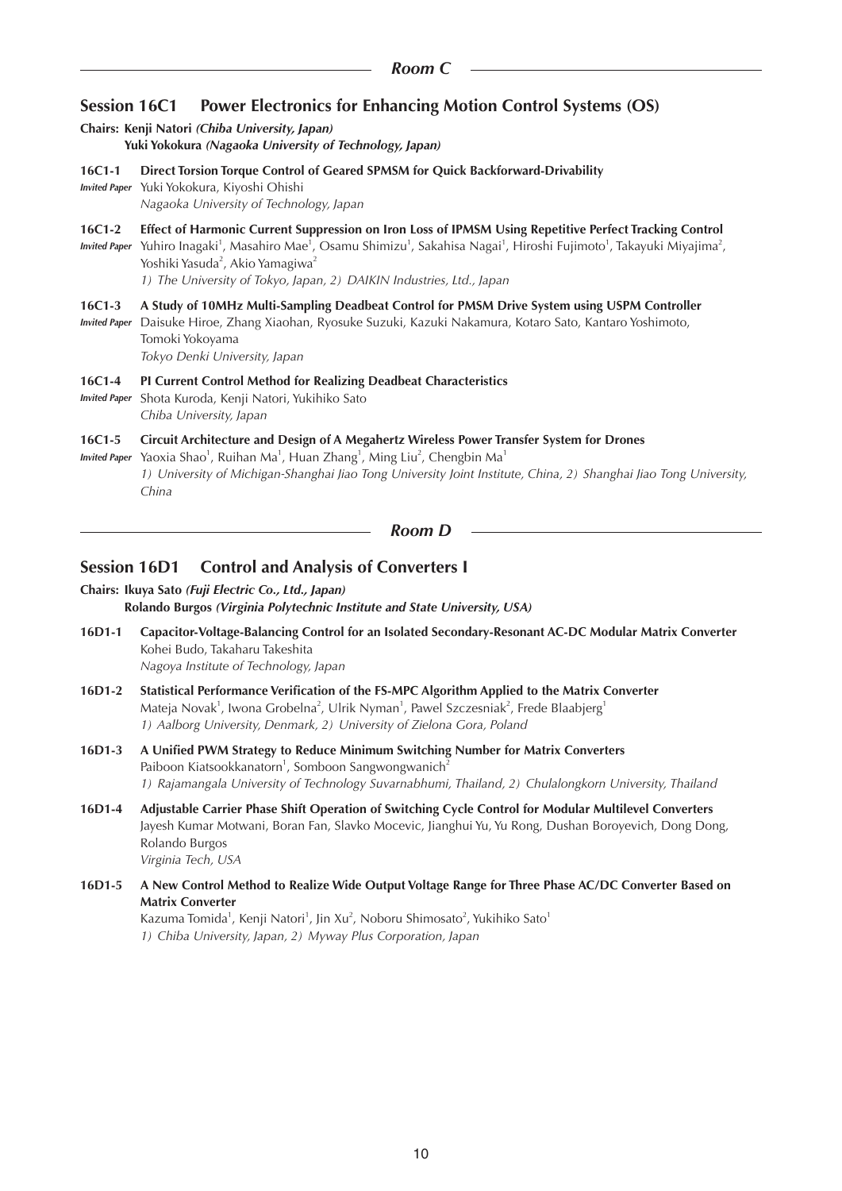## Room C

### Session 16C1 Power Electronics for Enhancing Motion Control Systems (OS)

**Chairs: Kenji Natori** *(Chiba University, Japan)*
**Yuki Yokokura** *(Nagaoka University of Technology, Japan)*

**16C1-1** **Direct Torsion Torque Control of Geared SPMSM for Quick Backforward-Drivability**
*Invited Paper* Yuki Yokokura, Kiyoshi Ohishi
*Nagaoka University of Technology, Japan*

**16C1-2** **Effect of Harmonic Current Suppression on Iron Loss of IPMSM Using Repetitive Perfect Tracking Control**
*Invited Paper* Yuhiro Inagaki[1], Masahiro Mae[1], Osamu Shimizu[1], Sakahisa Nagai[1], Hiroshi Fujimoto[1], Takayuki Miyajima[2], Yoshiki Yasuda[2], Akio Yamagiwa[2]
*1) The University of Tokyo, Japan, 2) DAIKIN Industries, Ltd., Japan*

**16C1-3** **A Study of 10MHz Multi-Sampling Deadbeat Control for PMSM Drive System using USPM Controller**
*Invited Paper* Daisuke Hiroe, Zhang Xiaohan, Ryosuke Suzuki, Kazuki Nakamura, Kotaro Sato, Kantaro Yoshimoto, Tomoki Yokoyama
*Tokyo Denki University, Japan*

**16C1-4** **PI Current Control Method for Realizing Deadbeat Characteristics**
*Invited Paper* Shota Kuroda, Kenji Natori, Yukihiko Sato
*Chiba University, Japan*

**16C1-5** **Circuit Architecture and Design of A Megahertz Wireless Power Transfer System for Drones**
*Invited Paper* Yaoxia Shao[1], Ruihan Ma[1], Huan Zhang[1], Ming Liu[2], Chengbin Ma[1]
*1) University of Michigan-Shanghai Jiao Tong University Joint Institute, China, 2) Shanghai Jiao Tong University, China*

## Room D

### Session 16D1 Control and Analysis of Converters I

**Chairs: Ikuya Sato** *(Fuji Electric Co., Ltd., Japan)*
**Rolando Burgos** *(Virginia Polytechnic Institute and State University, USA)*

**16D1-1** **Capacitor-Voltage-Balancing Control for an Isolated Secondary-Resonant AC-DC Modular Matrix Converter**
Kohei Budo, Takaharu Takeshita
*Nagoya Institute of Technology, Japan*

**16D1-2** **Statistical Performance Verification of the FS-MPC Algorithm Applied to the Matrix Converter**
Mateja Novak[1], Iwona Grobelna[2], Ulrik Nyman[1], Pawel Szczesniak[2], Frede Blaabjerg[1]
*1) Aalborg University, Denmark, 2) University of Zielona Gora, Poland*

**16D1-3** **A Unified PWM Strategy to Reduce Minimum Switching Number for Matrix Converters**
Paiboon Kiatsookkanatorn[1], Somboon Sangwongwanich[2]
*1) Rajamangala University of Technology Suvarnabhumi, Thailand, 2) Chulalongkorn University, Thailand*

**16D1-4** **Adjustable Carrier Phase Shift Operation of Switching Cycle Control for Modular Multilevel Converters**
Jayesh Kumar Motwani, Boran Fan, Slavko Mocevic, Jianghui Yu, Yu Rong, Dushan Boroyevich, Dong Dong, Rolando Burgos
*Virginia Tech, USA*

**16D1-5** **A New Control Method to Realize Wide Output Voltage Range for Three Phase AC/DC Converter Based on Matrix Converter**
Kazuma Tomida[1], Kenji Natori[1], Jin Xu[2], Noboru Shimosato[2], Yukihiko Sato[1]
*1) Chiba University, Japan, 2) Myway Plus Corporation, Japan*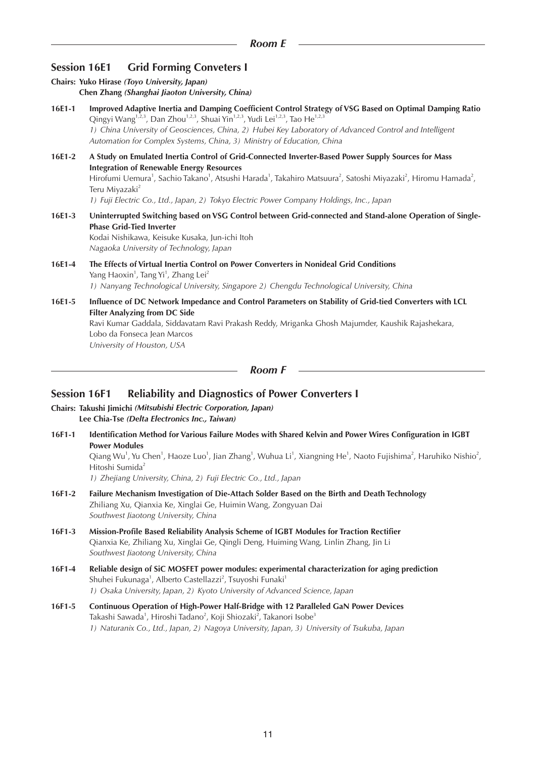## Room E

### Session 16E1 Grid Forming Conveters I

**Chairs: Yuko Hirase** *(Toyo University, Japan)*
**Chen Zhang** *(Shanghai Jiaoton University, China)*

**16E1-1** **Improved Adaptive Inertia and Damping Coefficient Control Strategy of VSG Based on Optimal Damping Ratio**
Qingyi Wang[1,2,3], Dan Zhou[1,2,3], Shuai Yin[1,2,3], Yudi Lei[1,2,3], Tao He[1,2,3]
*1) China University of Geosciences, China, 2) Hubei Key Laboratory of Advanced Control and Intelligent Automation for Complex Systems, China, 3) Ministry of Education, China*

**16E1-2** **A Study on Emulated Inertia Control of Grid-Connected Inverter-Based Power Supply Sources for Mass Integration of Renewable Energy Resources**
Hirofumi Uemura[1], Sachio Takano[1], Atsushi Harada[1], Takahiro Matsuura[2], Satoshi Miyazaki[2], Hiromu Hamada[2], Teru Miyazaki[2]
*1) Fuji Electric Co., Ltd., Japan, 2) Tokyo Electric Power Company Holdings, Inc., Japan*

**16E1-3** **Uninterrupted Switching based on VSG Control between Grid-connected and Stand-alone Operation of Single-Phase Grid-Tied Inverter**
Kodai Nishikawa, Keisuke Kusaka, Jun-ichi Itoh
*Nagaoka University of Technology, Japan*

**16E1-4** **The Effects of Virtual Inertia Control on Power Converters in Nonideal Grid Conditions**
Yang Haoxin[1], Tang Yi[1], Zhang Lei[2]
*1) Nanyang Technological University, Singapore 2) Chengdu Technological University, China*

**16E1-5** **Influence of DC Network Impedance and Control Parameters on Stability of Grid-tied Converters with LCL Filter Analyzing from DC Side**
Ravi Kumar Gaddala, Siddavatam Ravi Prakash Reddy, Mriganka Ghosh Majumder, Kaushik Rajashekara, Lobo da Fonseca Jean Marcos
*University of Houston, USA*

## Room F

### Session 16F1 Reliability and Diagnostics of Power Converters I

**Chairs: Takushi Jimichi** *(Mitsubishi Electric Corporation, Japan)*
**Lee Chia-Tse** *(Delta Electronics Inc., Taiwan)*

**16F1-1** **Identification Method for Various Failure Modes with Shared Kelvin and Power Wires Configuration in IGBT Power Modules**
Qiang Wu[1], Yu Chen[1], Haoze Luo[1], Jian Zhang[1], Wuhua Li[1], Xiangning He[1], Naoto Fujishima[2], Haruhiko Nishio[2], Hitoshi Sumida[2]
*1) Zhejiang University, China, 2) Fuji Electric Co., Ltd., Japan*

**16F1-2** **Failure Mechanism Investigation of Die-Attach Solder Based on the Birth and Death Technology**
Zhiliang Xu, Qianxia Ke, Xinglai Ge, Huimin Wang, Zongyuan Dai
*Southwest Jiaotong University, China*

**16F1-3** **Mission-Profile Based Reliability Analysis Scheme of IGBT Modules for Traction Rectifier**
Qianxia Ke, Zhiliang Xu, Xinglai Ge, Qingli Deng, Huiming Wang, Linlin Zhang, Jin Li
*Southwest Jiaotong University, China*

**16F1-4** **Reliable design of SiC MOSFET power modules: experimental characterization for aging prediction**
Shuhei Fukunaga[1], Alberto Castellazzi[2], Tsuyoshi Funaki[1]
*1) Osaka University, Japan, 2) Kyoto University of Advanced Science, Japan*

**16F1-5** **Continuous Operation of High-Power Half-Bridge with 12 Paralleled GaN Power Devices**
Takashi Sawada[1], Hiroshi Tadano[2], Koji Shiozaki[2], Takanori Isobe[3]
*1) Naturanix Co., Ltd., Japan, 2) Nagoya University, Japan, 3) University of Tsukuba, Japan*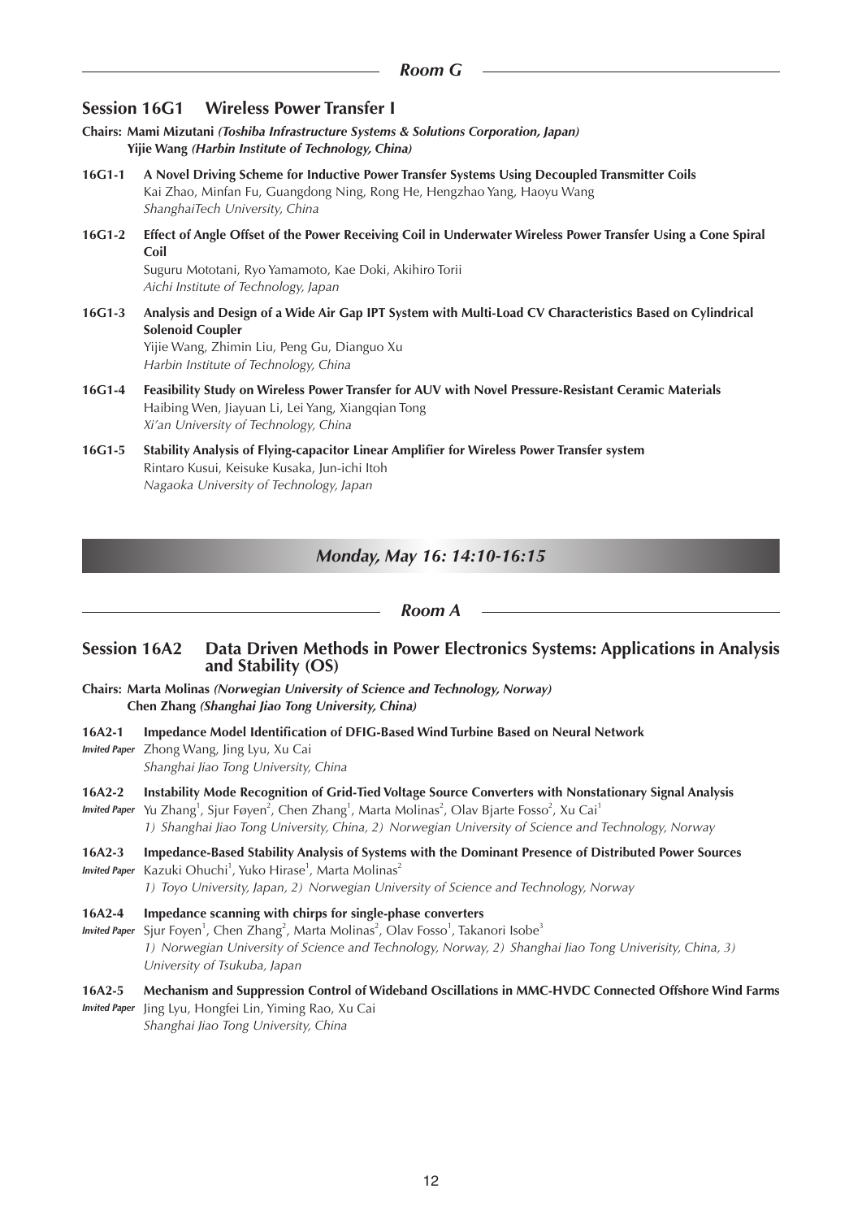## Room G

### Session 16G1 Wireless Power Transfer I

**Chairs: Mami Mizutani** ***(Toshiba Infrastructure Systems & Solutions Corporation, Japan)***
**Yijie Wang** ***(Harbin Institute of Technology, China)***

**16G1-1** **A Novel Driving Scheme for Inductive Power Transfer Systems Using Decoupled Transmitter Coils**
Kai Zhao, Minfan Fu, Guangdong Ning, Rong He, Hengzhao Yang, Haoyu Wang
*ShanghaiTech University, China*

**16G1-2** **Effect of Angle Offset of the Power Receiving Coil in Underwater Wireless Power Transfer Using a Cone Spiral Coil**
Suguru Mototani, Ryo Yamamoto, Kae Doki, Akihiro Torii
*Aichi Institute of Technology, Japan*

**16G1-3** **Analysis and Design of a Wide Air Gap IPT System with Multi-Load CV Characteristics Based on Cylindrical Solenoid Coupler**
Yijie Wang, Zhimin Liu, Peng Gu, Dianguo Xu
*Harbin Institute of Technology, China*

**16G1-4** **Feasibility Study on Wireless Power Transfer for AUV with Novel Pressure-Resistant Ceramic Materials**
Haibing Wen, Jiayuan Li, Lei Yang, Xiangqian Tong
*Xi'an University of Technology, China*

**16G1-5** **Stability Analysis of Flying-capacitor Linear Amplifier for Wireless Power Transfer system**
Rintaro Kusui, Keisuke Kusaka, Jun-ichi Itoh
*Nagaoka University of Technology, Japan*

# *Monday, May 16: 14:10-16:15*

## Room A

### Session 16A2 Data Driven Methods in Power Electronics Systems: Applications in Analysis and Stability (OS)

**Chairs: Marta Molinas** ***(Norwegian University of Science and Technology, Norway)***
**Chen Zhang** ***(Shanghai Jiao Tong University, China)***

**16A2-1** **Impedance Model Identification of DFIG-Based Wind Turbine Based on Neural Network**
*Invited Paper* Zhong Wang, Jing Lyu, Xu Cai
*Shanghai Jiao Tong University, China*

**16A2-2** **Instability Mode Recognition of Grid-Tied Voltage Source Converters with Nonstationary Signal Analysis**
*Invited Paper* Yu Zhang[1], Sjur Føyen[2], Chen Zhang[1], Marta Molinas[2], Olav Bjarte Fosso[2], Xu Cai[1]
*1) Shanghai Jiao Tong University, China, 2) Norwegian University of Science and Technology, Norway*

**16A2-3** **Impedance-Based Stability Analysis of Systems with the Dominant Presence of Distributed Power Sources**
*Invited Paper* Kazuki Ohuchi[1], Yuko Hirase[1], Marta Molinas[2]
*1) Toyo University, Japan, 2) Norwegian University of Science and Technology, Norway*

**16A2-4** **Impedance scanning with chirps for single-phase converters**
*Invited Paper* Sjur Foyen[1], Chen Zhang[2], Marta Molinas[2], Olav Fosso[1], Takanori Isobe[3]
*1) Norwegian University of Science and Technology, Norway, 2) Shanghai Jiao Tong Univerisity, China, 3) University of Tsukuba, Japan*

**16A2-5** **Mechanism and Suppression Control of Wideband Oscillations in MMC-HVDC Connected Offshore Wind Farms**
*Invited Paper* Jing Lyu, Hongfei Lin, Yiming Rao, Xu Cai
*Shanghai Jiao Tong University, China*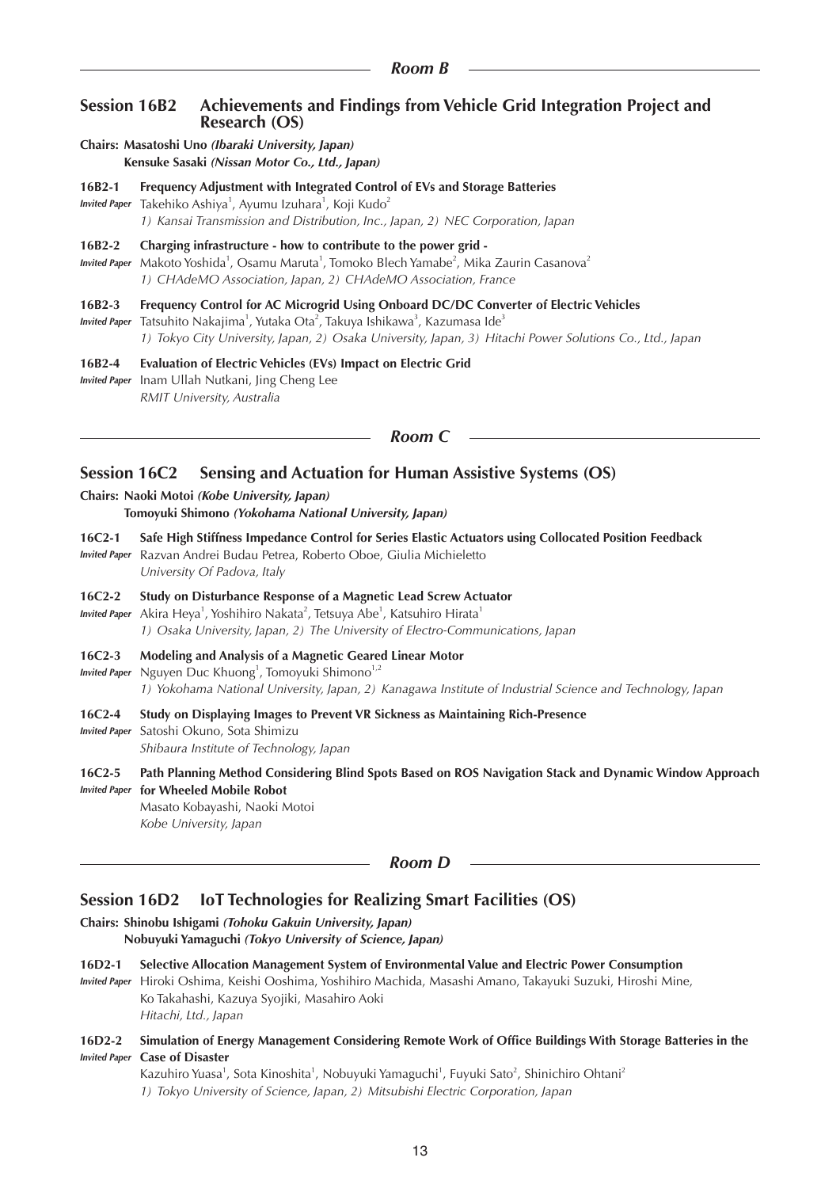## Room B

### Session 16B2 Achievements and Findings from Vehicle Grid Integration Project and Research (OS)

**Chairs: Masatoshi Uno** ***(Ibaraki University, Japan)***
**Kensuke Sasaki** ***(Nissan Motor Co., Ltd., Japan)***

**16B2-1** **Frequency Adjustment with Integrated Control of EVs and Storage Batteries**
*Invited Paper* Takehiko Ashiya[1], Ayumu Izuhara[1], Koji Kudo[2]
*1) Kansai Transmission and Distribution, Inc., Japan, 2) NEC Corporation, Japan*

**16B2-2** **Charging infrastructure - how to contribute to the power grid -**
*Invited Paper* Makoto Yoshida[1], Osamu Maruta[1], Tomoko Blech Yamabe[2], Mika Zaurin Casanova[2]
*1) CHAdeMO Association, Japan, 2) CHAdeMO Association, France*

**16B2-3** **Frequency Control for AC Microgrid Using Onboard DC/DC Converter of Electric Vehicles**
*Invited Paper* Tatsuhito Nakajima[1], Yutaka Ota[2], Takuya Ishikawa[3], Kazumasa Ide[3]
*1) Tokyo City University, Japan, 2) Osaka University, Japan, 3) Hitachi Power Solutions Co., Ltd., Japan*

**16B2-4** **Evaluation of Electric Vehicles (EVs) Impact on Electric Grid**
*Invited Paper* Inam Ullah Nutkani, Jing Cheng Lee
*RMIT University, Australia*

## Room C

### Session 16C2 Sensing and Actuation for Human Assistive Systems (OS)

**Chairs: Naoki Motoi** ***(Kobe University, Japan)***
**Tomoyuki Shimono** ***(Yokohama National University, Japan)***

**16C2-1** **Safe High Stiffness Impedance Control for Series Elastic Actuators using Collocated Position Feedback**
*Invited Paper* Razvan Andrei Budau Petrea, Roberto Oboe, Giulia Michieletto
*University Of Padova, Italy*

**16C2-2** **Study on Disturbance Response of a Magnetic Lead Screw Actuator**
*Invited Paper* Akira Heya[1], Yoshihiro Nakata[2], Tetsuya Abe[1], Katsuhiro Hirata[1]
*1) Osaka University, Japan, 2) The University of Electro-Communications, Japan*

**16C2-3** **Modeling and Analysis of a Magnetic Geared Linear Motor**
*Invited Paper* Nguyen Duc Khuong[1], Tomoyuki Shimono[1,2]
*1) Yokohama National University, Japan, 2) Kanagawa Institute of Industrial Science and Technology, Japan*

**16C2-4** **Study on Displaying Images to Prevent VR Sickness as Maintaining Rich-Presence**
*Invited Paper* Satoshi Okuno, Sota Shimizu
*Shibaura Institute of Technology, Japan*

**16C2-5** **Path Planning Method Considering Blind Spots Based on ROS Navigation Stack and Dynamic Window Approach for Wheeled Mobile Robot**
*Invited Paper* Masato Kobayashi, Naoki Motoi
*Kobe University, Japan*

## Room D

### Session 16D2 IoT Technologies for Realizing Smart Facilities (OS)

**Chairs: Shinobu Ishigami** ***(Tohoku Gakuin University, Japan)***
**Nobuyuki Yamaguchi** ***(Tokyo University of Science, Japan)***

**16D2-1** **Selective Allocation Management System of Environmental Value and Electric Power Consumption**
*Invited Paper* Hiroki Oshima, Keishi Ooshima, Yoshihiro Machida, Masashi Amano, Takayuki Suzuki, Hiroshi Mine, Ko Takahashi, Kazuya Syojiki, Masahiro Aoki
*Hitachi, Ltd., Japan*

**16D2-2** **Simulation of Energy Management Considering Remote Work of Office Buildings With Storage Batteries in the Case of Disaster**
*Invited Paper* Kazuhiro Yuasa[1], Sota Kinoshita[1], Nobuyuki Yamaguchi[1], Fuyuki Sato[2], Shinichiro Ohtani[2]
*1) Tokyo University of Science, Japan, 2) Mitsubishi Electric Corporation, Japan*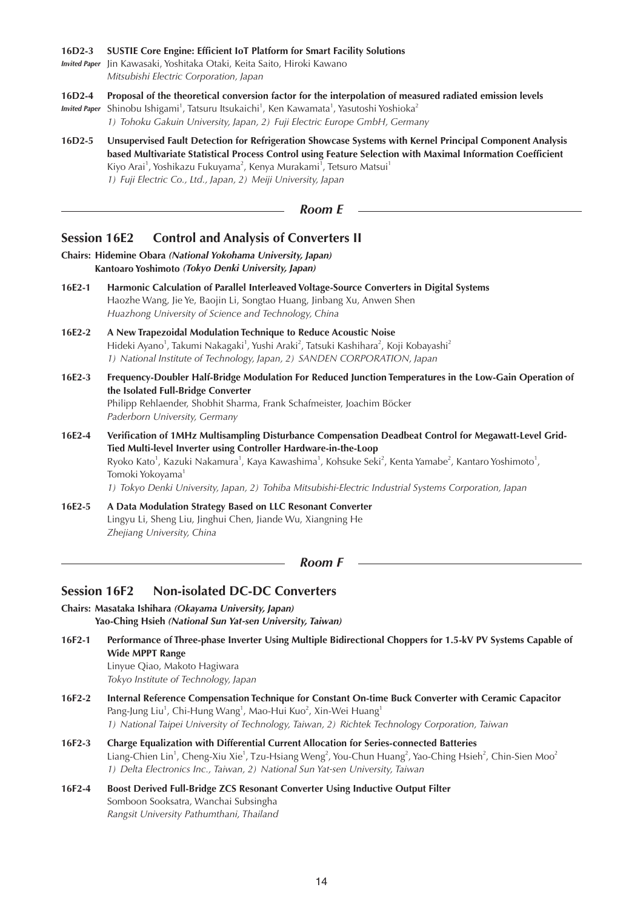**16D2-3** **SUSTIE Core Engine: Efficient IoT Platform for Smart Facility Solutions**
*Invited Paper* Jin Kawasaki, Yoshitaka Otaki, Keita Saito, Hiroki Kawano
*Mitsubishi Electric Corporation, Japan*

**16D2-4** **Proposal of the theoretical conversion factor for the interpolation of measured radiated emission levels**
*Invited Paper* Shinobu Ishigami[1], Tatsuru Itsukaichi[1], Ken Kawamata[1], Yasutoshi Yoshioka[2]
*1) Tohoku Gakuin University, Japan, 2) Fuji Electric Europe GmbH, Germany*

**16D2-5** **Unsupervised Fault Detection for Refrigeration Showcase Systems with Kernel Principal Component Analysis based Multivariate Statistical Process Control using Feature Selection with Maximal Information Coefficient**
Kiyo Arai[1], Yoshikazu Fukuyama[2], Kenya Murakami[1], Tetsuro Matsui[1]
*1) Fuji Electric Co., Ltd., Japan, 2) Meiji University, Japan*

## *Room E*

## Session 16E2 Control and Analysis of Converters II

**Chairs: Hidemine Obara** ***(National Yokohama University, Japan)***
**Kantoaro Yoshimoto** ***(Tokyo Denki University, Japan)***

**16E2-1** **Harmonic Calculation of Parallel Interleaved Voltage-Source Converters in Digital Systems**
Haozhe Wang, Jie Ye, Baojin Li, Songtao Huang, Jinbang Xu, Anwen Shen
*Huazhong University of Science and Technology, China*

**16E2-2** **A New Trapezoidal Modulation Technique to Reduce Acoustic Noise**
Hideki Ayano[1], Takumi Nakagaki[1], Yushi Araki[2], Tatsuki Kashihara[2], Koji Kobayashi[2]
*1) National Institute of Technology, Japan, 2) SANDEN CORPORATION, Japan*

**16E2-3** **Frequency-Doubler Half-Bridge Modulation For Reduced Junction Temperatures in the Low-Gain Operation of the Isolated Full-Bridge Converter**
Philipp Rehlaender, Shobhit Sharma, Frank Schafmeister, Joachim Böcker
*Paderborn University, Germany*

**16E2-4** **Verification of 1MHz Multisampling Disturbance Compensation Deadbeat Control for Megawatt-Level Grid-Tied Multi-level Inverter using Controller Hardware-in-the-Loop**
Ryoko Kato[1], Kazuki Nakamura[1], Kaya Kawashima[1], Kohsuke Seki[2], Kenta Yamabe[2], Kantaro Yoshimoto[1], Tomoki Yokoyama[1]
*1) Tokyo Denki University, Japan, 2) Tohiba Mitsubishi-Electric Industrial Systems Corporation, Japan*

**16E2-5** **A Data Modulation Strategy Based on LLC Resonant Converter**
Lingyu Li, Sheng Liu, Jinghui Chen, Jiande Wu, Xiangning He
*Zhejiang University, China*

## *Room F*

## Session 16F2 Non-isolated DC-DC Converters

**Chairs: Masataka Ishihara** ***(Okayama University, Japan)***
**Yao-Ching Hsieh** ***(National Sun Yat-sen University, Taiwan)***

**16F2-1** **Performance of Three-phase Inverter Using Multiple Bidirectional Choppers for 1.5-kV PV Systems Capable of Wide MPPT Range**
Linyue Qiao, Makoto Hagiwara
*Tokyo Institute of Technology, Japan*

**16F2-2** **Internal Reference Compensation Technique for Constant On-time Buck Converter with Ceramic Capacitor**
Pang-Jung Liu[1], Chi-Hung Wang[1], Mao-Hui Kuo[2], Xin-Wei Huang[1]
*1) National Taipei University of Technology, Taiwan, 2) Richtek Technology Corporation, Taiwan*

**16F2-3** **Charge Equalization with Differential Current Allocation for Series-connected Batteries**
Liang-Chien Lin[1], Cheng-Xiu Xie[1], Tzu-Hsiang Weng[2], You-Chun Huang[2], Yao-Ching Hsieh[2], Chin-Sien Moo[2]
*1) Delta Electronics Inc., Taiwan, 2) National Sun Yat-sen University, Taiwan*

**16F2-4** **Boost Derived Full-Bridge ZCS Resonant Converter Using Inductive Output Filter**
Somboon Sooksatra, Wanchai Subsingha
*Rangsit University Pathumthani, Thailand*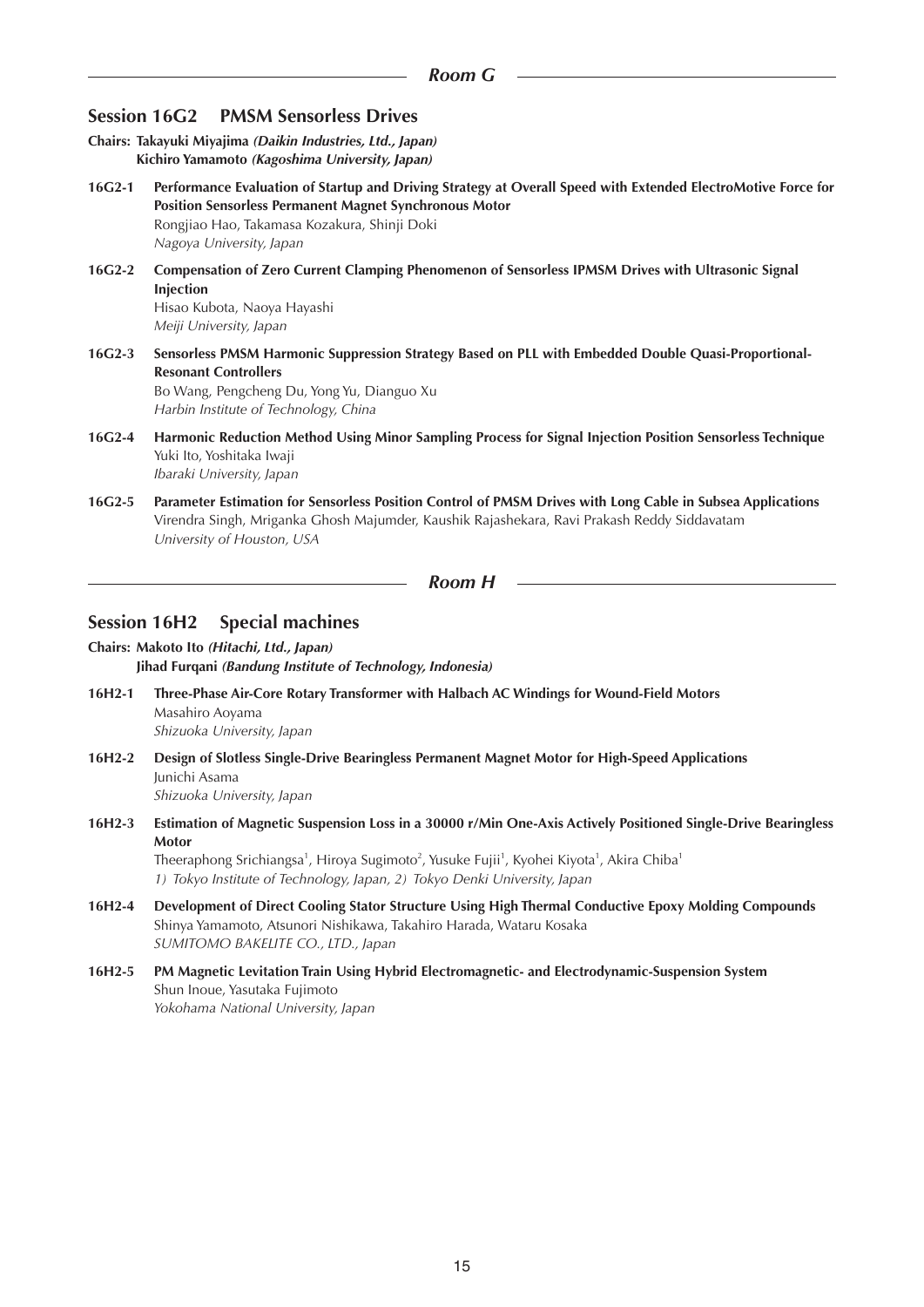## Room G

### Session 16G2 PMSM Sensorless Drives

**Chairs: Takayuki Miyajima** ***(Daikin Industries, Ltd., Japan)***
**Kichiro Yamamoto** ***(Kagoshima University, Japan)***

**16G2-1** **Performance Evaluation of Startup and Driving Strategy at Overall Speed with Extended ElectroMotive Force for Position Sensorless Permanent Magnet Synchronous Motor**
Rongjiao Hao, Takamasa Kozakura, Shinji Doki
*Nagoya University, Japan*

**16G2-2** **Compensation of Zero Current Clamping Phenomenon of Sensorless IPMSM Drives with Ultrasonic Signal Injection**
Hisao Kubota, Naoya Hayashi
*Meiji University, Japan*

**16G2-3** **Sensorless PMSM Harmonic Suppression Strategy Based on PLL with Embedded Double Quasi-Proportional-Resonant Controllers**
Bo Wang, Pengcheng Du, Yong Yu, Dianguo Xu
*Harbin Institute of Technology, China*

**16G2-4** **Harmonic Reduction Method Using Minor Sampling Process for Signal Injection Position Sensorless Technique**
Yuki Ito, Yoshitaka Iwaji
*Ibaraki University, Japan*

**16G2-5** **Parameter Estimation for Sensorless Position Control of PMSM Drives with Long Cable in Subsea Applications**
Virendra Singh, Mriganka Ghosh Majumder, Kaushik Rajashekara, Ravi Prakash Reddy Siddavatam
*University of Houston, USA*

## Room H

### Session 16H2 Special machines

**Chairs: Makoto Ito** ***(Hitachi, Ltd., Japan)***
**Jihad Furqani** ***(Bandung Institute of Technology, Indonesia)***

**16H2-1** **Three-Phase Air-Core Rotary Transformer with Halbach AC Windings for Wound-Field Motors**
Masahiro Aoyama
*Shizuoka University, Japan*

**16H2-2** **Design of Slotless Single-Drive Bearingless Permanent Magnet Motor for High-Speed Applications**
Junichi Asama
*Shizuoka University, Japan*

**16H2-3** **Estimation of Magnetic Suspension Loss in a 30000 r/Min One-Axis Actively Positioned Single-Drive Bearingless Motor**
Theeraphong Srichiangsa[1], Hiroya Sugimoto[2], Yusuke Fujii[1], Kyohei Kiyota[1], Akira Chiba[1]
*1) Tokyo Institute of Technology, Japan, 2) Tokyo Denki University, Japan*

**16H2-4** **Development of Direct Cooling Stator Structure Using High Thermal Conductive Epoxy Molding Compounds**
Shinya Yamamoto, Atsunori Nishikawa, Takahiro Harada, Wataru Kosaka
*SUMITOMO BAKELITE CO., LTD., Japan*

**16H2-5** **PM Magnetic Levitation Train Using Hybrid Electromagnetic- and Electrodynamic-Suspension System**
Shun Inoue, Yasutaka Fujimoto
*Yokohama National University, Japan*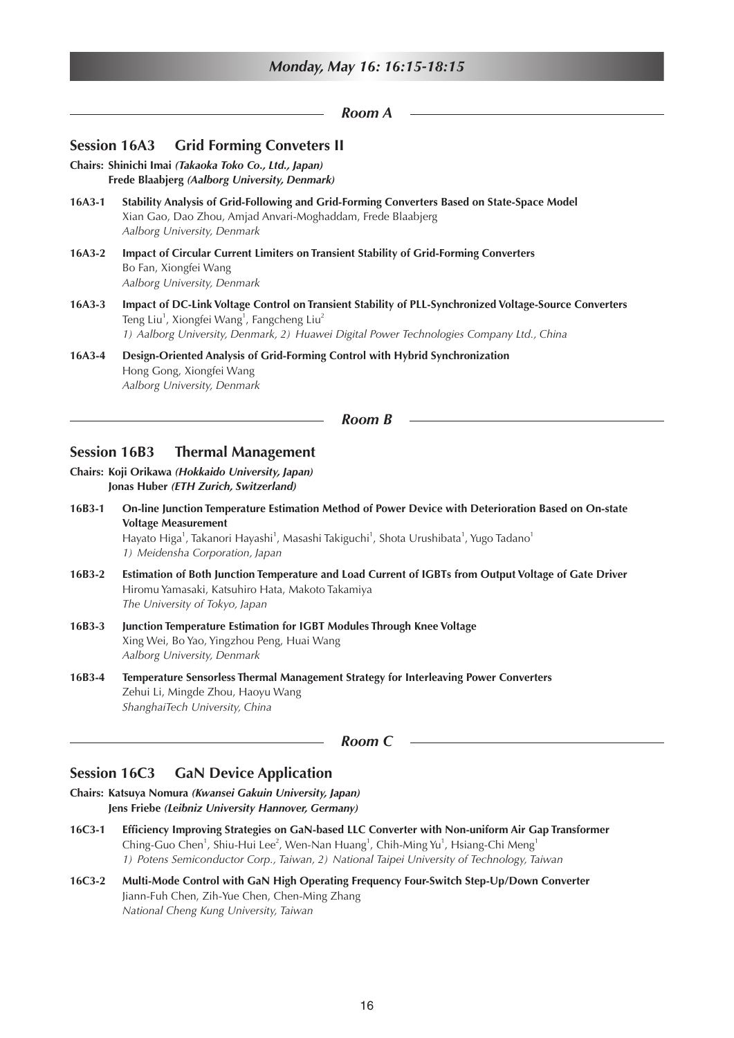## Monday, May 16: 16:15-18:15

### Room A

### Session 16A3 Grid Forming Conveters II

**Chairs: Shinichi Imai** ***(Takaoka Toko Co., Ltd., Japan)***
**Frede Blaabjerg** ***(Aalborg University, Denmark)***

**16A3-1** **Stability Analysis of Grid-Following and Grid-Forming Converters Based on State-Space Model**
Xian Gao, Dao Zhou, Amjad Anvari-Moghaddam, Frede Blaabjerg
*Aalborg University, Denmark*

**16A3-2** **Impact of Circular Current Limiters on Transient Stability of Grid-Forming Converters**
Bo Fan, Xiongfei Wang
*Aalborg University, Denmark*

**16A3-3** **Impact of DC-Link Voltage Control on Transient Stability of PLL-Synchronized Voltage-Source Converters**
Teng Liu[1], Xiongfei Wang[1], Fangcheng Liu[2]
*1) Aalborg University, Denmark, 2) Huawei Digital Power Technologies Company Ltd., China*

**16A3-4** **Design-Oriented Analysis of Grid-Forming Control with Hybrid Synchronization**
Hong Gong, Xiongfei Wang
*Aalborg University, Denmark*

### Room B

### Session 16B3 Thermal Management

**Chairs: Koji Orikawa** ***(Hokkaido University, Japan)***
**Jonas Huber** ***(ETH Zurich, Switzerland)***

**16B3-1** **On-line Junction Temperature Estimation Method of Power Device with Deterioration Based on On-state Voltage Measurement**
Hayato Higa[1], Takanori Hayashi[1], Masashi Takiguchi[1], Shota Urushibata[1], Yugo Tadano[1]
*1) Meidensha Corporation, Japan*

**16B3-2** **Estimation of Both Junction Temperature and Load Current of IGBTs from Output Voltage of Gate Driver**
Hiromu Yamasaki, Katsuhiro Hata, Makoto Takamiya
*The University of Tokyo, Japan*

**16B3-3** **Junction Temperature Estimation for IGBT Modules Through Knee Voltage**
Xing Wei, Bo Yao, Yingzhou Peng, Huai Wang
*Aalborg University, Denmark*

**16B3-4** **Temperature Sensorless Thermal Management Strategy for Interleaving Power Converters**
Zehui Li, Mingde Zhou, Haoyu Wang
*ShanghaiTech University, China*

### Room C

### Session 16C3 GaN Device Application

**Chairs: Katsuya Nomura** ***(Kwansei Gakuin University, Japan)***
**Jens Friebe** ***(Leibniz University Hannover, Germany)***

**16C3-1** **Efficiency Improving Strategies on GaN-based LLC Converter with Non-uniform Air Gap Transformer**
Ching-Guo Chen[1], Shiu-Hui Lee[2], Wen-Nan Huang[1], Chih-Ming Yu[1], Hsiang-Chi Meng[1]
*1) Potens Semiconductor Corp., Taiwan, 2) National Taipei University of Technology, Taiwan*

**16C3-2** **Multi-Mode Control with GaN High Operating Frequency Four-Switch Step-Up/Down Converter**
Jiann-Fuh Chen, Zih-Yue Chen, Chen-Ming Zhang
*National Cheng Kung University, Taiwan*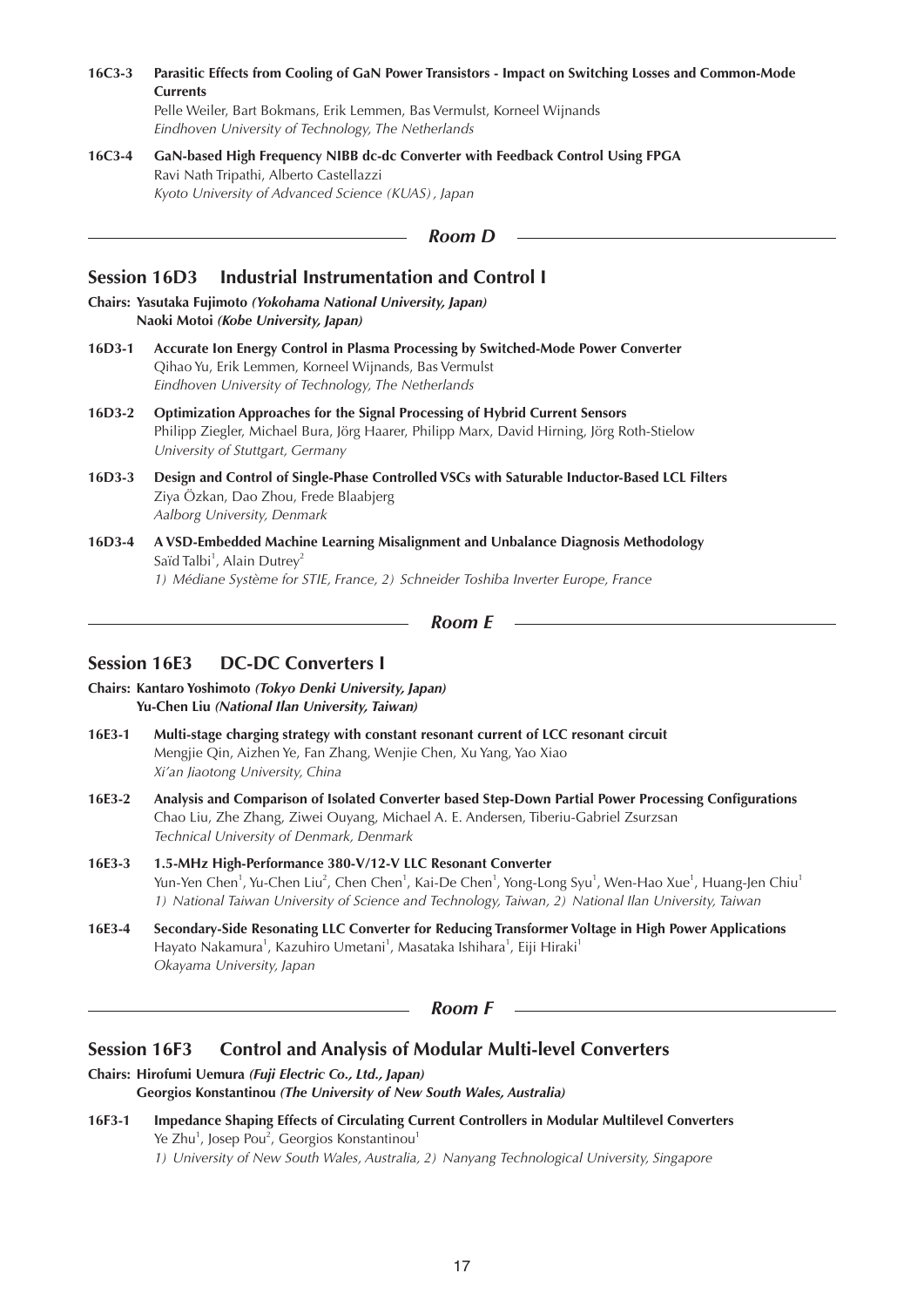**16C3-3 Parasitic Effects from Cooling of GaN Power Transistors - Impact on Switching Losses and Common-Mode Currents**
Pelle Weiler, Bart Bokmans, Erik Lemmen, Bas Vermulst, Korneel Wijnands
*Eindhoven University of Technology, The Netherlands*

**16C3-4 GaN-based High Frequency NIBB dc-dc Converter with Feedback Control Using FPGA**
Ravi Nath Tripathi, Alberto Castellazzi
*Kyoto University of Advanced Science (KUAS), Japan*

### *Room D*

## Session 16D3 Industrial Instrumentation and Control I

**Chairs: Yasutaka Fujimoto** ***(Yokohama National University, Japan)***
**Naoki Motoi** ***(Kobe University, Japan)***

**16D3-1 Accurate Ion Energy Control in Plasma Processing by Switched-Mode Power Converter**
Qihao Yu, Erik Lemmen, Korneel Wijnands, Bas Vermulst
*Eindhoven University of Technology, The Netherlands*

**16D3-2 Optimization Approaches for the Signal Processing of Hybrid Current Sensors**
Philipp Ziegler, Michael Bura, Jörg Haarer, Philipp Marx, David Hirning, Jörg Roth-Stielow
*University of Stuttgart, Germany*

**16D3-3 Design and Control of Single-Phase Controlled VSCs with Saturable Inductor-Based LCL Filters**
Ziya Özkan, Dao Zhou, Frede Blaabjerg
*Aalborg University, Denmark*

**16D3-4 A VSD-Embedded Machine Learning Misalignment and Unbalance Diagnosis Methodology**
Saïd Talbi[1], Alain Dutrey[2]
*1) Médiane Système for STIE, France, 2) Schneider Toshiba Inverter Europe, France*

### *Room E*

## Session 16E3 DC-DC Converters I

**Chairs: Kantaro Yoshimoto** ***(Tokyo Denki University, Japan)***
**Yu-Chen Liu** ***(National Ilan University, Taiwan)***

**16E3-1 Multi-stage charging strategy with constant resonant current of LCC resonant circuit**
Mengjie Qin, Aizhen Ye, Fan Zhang, Wenjie Chen, Xu Yang, Yao Xiao
*Xi'an Jiaotong University, China*

**16E3-2 Analysis and Comparison of Isolated Converter based Step-Down Partial Power Processing Configurations**
Chao Liu, Zhe Zhang, Ziwei Ouyang, Michael A. E. Andersen, Tiberiu-Gabriel Zsurzsan
*Technical University of Denmark, Denmark*

**16E3-3 1.5-MHz High-Performance 380-V/12-V LLC Resonant Converter**
Yun-Yen Chen[1], Yu-Chen Liu[2], Chen Chen[1], Kai-De Chen[1], Yong-Long Syu[1], Wen-Hao Xue[1], Huang-Jen Chiu[1]
*1) National Taiwan University of Science and Technology, Taiwan, 2) National Ilan University, Taiwan*

**16E3-4 Secondary-Side Resonating LLC Converter for Reducing Transformer Voltage in High Power Applications**
Hayato Nakamura[1], Kazuhiro Umetani[1], Masataka Ishihara[1], Eiji Hiraki[1]
*Okayama University, Japan*

### *Room F*

## Session 16F3 Control and Analysis of Modular Multi-level Converters

**Chairs: Hirofumi Uemura** ***(Fuji Electric Co., Ltd., Japan)***
**Georgios Konstantinou** ***(The University of New South Wales, Australia)***

**16F3-1 Impedance Shaping Effects of Circulating Current Controllers in Modular Multilevel Converters**
Ye Zhu[1], Josep Pou[2], Georgios Konstantinou[1]
*1) University of New South Wales, Australia, 2) Nanyang Technological University, Singapore*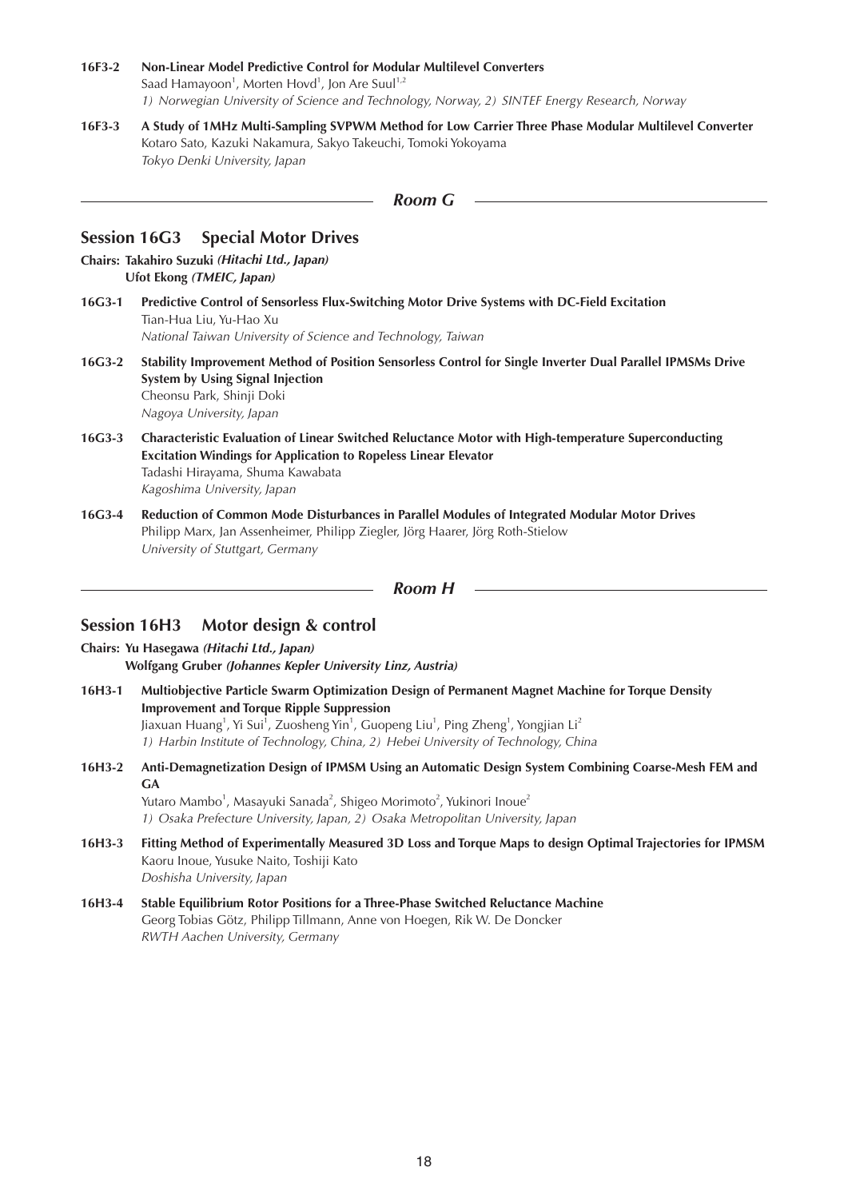**16F3-2 Non-Linear Model Predictive Control for Modular Multilevel Converters**
Saad Hamayoon[1], Morten Hovd[1], Jon Are Suul[1,2]
*1) Norwegian University of Science and Technology, Norway, 2) SINTEF Energy Research, Norway*

**16F3-3 A Study of 1MHz Multi-Sampling SVPWM Method for Low Carrier Three Phase Modular Multilevel Converter**
Kotaro Sato, Kazuki Nakamura, Sakyo Takeuchi, Tomoki Yokoyama
*Tokyo Denki University, Japan*

## *Room G*

## Session 16G3 Special Motor Drives

**Chairs: Takahiro Suzuki** ***(Hitachi Ltd., Japan)***
**Ufot Ekong** ***(TMEIC, Japan)***

**16G3-1 Predictive Control of Sensorless Flux-Switching Motor Drive Systems with DC-Field Excitation**
Tian-Hua Liu, Yu-Hao Xu
*National Taiwan University of Science and Technology, Taiwan*

**16G3-2 Stability Improvement Method of Position Sensorless Control for Single Inverter Dual Parallel IPMSMs Drive System by Using Signal Injection**
Cheonsu Park, Shinji Doki
*Nagoya University, Japan*

**16G3-3 Characteristic Evaluation of Linear Switched Reluctance Motor with High-temperature Superconducting Excitation Windings for Application to Ropeless Linear Elevator**
Tadashi Hirayama, Shuma Kawabata
*Kagoshima University, Japan*

**16G3-4 Reduction of Common Mode Disturbances in Parallel Modules of Integrated Modular Motor Drives**
Philipp Marx, Jan Assenheimer, Philipp Ziegler, Jörg Haarer, Jörg Roth-Stielow
*University of Stuttgart, Germany*

## *Room H*

## Session 16H3 Motor design & control

**Chairs: Yu Hasegawa** ***(Hitachi Ltd., Japan)***
**Wolfgang Gruber** ***(Johannes Kepler University Linz, Austria)***

**16H3-1 Multiobjective Particle Swarm Optimization Design of Permanent Magnet Machine for Torque Density Improvement and Torque Ripple Suppression**
Jiaxuan Huang[1], Yi Sui[1], Zuosheng Yin[1], Guopeng Liu[1], Ping Zheng[1], Yongjian Li[2]
*1) Harbin Institute of Technology, China, 2) Hebei University of Technology, China*

**16H3-2 Anti-Demagnetization Design of IPMSM Using an Automatic Design System Combining Coarse-Mesh FEM and GA**
Yutaro Mambo[1], Masayuki Sanada[2], Shigeo Morimoto[2], Yukinori Inoue[2]
*1) Osaka Prefecture University, Japan, 2) Osaka Metropolitan University, Japan*

**16H3-3 Fitting Method of Experimentally Measured 3D Loss and Torque Maps to design Optimal Trajectories for IPMSM**
Kaoru Inoue, Yusuke Naito, Toshiji Kato
*Doshisha University, Japan*

**16H3-4 Stable Equilibrium Rotor Positions for a Three-Phase Switched Reluctance Machine**
Georg Tobias Götz, Philipp Tillmann, Anne von Hoegen, Rik W. De Doncker
*RWTH Aachen University, Germany*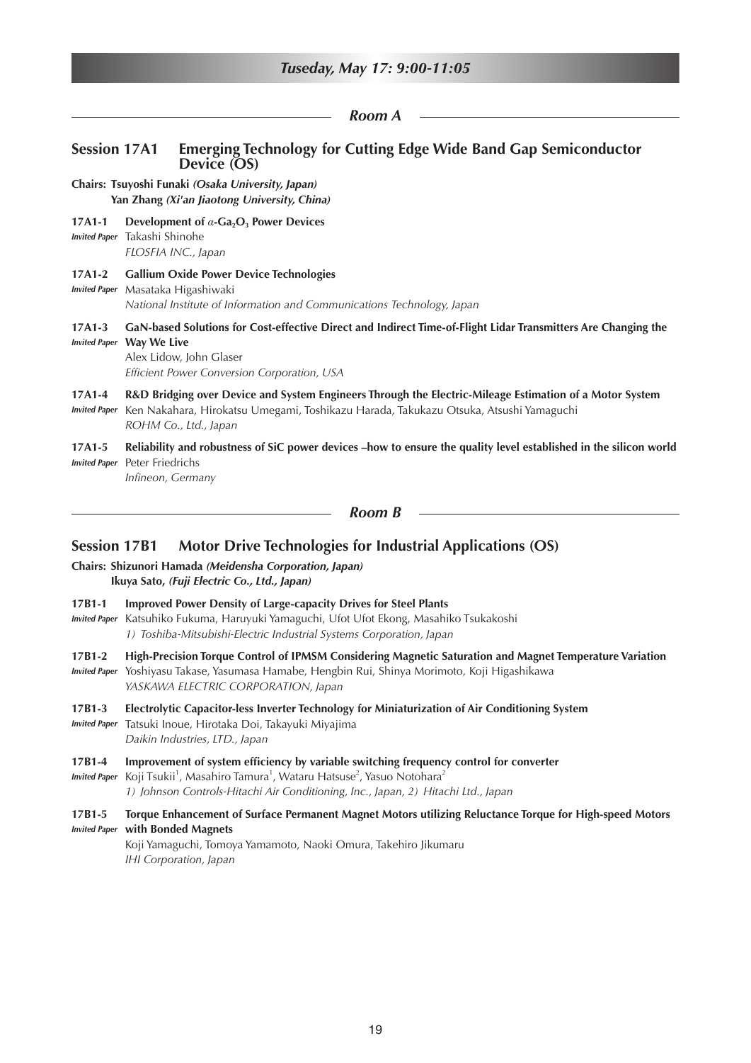## Tuseday, May 17: 9:00-11:05

### Room A

## Session 17A1 Emerging Technology for Cutting Edge Wide Band Gap Semiconductor Device (OS)

**Chairs: Tsuyoshi Funaki** ***(Osaka University, Japan)***
**Yan Zhang** ***(Xi'an Jiaotong University, China)***

**17A1-1 Development of $\alpha$-$Ga_2O_3$ Power Devices**
*Invited Paper* Takashi Shinohe
*FLOSFIA INC., Japan*

**17A1-2 Gallium Oxide Power Device Technologies**
*Invited Paper* Masataka Higashiwaki
*National Institute of Information and Communications Technology, Japan*

**17A1-3 GaN-based Solutions for Cost-effective Direct and Indirect Time-of-Flight Lidar Transmitters Are Changing the Way We Live**
*Invited Paper* Alex Lidow, John Glaser
*Efficient Power Conversion Corporation, USA*

**17A1-4 R&D Bridging over Device and System Engineers Through the Electric-Mileage Estimation of a Motor System**
*Invited Paper* Ken Nakahara, Hirokatsu Umegami, Toshikazu Harada, Takukazu Otsuka, Atsushi Yamaguchi
*ROHM Co., Ltd., Japan*

**17A1-5 Reliability and robustness of SiC power devices –how to ensure the quality level established in the silicon world**
*Invited Paper* Peter Friedrichs
*Infineon, Germany*

### Room B

## Session 17B1 Motor Drive Technologies for Industrial Applications (OS)

**Chairs: Shizunori Hamada** ***(Meidensha Corporation, Japan)***
**Ikuya Sato,** ***(Fuji Electric Co., Ltd., Japan)***

**17B1-1 Improved Power Density of Large-capacity Drives for Steel Plants**
*Invited Paper* Katsuhiko Fukuma, Haruyuki Yamaguchi, Ufot Ufot Ekong, Masahiko Tsukakoshi
*1) Toshiba-Mitsubishi-Electric Industrial Systems Corporation, Japan*

**17B1-2 High-Precision Torque Control of IPMSM Considering Magnetic Saturation and Magnet Temperature Variation**
*Invited Paper* Yoshiyasu Takase, Yasumasa Hamabe, Hengbin Rui, Shinya Morimoto, Koji Higashikawa
*YASKAWA ELECTRIC CORPORATION, Japan*

**17B1-3 Electrolytic Capacitor-less Inverter Technology for Miniaturization of Air Conditioning System**
*Invited Paper* Tatsuki Inoue, Hirotaka Doi, Takayuki Miyajima
*Daikin Industries, LTD., Japan*

**17B1-4 Improvement of system efficiency by variable switching frequency control for converter**
*Invited Paper* Koji Tsukii[1], Masahiro Tamura[1], Wataru Hatsuse[2], Yasuo Notohara[2]
*1) Johnson Controls-Hitachi Air Conditioning, Inc., Japan, 2) Hitachi Ltd., Japan*

**17B1-5 Torque Enhancement of Surface Permanent Magnet Motors utilizing Reluctance Torque for High-speed Motors with Bonded Magnets**
*Invited Paper* Koji Yamaguchi, Tomoya Yamamoto, Naoki Omura, Takehiro Jikumaru
*IHI Corporation, Japan*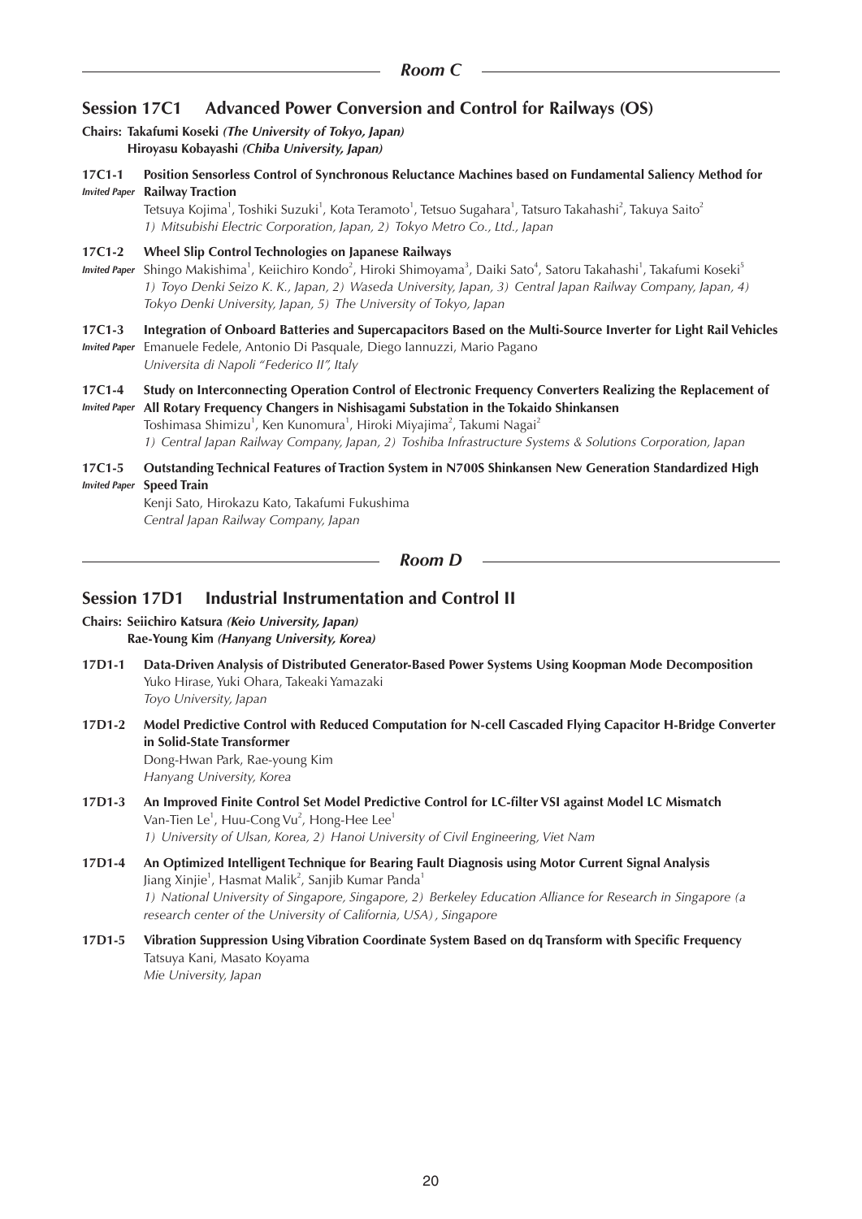## Room C

### Session 17C1 Advanced Power Conversion and Control for Railways (OS)

**Chairs: Takafumi Koseki *(The University of Tokyo, Japan)***
**Hiroyasu Kobayashi *(Chiba University, Japan)***

**17C1-1** *Invited Paper* **Position Sensorless Control of Synchronous Reluctance Machines based on Fundamental Saliency Method for Railway Traction**
Tetsuya Kojima[1], Toshiki Suzuki[1], Kota Teramoto[1], Tetsuo Sugahara[1], Tatsuro Takahashi[2], Takuya Saito[2]
*1) Mitsubishi Electric Corporation, Japan, 2) Tokyo Metro Co., Ltd., Japan*

**17C1-2** *Invited Paper* **Wheel Slip Control Technologies on Japanese Railways**
Shingo Makishima[1], Keiichiro Kondo[2], Hiroki Shimoyama[3], Daiki Sato[4], Satoru Takahashi[1], Takafumi Koseki[5]
*1) Toyo Denki Seizo K. K., Japan, 2) Waseda University, Japan, 3) Central Japan Railway Company, Japan, 4) Tokyo Denki University, Japan, 5) The University of Tokyo, Japan*

**17C1-3** *Invited Paper* **Integration of Onboard Batteries and Supercapacitors Based on the Multi-Source Inverter for Light Rail Vehicles**
Emanuele Fedele, Antonio Di Pasquale, Diego Iannuzzi, Mario Pagano
*Universita di Napoli "Federico II", Italy*

**17C1-4** *Invited Paper* **Study on Interconnecting Operation Control of Electronic Frequency Converters Realizing the Replacement of All Rotary Frequency Changers in Nishisagami Substation in the Tokaido Shinkansen**
Toshimasa Shimizu[1], Ken Kunomura[1], Hiroki Miyajima[2], Takumi Nagai[2]
*1) Central Japan Railway Company, Japan, 2) Toshiba Infrastructure Systems & Solutions Corporation, Japan*

**17C1-5** *Invited Paper* **Outstanding Technical Features of Traction System in N700S Shinkansen New Generation Standardized High Speed Train**
Kenji Sato, Hirokazu Kato, Takafumi Fukushima
*Central Japan Railway Company, Japan*

## Room D

### Session 17D1 Industrial Instrumentation and Control II

**Chairs: Seiichiro Katsura *(Keio University, Japan)***
**Rae-Young Kim *(Hanyang University, Korea)***

**17D1-1** **Data-Driven Analysis of Distributed Generator-Based Power Systems Using Koopman Mode Decomposition**
Yuko Hirase, Yuki Ohara, Takeaki Yamazaki
*Toyo University, Japan*

**17D1-2** **Model Predictive Control with Reduced Computation for N-cell Cascaded Flying Capacitor H-Bridge Converter in Solid-State Transformer**
Dong-Hwan Park, Rae-young Kim
*Hanyang University, Korea*

**17D1-3** **An Improved Finite Control Set Model Predictive Control for LC-filter VSI against Model LC Mismatch**
Van-Tien Le[1], Huu-Cong Vu[2], Hong-Hee Lee[1]
*1) University of Ulsan, Korea, 2) Hanoi University of Civil Engineering, Viet Nam*

**17D1-4** **An Optimized Intelligent Technique for Bearing Fault Diagnosis using Motor Current Signal Analysis**
Jiang Xinjie[1], Hasmat Malik[2], Sanjib Kumar Panda[1]
*1) National University of Singapore, Singapore, 2) Berkeley Education Alliance for Research in Singapore (a research center of the University of California, USA), Singapore*

**17D1-5** **Vibration Suppression Using Vibration Coordinate System Based on dq Transform with Specific Frequency**
Tatsuya Kani, Masato Koyama
*Mie University, Japan*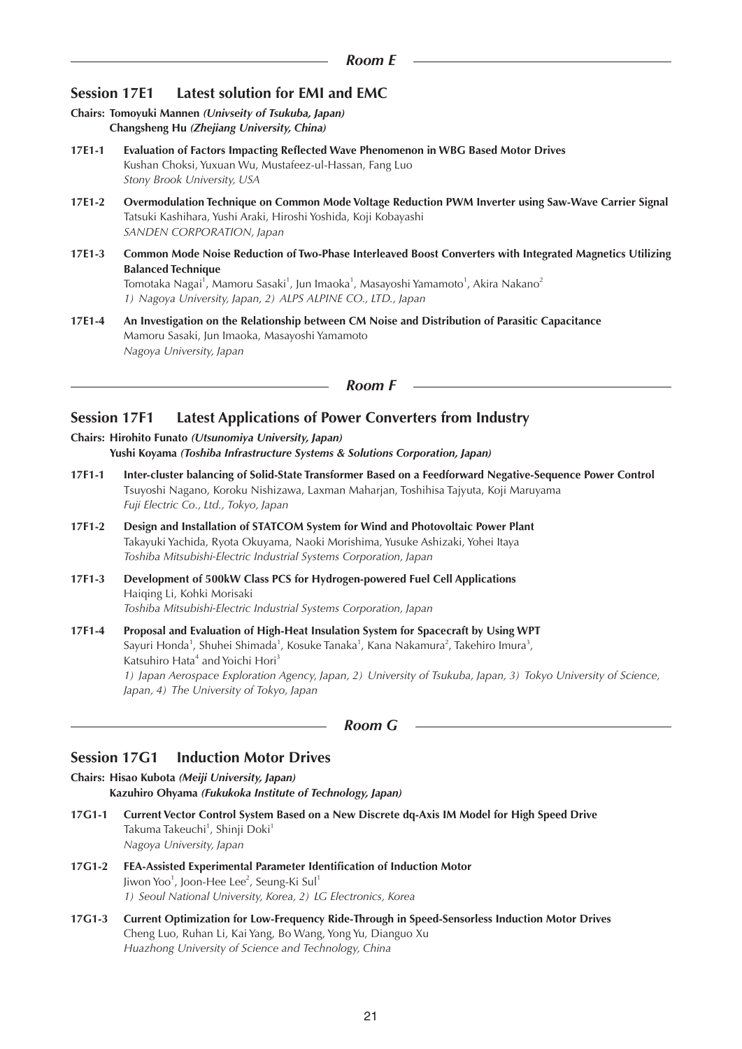## Room E

### Session 17E1 Latest solution for EMI and EMC

**Chairs: Tomoyuki Mannen** ***(Univseity of Tsukuba, Japan)***
**Changsheng Hu** ***(Zhejiang University, China)***

**17E1-1** **Evaluation of Factors Impacting Reflected Wave Phenomenon in WBG Based Motor Drives**
Kushan Choksi, Yuxuan Wu, Mustafeez-ul-Hassan, Fang Luo
*Stony Brook University, USA*

**17E1-2** **Overmodulation Technique on Common Mode Voltage Reduction PWM Inverter using Saw-Wave Carrier Signal**
Tatsuki Kashihara, Yushi Araki, Hiroshi Yoshida, Koji Kobayashi
*SANDEN CORPORATION, Japan*

**17E1-3** **Common Mode Noise Reduction of Two-Phase Interleaved Boost Converters with Integrated Magnetics Utilizing Balanced Technique**
Tomotaka Nagai[1], Mamoru Sasaki[1], Jun Imaoka[1], Masayoshi Yamamoto[1], Akira Nakano[2]
*1) Nagoya University, Japan, 2) ALPS ALPINE CO., LTD., Japan*

**17E1-4** **An Investigation on the Relationship between CM Noise and Distribution of Parasitic Capacitance**
Mamoru Sasaki, Jun Imaoka, Masayoshi Yamamoto
*Nagoya University, Japan*

## Room F

### Session 17F1 Latest Applications of Power Converters from Industry

**Chairs: Hirohito Funato** ***(Utsunomiya University, Japan)***
**Yushi Koyama** ***(Toshiba Infrastructure Systems & Solutions Corporation, Japan)***

**17F1-1** **Inter-cluster balancing of Solid-State Transformer Based on a Feedforward Negative-Sequence Power Control**
Tsuyoshi Nagano, Koroku Nishizawa, Laxman Maharjan, Toshihisa Tajyuta, Koji Maruyama
*Fuji Electric Co., Ltd., Tokyo, Japan*

**17F1-2** **Design and Installation of STATCOM System for Wind and Photovoltaic Power Plant**
Takayuki Yachida, Ryota Okuyama, Naoki Morishima, Yusuke Ashizaki, Yohei Itaya
*Toshiba Mitsubishi-Electric Industrial Systems Corporation, Japan*

**17F1-3** **Development of 500kW Class PCS for Hydrogen-powered Fuel Cell Applications**
Haiqing Li, Kohki Morisaki
*Toshiba Mitsubishi-Electric Industrial Systems Corporation, Japan*

**17F1-4** **Proposal and Evaluation of High-Heat Insulation System for Spacecraft by Using WPT**
Sayuri Honda[1], Shuhei Shimada[1], Kosuke Tanaka[1], Kana Nakamura[2], Takehiro Imura[3], Katsuhiro Hata[4] and Yoichi Hori[3]
*1) Japan Aerospace Exploration Agency, Japan, 2) University of Tsukuba, Japan, 3) Tokyo University of Science, Japan, 4) The University of Tokyo, Japan*

## Room G

### Session 17G1 Induction Motor Drives

**Chairs: Hisao Kubota** ***(Meiji University, Japan)***
**Kazuhiro Ohyama** ***(Fukukoka Institute of Technology, Japan)***

**17G1-1** **Current Vector Control System Based on a New Discrete dq-Axis IM Model for High Speed Drive**
Takuma Takeuchi[1], Shinji Doki[1]
*Nagoya University, Japan*

**17G1-2** **FEA-Assisted Experimental Parameter Identification of Induction Motor**
Jiwon Yoo[1], Joon-Hee Lee[2], Seung-Ki Sul[1]
*1) Seoul National University, Korea, 2) LG Electronics, Korea*

**17G1-3** **Current Optimization for Low-Frequency Ride-Through in Speed-Sensorless Induction Motor Drives**
Cheng Luo, Ruhan Li, Kai Yang, Bo Wang, Yong Yu, Dianguo Xu
*Huazhong University of Science and Technology, China*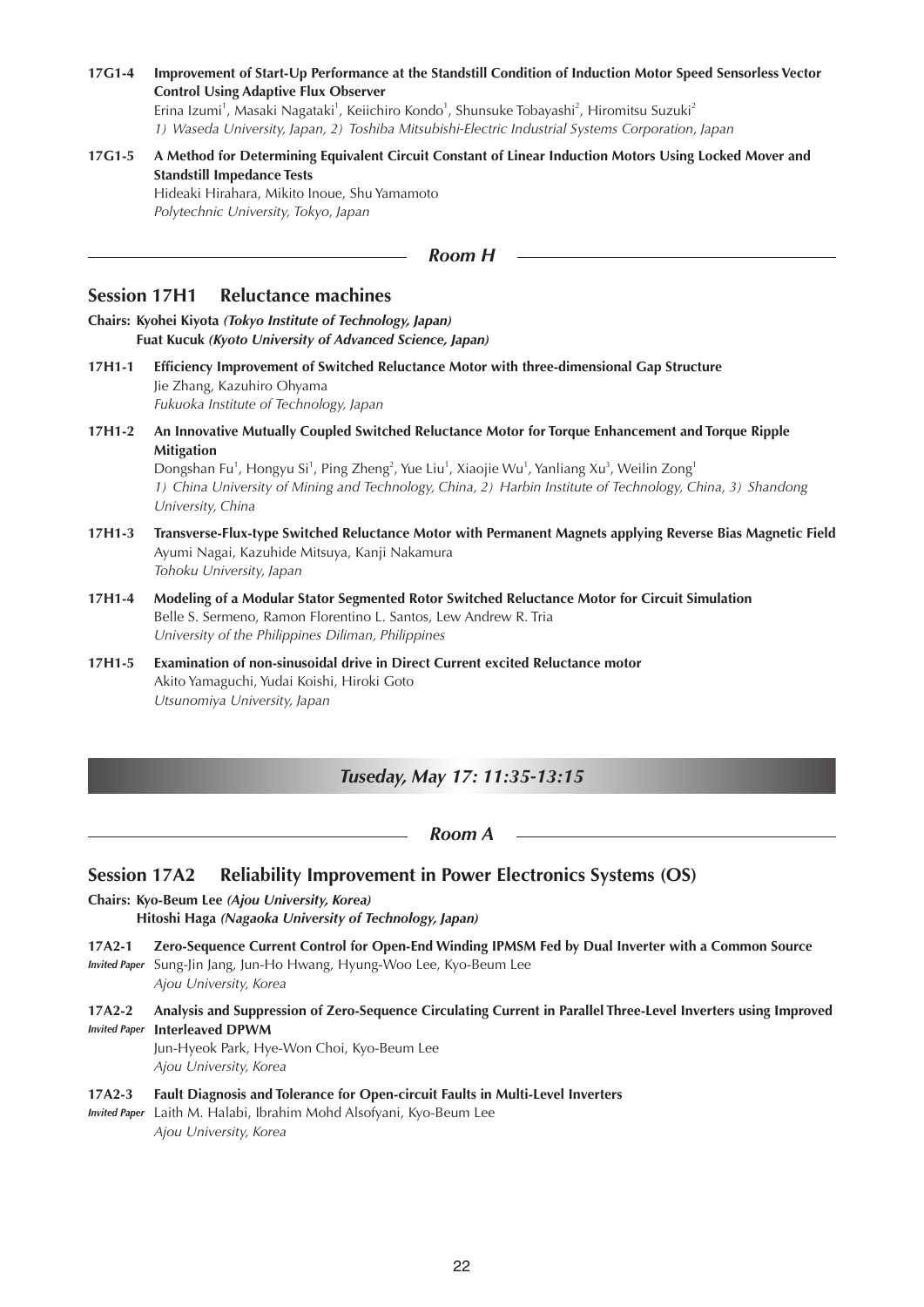**17G1-4** **Improvement of Start-Up Performance at the Standstill Condition of Induction Motor Speed Sensorless Vector Control Using Adaptive Flux Observer**
Erina Izumi[1], Masaki Nagataki[1], Keiichiro Kondo[1], Shunsuke Tobayashi[2], Hiromitsu Suzuki[2]
*1) Waseda University, Japan, 2) Toshiba Mitsubishi-Electric Industrial Systems Corporation, Japan*

**17G1-5** **A Method for Determining Equivalent Circuit Constant of Linear Induction Motors Using Locked Mover and Standstill Impedance Tests**
Hideaki Hirahara, Mikito Inoue, Shu Yamamoto
*Polytechnic University, Tokyo, Japan*

### *Room H*

## Session 17H1 Reluctance machines

**Chairs: Kyohei Kiyota** ***(Tokyo Institute of Technology, Japan)***
**Fuat Kucuk** ***(Kyoto University of Advanced Science, Japan)***

**17H1-1** **Efficiency Improvement of Switched Reluctance Motor with three-dimensional Gap Structure**
Jie Zhang, Kazuhiro Ohyama
*Fukuoka Institute of Technology, Japan*

**17H1-2** **An Innovative Mutually Coupled Switched Reluctance Motor for Torque Enhancement and Torque Ripple Mitigation**
Dongshan Fu[1], Hongyu Si[1], Ping Zheng[2], Yue Liu[1], Xiaojie Wu[1], Yanliang Xu[3], Weilin Zong[1]
*1) China University of Mining and Technology, China, 2) Harbin Institute of Technology, China, 3) Shandong University, China*

**17H1-3** **Transverse-Flux-type Switched Reluctance Motor with Permanent Magnets applying Reverse Bias Magnetic Field**
Ayumi Nagai, Kazuhide Mitsuya, Kanji Nakamura
*Tohoku University, Japan*

**17H1-4** **Modeling of a Modular Stator Segmented Rotor Switched Reluctance Motor for Circuit Simulation**
Belle S. Sermeno, Ramon Florentino L. Santos, Lew Andrew R. Tria
*University of the Philippines Diliman, Philippines*

**17H1-5** **Examination of non-sinusoidal drive in Direct Current excited Reluctance motor**
Akito Yamaguchi, Yudai Koishi, Hiroki Goto
*Utsunomiya University, Japan*

## *Tuseday, May 17: 11:35-13:15*

### *Room A*

## Session 17A2 Reliability Improvement in Power Electronics Systems (OS)

**Chairs: Kyo-Beum Lee** ***(Ajou University, Korea)***
**Hitoshi Haga** ***(Nagaoka University of Technology, Japan)***

**17A2-1** **Zero-Sequence Current Control for Open-End Winding IPMSM Fed by Dual Inverter with a Common Source**
*Invited Paper*
Sung-Jin Jang, Jun-Ho Hwang, Hyung-Woo Lee, Kyo-Beum Lee
*Ajou University, Korea*

**17A2-2** **Analysis and Suppression of Zero-Sequence Circulating Current in Parallel Three-Level Inverters using Improved Interleaved DPWM**
*Invited Paper*
Jun-Hyeok Park, Hye-Won Choi, Kyo-Beum Lee
*Ajou University, Korea*

**17A2-3** **Fault Diagnosis and Tolerance for Open-circuit Faults in Multi-Level Inverters**
*Invited Paper*
Laith M. Halabi, Ibrahim Mohd Alsofyani, Kyo-Beum Lee
*Ajou University, Korea*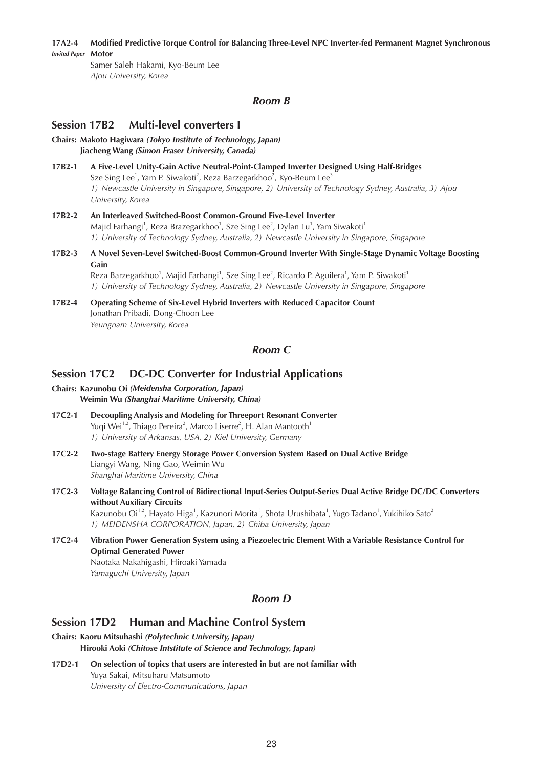**17A2-4** *Invited Paper* **Modified Predictive Torque Control for Balancing Three-Level NPC Inverter-fed Permanent Magnet Synchronous Motor**
Samer Saleh Hakami, Kyo-Beum Lee
*Ajou University, Korea*

## *Room B*

## Session 17B2 Multi-level converters I

**Chairs: Makoto Hagiwara** ***(Tokyo Institute of Technology, Japan)***
**Jiacheng Wang** ***(Simon Fraser University, Canada)***

**17B2-1** **A Five-Level Unity-Gain Active Neutral-Point-Clamped Inverter Designed Using Half-Bridges**
Sze Sing Lee[1], Yam P. Siwakoti[2], Reza Barzegarkhoo[2], Kyo-Beum Lee[3]
*1) Newcastle University in Singapore, Singapore, 2) University of Technology Sydney, Australia, 3) Ajou University, Korea*

**17B2-2** **An Interleaved Switched-Boost Common-Ground Five-Level Inverter**
Majid Farhangi[1], Reza Brazegarkhoo[1], Sze Sing Lee[2], Dylan Lu[1], Yam Siwakoti[1]
*1) University of Technology Sydney, Australia, 2) Newcastle University in Singapore, Singapore*

**17B2-3** **A Novel Seven-Level Switched-Boost Common-Ground Inverter With Single-Stage Dynamic Voltage Boosting Gain**
Reza Barzegarkhoo[1], Majid Farhangi[1], Sze Sing Lee[2], Ricardo P. Aguilera[1], Yam P. Siwakoti[1]
*1) University of Technology Sydney, Australia, 2) Newcastle University in Singapore, Singapore*

**17B2-4** **Operating Scheme of Six-Level Hybrid Inverters with Reduced Capacitor Count**
Jonathan Pribadi, Dong-Choon Lee
*Yeungnam University, Korea*

## *Room C*

## Session 17C2 DC-DC Converter for Industrial Applications

**Chairs: Kazunobu Oi** ***(Meidensha Corporation, Japan)***
**Weimin Wu** ***(Shanghai Maritime University, China)***

**17C2-1** **Decoupling Analysis and Modeling for Threeport Resonant Converter**
Yuqi Wei[1,2], Thiago Pereira[2], Marco Liserre[2], H. Alan Mantooth[1]
*1) University of Arkansas, USA, 2) Kiel University, Germany*

**17C2-2** **Two-stage Battery Energy Storage Power Conversion System Based on Dual Active Bridge**
Liangyi Wang, Ning Gao, Weimin Wu
*Shanghai Maritime University, China*

**17C2-3** **Voltage Balancing Control of Bidirectional Input-Series Output-Series Dual Active Bridge DC/DC Converters without Auxiliary Circuits**
Kazunobu Oi[1,2], Hayato Higa[1], Kazunori Morita[1], Shota Urushibata[1], Yugo Tadano[1], Yukihiko Sato[2]
*1) MEIDENSHA CORPORATION, Japan, 2) Chiba University, Japan*

**17C2-4** **Vibration Power Generation System using a Piezoelectric Element With a Variable Resistance Control for Optimal Generated Power**
Naotaka Nakahigashi, Hiroaki Yamada
*Yamaguchi University, Japan*

## *Room D*

## Session 17D2 Human and Machine Control System

**Chairs: Kaoru Mitsuhashi** ***(Polytechnic University, Japan)***
**Hirooki Aoki** ***(Chitose Intstitute of Science and Technology, Japan)***

**17D2-1** **On selection of topics that users are interested in but are not familiar with**
Yuya Sakai, Mitsuharu Matsumoto
*University of Electro-Communications, Japan*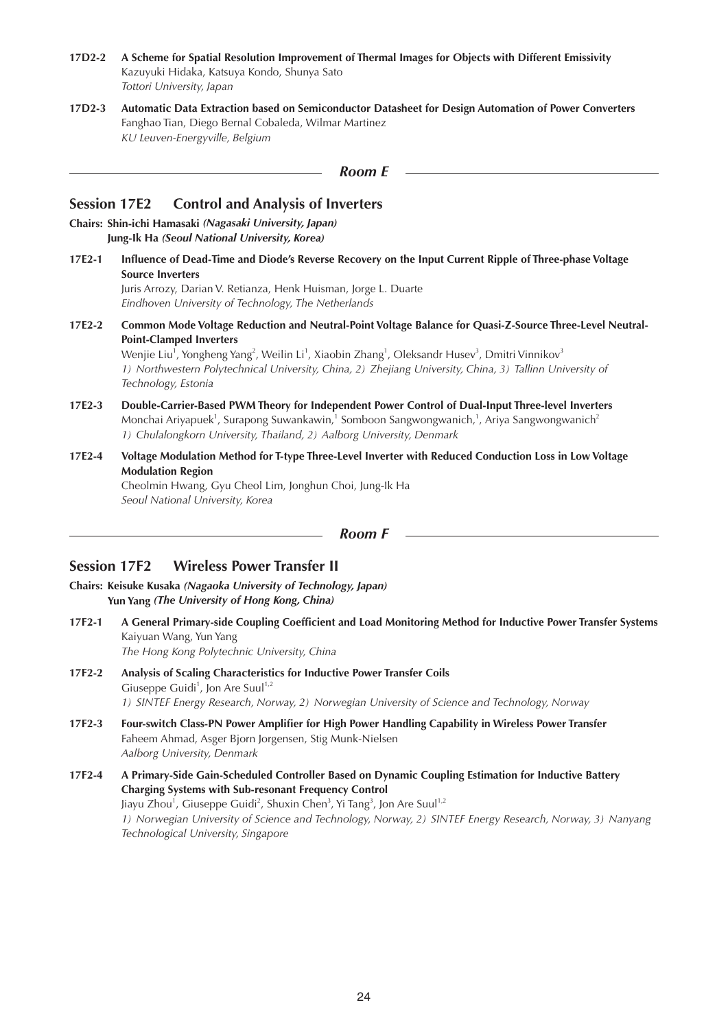**17D2-2** **A Scheme for Spatial Resolution Improvement of Thermal Images for Objects with Different Emissivity**
Kazuyuki Hidaka, Katsuya Kondo, Shunya Sato
*Tottori University, Japan*

**17D2-3** **Automatic Data Extraction based on Semiconductor Datasheet for Design Automation of Power Converters**
Fanghao Tian, Diego Bernal Cobaleda, Wilmar Martinez
*KU Leuven-Energyville, Belgium*

### *Room E*

## Session 17E2 Control and Analysis of Inverters

**Chairs: Shin-ichi Hamasaki** ***(Nagasaki University, Japan)***
**Jung-Ik Ha** ***(Seoul National University, Korea)***

**17E2-1** **Influence of Dead-Time and Diode's Reverse Recovery on the Input Current Ripple of Three-phase Voltage Source Inverters**
Juris Arrozy, Darian V. Retianza, Henk Huisman, Jorge L. Duarte
*Eindhoven University of Technology, The Netherlands*

**17E2-2** **Common Mode Voltage Reduction and Neutral-Point Voltage Balance for Quasi-Z-Source Three-Level Neutral-Point-Clamped Inverters**
Wenjie Liu[1], Yongheng Yang[2], Weilin Li[1], Xiaobin Zhang[1], Oleksandr Husev[3], Dmitri Vinnikov[3]
*1) Northwestern Polytechnical University, China, 2) Zhejiang University, China, 3) Tallinn University of Technology, Estonia*

**17E2-3** **Double-Carrier-Based PWM Theory for Independent Power Control of Dual-Input Three-level Inverters**
Monchai Ariyapuek[1], Surapong Suwankawin,[1] Somboon Sangwongwanich,[1], Ariya Sangwongwanich[2]
*1) Chulalongkorn University, Thailand, 2) Aalborg University, Denmark*

**17E2-4** **Voltage Modulation Method for T-type Three-Level Inverter with Reduced Conduction Loss in Low Voltage Modulation Region**
Cheolmin Hwang, Gyu Cheol Lim, Jonghun Choi, Jung-Ik Ha
*Seoul National University, Korea*

### *Room F*

## Session 17F2 Wireless Power Transfer II

**Chairs: Keisuke Kusaka** ***(Nagaoka University of Technology, Japan)***
**Yun Yang** ***(The University of Hong Kong, China)***

**17F2-1** **A General Primary-side Coupling Coefficient and Load Monitoring Method for Inductive Power Transfer Systems**
Kaiyuan Wang, Yun Yang
*The Hong Kong Polytechnic University, China*

**17F2-2** **Analysis of Scaling Characteristics for Inductive Power Transfer Coils**
Giuseppe Guidi[1], Jon Are Suul[1,2]
*1) SINTEF Energy Research, Norway, 2) Norwegian University of Science and Technology, Norway*

**17F2-3** **Four-switch Class-PN Power Amplifier for High Power Handling Capability in Wireless Power Transfer**
Faheem Ahmad, Asger Bjorn Jorgensen, Stig Munk-Nielsen
*Aalborg University, Denmark*

**17F2-4** **A Primary-Side Gain-Scheduled Controller Based on Dynamic Coupling Estimation for Inductive Battery Charging Systems with Sub-resonant Frequency Control**
Jiayu Zhou[1], Giuseppe Guidi[2], Shuxin Chen[3], Yi Tang[3], Jon Are Suul[1,2]
*1) Norwegian University of Science and Technology, Norway, 2) SINTEF Energy Research, Norway, 3) Nanyang Technological University, Singapore*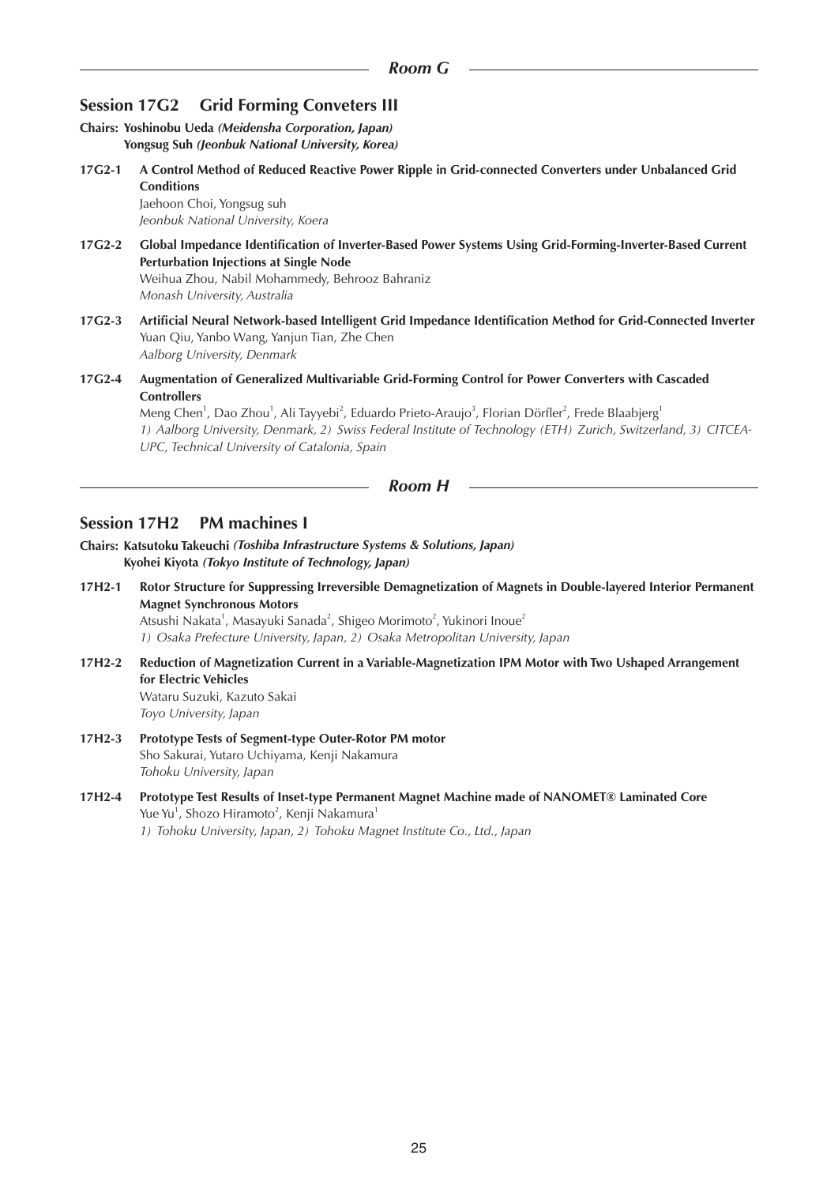## Room G

### Session 17G2 Grid Forming Conveters III

**Chairs: Yoshinobu Ueda** ***(Meidensha Corporation, Japan)***
**Yongsug Suh** ***(Jeonbuk National University, Korea)***

**17G2-1 A Control Method of Reduced Reactive Power Ripple in Grid-connected Converters under Unbalanced Grid Conditions**
Jaehoon Choi, Yongsug suh
*Jeonbuk National University, Koera*

**17G2-2 Global Impedance Identification of Inverter-Based Power Systems Using Grid-Forming-Inverter-Based Current Perturbation Injections at Single Node**
Weihua Zhou, Nabil Mohammedy, Behrooz Bahraniz
*Monash University, Australia*

**17G2-3 Artificial Neural Network-based Intelligent Grid Impedance Identification Method for Grid-Connected Inverter**
Yuan Qiu, Yanbo Wang, Yanjun Tian, Zhe Chen
*Aalborg University, Denmark*

**17G2-4 Augmentation of Generalized Multivariable Grid-Forming Control for Power Converters with Cascaded Controllers**
Meng Chen[1], Dao Zhou[1], Ali Tayyebi[2], Eduardo Prieto-Araujo[3], Florian Dörfler[2], Frede Blaabjerg[1]
*1) Aalborg University, Denmark, 2) Swiss Federal Institute of Technology (ETH) Zurich, Switzerland, 3) CITCEA-UPC, Technical University of Catalonia, Spain*

## Room H

### Session 17H2 PM machines I

**Chairs: Katsutoku Takeuchi** ***(Toshiba Infrastructure Systems & Solutions, Japan)***
**Kyohei Kiyota** ***(Tokyo Institute of Technology, Japan)***

**17H2-1 Rotor Structure for Suppressing Irreversible Demagnetization of Magnets in Double-layered Interior Permanent Magnet Synchronous Motors**
Atsushi Nakata[1], Masayuki Sanada[2], Shigeo Morimoto[2], Yukinori Inoue[2]
*1) Osaka Prefecture University, Japan, 2) Osaka Metropolitan University, Japan*

**17H2-2 Reduction of Magnetization Current in a Variable-Magnetization IPM Motor with Two Ushaped Arrangement for Electric Vehicles**
Wataru Suzuki, Kazuto Sakai
*Toyo University, Japan*

**17H2-3 Prototype Tests of Segment-type Outer-Rotor PM motor**
Sho Sakurai, Yutaro Uchiyama, Kenji Nakamura
*Tohoku University, Japan*

**17H2-4 Prototype Test Results of Inset-type Permanent Magnet Machine made of NANOMET® Laminated Core**
Yue Yu[1], Shozo Hiramoto[2], Kenji Nakamura[1]
*1) Tohoku University, Japan, 2) Tohoku Magnet Institute Co., Ltd., Japan*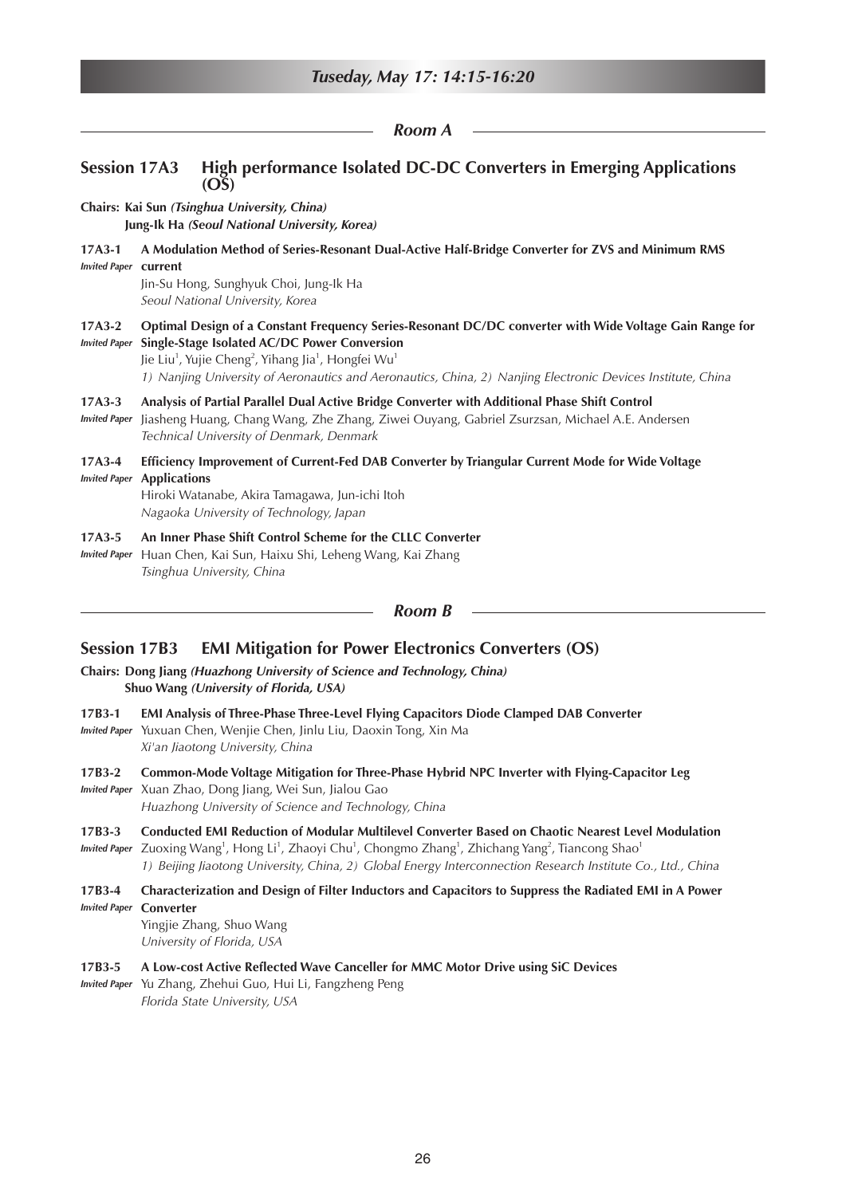## *Tuseday, May 17: 14:15-16:20*

### *Room A*

## Session 17A3 High performance Isolated DC-DC Converters in Emerging Applications (OS)

**Chairs: Kai Sun** ***(Tsinghua University, China)***
**Jung-Ik Ha** ***(Seoul National University, Korea)***

**17A3-1** *Invited Paper* **A Modulation Method of Series-Resonant Dual-Active Half-Bridge Converter for ZVS and Minimum RMS current**
Jin-Su Hong, Sunghyuk Choi, Jung-Ik Ha
*Seoul National University, Korea*

**17A3-2** *Invited Paper* **Optimal Design of a Constant Frequency Series-Resonant DC/DC converter with Wide Voltage Gain Range for Single-Stage Isolated AC/DC Power Conversion**
Jie Liu[1], Yujie Cheng[2], Yihang Jia[1], Hongfei Wu[1]
*1) Nanjing University of Aeronautics and Aeronautics, China, 2) Nanjing Electronic Devices Institute, China*

**17A3-3** *Invited Paper* **Analysis of Partial Parallel Dual Active Bridge Converter with Additional Phase Shift Control**
Jiasheng Huang, Chang Wang, Zhe Zhang, Ziwei Ouyang, Gabriel Zsurzsan, Michael A.E. Andersen
*Technical University of Denmark, Denmark*

**17A3-4** *Invited Paper* **Efficiency Improvement of Current-Fed DAB Converter by Triangular Current Mode for Wide Voltage Applications**
Hiroki Watanabe, Akira Tamagawa, Jun-ichi Itoh
*Nagaoka University of Technology, Japan*

**17A3-5** *Invited Paper* **An Inner Phase Shift Control Scheme for the CLLC Converter**
Huan Chen, Kai Sun, Haixu Shi, Leheng Wang, Kai Zhang
*Tsinghua University, China*

### *Room B*

## Session 17B3 EMI Mitigation for Power Electronics Converters (OS)

**Chairs: Dong Jiang** ***(Huazhong University of Science and Technology, China)***
**Shuo Wang** ***(University of Florida, USA)***

**17B3-1** *Invited Paper* **EMI Analysis of Three-Phase Three-Level Flying Capacitors Diode Clamped DAB Converter**
Yuxuan Chen, Wenjie Chen, Jinlu Liu, Daoxin Tong, Xin Ma
*Xi'an Jiaotong University, China*

**17B3-2** *Invited Paper* **Common-Mode Voltage Mitigation for Three-Phase Hybrid NPC Inverter with Flying-Capacitor Leg**
Xuan Zhao, Dong Jiang, Wei Sun, Jialou Gao
*Huazhong University of Science and Technology, China*

**17B3-3** *Invited Paper* **Conducted EMI Reduction of Modular Multilevel Converter Based on Chaotic Nearest Level Modulation**
Zuoxing Wang[1], Hong Li[1], Zhaoyi Chu[1], Chongmo Zhang[1], Zhichang Yang[2], Tiancong Shao[1]
*1) Beijing Jiaotong University, China, 2) Global Energy Interconnection Research Institute Co., Ltd., China*

**17B3-4** *Invited Paper* **Characterization and Design of Filter Inductors and Capacitors to Suppress the Radiated EMI in A Power Converter**
Yingjie Zhang, Shuo Wang
*University of Florida, USA*

**17B3-5** *Invited Paper* **A Low-cost Active Reflected Wave Canceller for MMC Motor Drive using SiC Devices**
Yu Zhang, Zhehui Guo, Hui Li, Fangzheng Peng
*Florida State University, USA*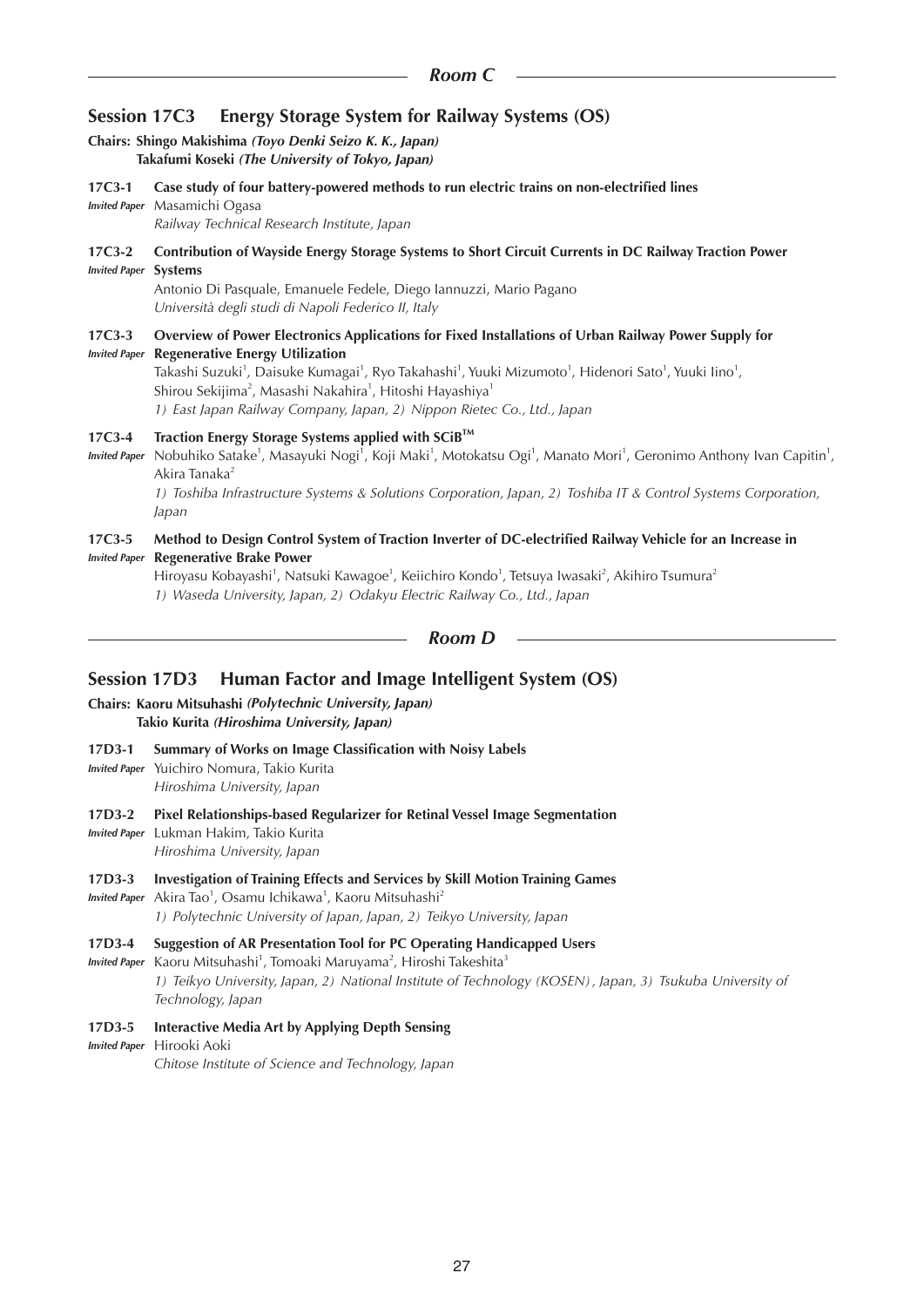## Room C

### Session 17C3 Energy Storage System for Railway Systems (OS)

**Chairs: Shingo Makishima** *(Toyo Denki Seizo K. K., Japan)*
**Takafumi Koseki** *(The University of Tokyo, Japan)*

**17C3-1** **Case study of four battery-powered methods to run electric trains on non-electrified lines**
*Invited Paper* Masamichi Ogasa
*Railway Technical Research Institute, Japan*

**17C3-2** **Contribution of Wayside Energy Storage Systems to Short Circuit Currents in DC Railway Traction Power Systems**
*Invited Paper* Antonio Di Pasquale, Emanuele Fedele, Diego Iannuzzi, Mario Pagano
*Università degli studi di Napoli Federico II, Italy*

**17C3-3** **Overview of Power Electronics Applications for Fixed Installations of Urban Railway Power Supply for Regenerative Energy Utilization**
*Invited Paper* Takashi Suzuki[1], Daisuke Kumagai[1], Ryo Takahashi[1], Yuuki Mizumoto[1], Hidenori Sato[1], Yuuki Iino[1], Shirou Sekijima[2], Masashi Nakahira[1], Hitoshi Hayashiya[1]
*1) East Japan Railway Company, Japan, 2) Nippon Rietec Co., Ltd., Japan*

**17C3-4** **Traction Energy Storage Systems applied with SCiB™**
*Invited Paper* Nobuhiko Satake[1], Masayuki Nogi[1], Koji Maki[1], Motokatsu Ogi[1], Manato Mori[1], Geronimo Anthony Ivan Capitin[1], Akira Tanaka[2]
*1) Toshiba Infrastructure Systems & Solutions Corporation, Japan, 2) Toshiba IT & Control Systems Corporation, Japan*

**17C3-5** **Method to Design Control System of Traction Inverter of DC-electrified Railway Vehicle for an Increase in Regenerative Brake Power**
*Invited Paper* Hiroyasu Kobayashi[1], Natsuki Kawagoe[1], Keiichiro Kondo[1], Tetsuya Iwasaki[2], Akihiro Tsumura[2]
*1) Waseda University, Japan, 2) Odakyu Electric Railway Co., Ltd., Japan*

## Room D

### Session 17D3 Human Factor and Image Intelligent System (OS)

**Chairs: Kaoru Mitsuhashi** *(Polytechnic University, Japan)*
**Takio Kurita** *(Hiroshima University, Japan)*

**17D3-1** **Summary of Works on Image Classification with Noisy Labels**
*Invited Paper* Yuichiro Nomura, Takio Kurita
*Hiroshima University, Japan*

**17D3-2** **Pixel Relationships-based Regularizer for Retinal Vessel Image Segmentation**
*Invited Paper* Lukman Hakim, Takio Kurita
*Hiroshima University, Japan*

**17D3-3** **Investigation of Training Effects and Services by Skill Motion Training Games**
*Invited Paper* Akira Tao[1], Osamu Ichikawa[1], Kaoru Mitsuhashi[2]
*1) Polytechnic University of Japan, Japan, 2) Teikyo University, Japan*

**17D3-4** **Suggestion of AR Presentation Tool for PC Operating Handicapped Users**
*Invited Paper* Kaoru Mitsuhashi[1], Tomoaki Maruyama[2], Hiroshi Takeshita[3]
*1) Teikyo University, Japan, 2) National Institute of Technology (KOSEN), Japan, 3) Tsukuba University of Technology, Japan*

**17D3-5** **Interactive Media Art by Applying Depth Sensing**
*Invited Paper* Hirooki Aoki
*Chitose Institute of Science and Technology, Japan*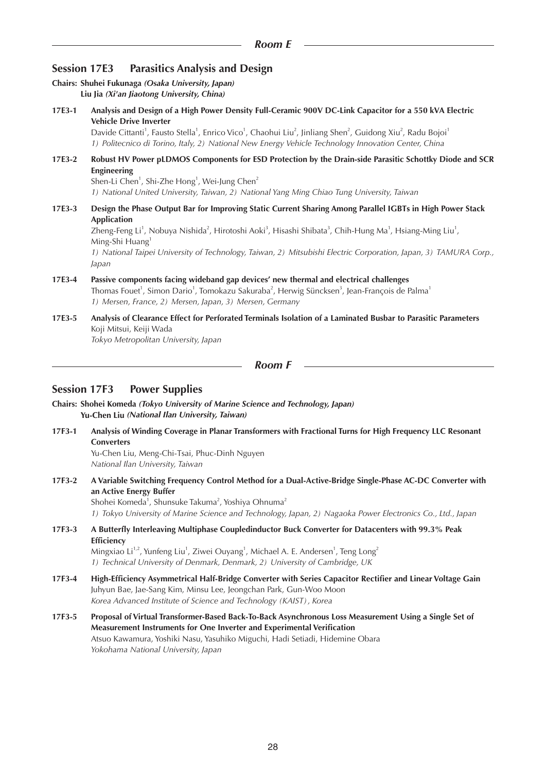## Room E

### Session 17E3 Parasitics Analysis and Design

**Chairs: Shuhei Fukunaga** *(Osaka University, Japan)*
**Liu Jia** *(Xi'an Jiaotong University, China)*

**17E3-1** **Analysis and Design of a High Power Density Full-Ceramic 900V DC-Link Capacitor for a 550 kVA Electric Vehicle Drive Inverter**
Davide Cittanti[1], Fausto Stella[1], Enrico Vico[1], Chaohui Liu[2], Jinliang Shen[2], Guidong Xiu[2], Radu Bojoi[1]
*1) Politecnico di Torino, Italy, 2) National New Energy Vehicle Technology Innovation Center, China*

**17E3-2** **Robust HV Power pLDMOS Components for ESD Protection by the Drain-side Parasitic Schottky Diode and SCR Engineering**
Shen-Li Chen[1], Shi-Zhe Hong[1], Wei-Jung Chen[2]
*1) National United University, Taiwan, 2) National Yang Ming Chiao Tung University, Taiwan*

**17E3-3** **Design the Phase Output Bar for Improving Static Current Sharing Among Parallel IGBTs in High Power Stack Application**
Zheng-Feng Li[1], Nobuya Nishida[2], Hirotoshi Aoki[3], Hisashi Shibata[3], Chih-Hung Ma[1], Hsiang-Ming Liu[1], Ming-Shi Huang[1]
*1) National Taipei University of Technology, Taiwan, 2) Mitsubishi Electric Corporation, Japan, 3) TAMURA Corp., Japan*

**17E3-4** **Passive components facing wideband gap devices' new thermal and electrical challenges**
Thomas Fouet[1], Simon Dario[1], Tomokazu Sakuraba[2], Herwig Süncksen[3], Jean-François de Palma[1]
*1) Mersen, France, 2) Mersen, Japan, 3) Mersen, Germany*

**17E3-5** **Analysis of Clearance Effect for Perforated Terminals Isolation of a Laminated Busbar to Parasitic Parameters**
Koji Mitsui, Keiji Wada
*Tokyo Metropolitan University, Japan*

## Room F

### Session 17F3 Power Supplies

**Chairs: Shohei Komeda** *(Tokyo University of Marine Science and Technology, Japan)*
**Yu-Chen Liu** *(National Ilan University, Taiwan)*

**17F3-1** **Analysis of Winding Coverage in Planar Transformers with Fractional Turns for High Frequency LLC Resonant Converters**
Yu-Chen Liu, Meng-Chi-Tsai, Phuc-Dinh Nguyen
*National Ilan University, Taiwan*

**17F3-2** **A Variable Switching Frequency Control Method for a Dual-Active-Bridge Single-Phase AC-DC Converter with an Active Energy Buffer**
Shohei Komeda[1], Shunsuke Takuma[2], Yoshiya Ohnuma[2]
*1) Tokyo University of Marine Science and Technology, Japan, 2) Nagaoka Power Electronics Co., Ltd., Japan*

**17F3-3** **A Butterfly Interleaving Multiphase Coupledinductor Buck Converter for Datacenters with 99.3% Peak Efficiency**
Mingxiao Li[1,2], Yunfeng Liu[1], Ziwei Ouyang[1], Michael A. E. Andersen[1], Teng Long[2]
*1) Technical University of Denmark, Denmark, 2) University of Cambridge, UK*

**17F3-4** **High-Efficiency Asymmetrical Half-Bridge Converter with Series Capacitor Rectifier and Linear Voltage Gain**
Juhyun Bae, Jae-Sang Kim, Minsu Lee, Jeongchan Park, Gun-Woo Moon
*Korea Advanced Institute of Science and Technology (KAIST), Korea*

**17F3-5** **Proposal of Virtual Transformer-Based Back-To-Back Asynchronous Loss Measurement Using a Single Set of Measurement Instruments for One Inverter and Experimental Verification**
Atsuo Kawamura, Yoshiki Nasu, Yasuhiko Miguchi, Hadi Setiadi, Hidemine Obara
*Yokohama National University, Japan*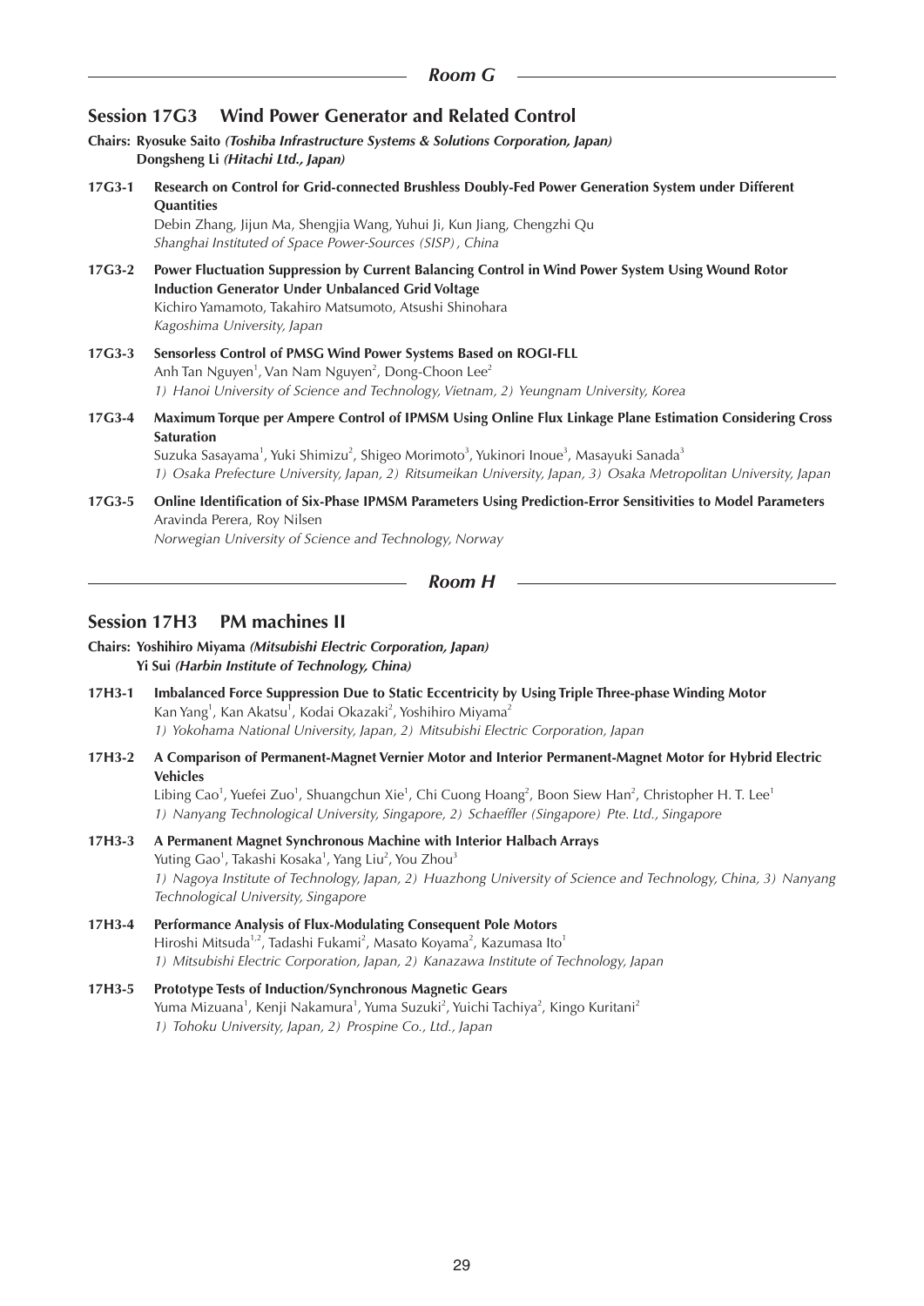## Room G

### Session 17G3 Wind Power Generator and Related Control

**Chairs: Ryosuke Saito** ***(Toshiba Infrastructure Systems & Solutions Corporation, Japan)***
**Dongsheng Li** ***(Hitachi Ltd., Japan)***

**17G3-1 Research on Control for Grid-connected Brushless Doubly-Fed Power Generation System under Different Quantities**
Debin Zhang, Jijun Ma, Shengjia Wang, Yuhui Ji, Kun Jiang, Chengzhi Qu
*Shanghai Instituted of Space Power-Sources (SISP) , China*

**17G3-2 Power Fluctuation Suppression by Current Balancing Control in Wind Power System Using Wound Rotor Induction Generator Under Unbalanced Grid Voltage**
Kichiro Yamamoto, Takahiro Matsumoto, Atsushi Shinohara
*Kagoshima University, Japan*

**17G3-3 Sensorless Control of PMSG Wind Power Systems Based on ROGI-FLL**
Anh Tan Nguyen[1], Van Nam Nguyen[2], Dong-Choon Lee[2]
*1) Hanoi University of Science and Technology, Vietnam, 2) Yeungnam University, Korea*

**17G3-4 Maximum Torque per Ampere Control of IPMSM Using Online Flux Linkage Plane Estimation Considering Cross Saturation**
Suzuka Sasayama[1], Yuki Shimizu[2], Shigeo Morimoto[3], Yukinori Inoue[3], Masayuki Sanada[3]
*1) Osaka Prefecture University, Japan, 2) Ritsumeikan University, Japan, 3) Osaka Metropolitan University, Japan*

**17G3-5 Online Identification of Six-Phase IPMSM Parameters Using Prediction-Error Sensitivities to Model Parameters**
Aravinda Perera, Roy Nilsen
*Norwegian University of Science and Technology, Norway*

## Room H

### Session 17H3 PM machines II

**Chairs: Yoshihiro Miyama** ***(Mitsubishi Electric Corporation, Japan)***
**Yi Sui** ***(Harbin Institute of Technology, China)***

**17H3-1 Imbalanced Force Suppression Due to Static Eccentricity by Using Triple Three-phase Winding Motor**
Kan Yang[1], Kan Akatsu[1], Kodai Okazaki[2], Yoshihiro Miyama[2]
*1) Yokohama National University, Japan, 2) Mitsubishi Electric Corporation, Japan*

**17H3-2 A Comparison of Permanent-Magnet Vernier Motor and Interior Permanent-Magnet Motor for Hybrid Electric Vehicles**
Libing Cao[1], Yuefei Zuo[1], Shuangchun Xie[1], Chi Cuong Hoang[2], Boon Siew Han[2], Christopher H. T. Lee[1]
*1) Nanyang Technological University, Singapore, 2) Schaeffler (Singapore) Pte. Ltd., Singapore*

**17H3-3 A Permanent Magnet Synchronous Machine with Interior Halbach Arrays**
Yuting Gao[1], Takashi Kosaka[1], Yang Liu[2], You Zhou[3]
*1) Nagoya Institute of Technology, Japan, 2) Huazhong University of Science and Technology, China, 3) Nanyang Technological University, Singapore*

**17H3-4 Performance Analysis of Flux-Modulating Consequent Pole Motors**
Hiroshi Mitsuda[1,2], Tadashi Fukami[2], Masato Koyama[2], Kazumasa Ito[1]
*1) Mitsubishi Electric Corporation, Japan, 2) Kanazawa Institute of Technology, Japan*

**17H3-5 Prototype Tests of Induction/Synchronous Magnetic Gears**
Yuma Mizuana[1], Kenji Nakamura[1], Yuma Suzuki[2], Yuichi Tachiya[2], Kingo Kuritani[2]
*1) Tohoku University, Japan, 2) Prospine Co., Ltd., Japan*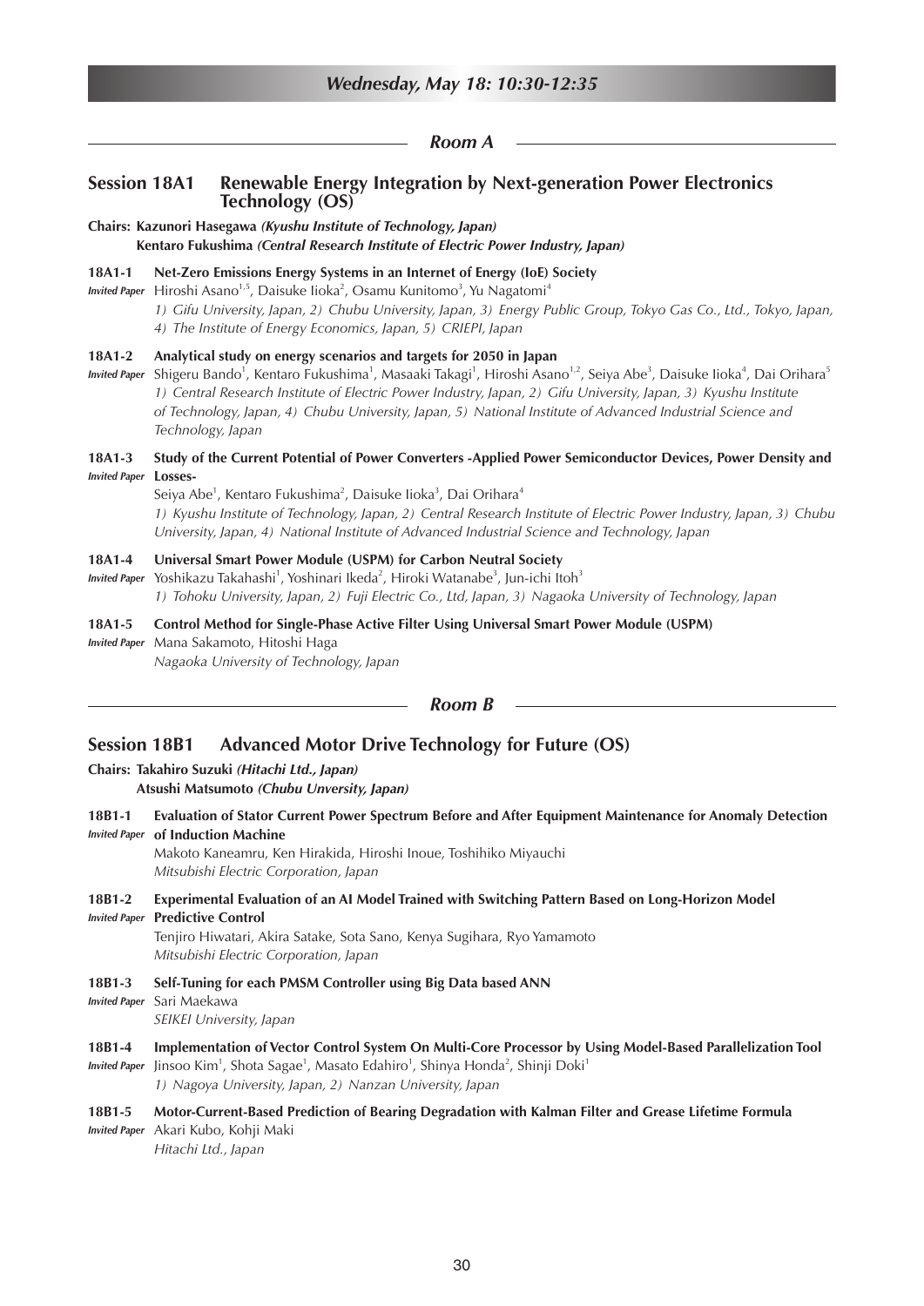## *Wednesday, May 18: 10:30-12:35*

### *Room A*

### Session 18A1 Renewable Energy Integration by Next-generation Power Electronics Technology (OS)

**Chairs: Kazunori Hasegawa** ***(Kyushu Institute of Technology, Japan)***
**Kentaro Fukushima** ***(Central Research Institute of Electric Power Industry, Japan)***

**18A1-1 Net-Zero Emissions Energy Systems in an Internet of Energy (IoE) Society**
*Invited Paper* Hiroshi Asano[1,5], Daisuke Iioka[2], Osamu Kunitomo[3], Yu Nagatomi[4]
*1) Gifu University, Japan, 2) Chubu University, Japan, 3) Energy Public Group, Tokyo Gas Co., Ltd., Tokyo, Japan, 4) The Institute of Energy Economics, Japan, 5) CRIEPI, Japan*

**18A1-2 Analytical study on energy scenarios and targets for 2050 in Japan**
*Invited Paper* Shigeru Bando[1], Kentaro Fukushima[1], Masaaki Takagi[1], Hiroshi Asano[1,2], Seiya Abe[3], Daisuke Iioka[4], Dai Orihara[5]
*1) Central Research Institute of Electric Power Industry, Japan, 2) Gifu University, Japan, 3) Kyushu Institute of Technology, Japan, 4) Chubu University, Japan, 5) National Institute of Advanced Industrial Science and Technology, Japan*

**18A1-3 Study of the Current Potential of Power Converters -Applied Power Semiconductor Devices, Power Density and Losses-**
*Invited Paper* Seiya Abe[1], Kentaro Fukushima[2], Daisuke Iioka[3], Dai Orihara[4]
*1) Kyushu Institute of Technology, Japan, 2) Central Research Institute of Electric Power Industry, Japan, 3) Chubu University, Japan, 4) National Institute of Advanced Industrial Science and Technology, Japan*

**18A1-4 Universal Smart Power Module (USPM) for Carbon Neutral Society**
*Invited Paper* Yoshikazu Takahashi[1], Yoshinari Ikeda[2], Hiroki Watanabe[3], Jun-ichi Itoh[3]
*1) Tohoku University, Japan, 2) Fuji Electric Co., Ltd, Japan, 3) Nagaoka University of Technology, Japan*

**18A1-5 Control Method for Single-Phase Active Filter Using Universal Smart Power Module (USPM)**
*Invited Paper* Mana Sakamoto, Hitoshi Haga
*Nagaoka University of Technology, Japan*

### *Room B*

### Session 18B1 Advanced Motor Drive Technology for Future (OS)

**Chairs: Takahiro Suzuki** ***(Hitachi Ltd., Japan)***
**Atsushi Matsumoto** ***(Chubu Unversity, Japan)***

**18B1-1 Evaluation of Stator Current Power Spectrum Before and After Equipment Maintenance for Anomaly Detection of Induction Machine**
*Invited Paper* Makoto Kaneamru, Ken Hirakida, Hiroshi Inoue, Toshihiko Miyauchi
*Mitsubishi Electric Corporation, Japan*

**18B1-2 Experimental Evaluation of an AI Model Trained with Switching Pattern Based on Long-Horizon Model Predictive Control**
*Invited Paper* Tenjiro Hiwatari, Akira Satake, Sota Sano, Kenya Sugihara, Ryo Yamamoto
*Mitsubishi Electric Corporation, Japan*

**18B1-3 Self-Tuning for each PMSM Controller using Big Data based ANN**
*Invited Paper* Sari Maekawa
*SEIKEI University, Japan*

**18B1-4 Implementation of Vector Control System On Multi-Core Processor by Using Model-Based Parallelization Tool**
*Invited Paper* Jinsoo Kim[1], Shota Sagae[1], Masato Edahiro[1], Shinya Honda[2], Shinji Doki[1]
*1) Nagoya University, Japan, 2) Nanzan University, Japan*

**18B1-5 Motor-Current-Based Prediction of Bearing Degradation with Kalman Filter and Grease Lifetime Formula**
*Invited Paper* Akari Kubo, Kohji Maki
*Hitachi Ltd., Japan*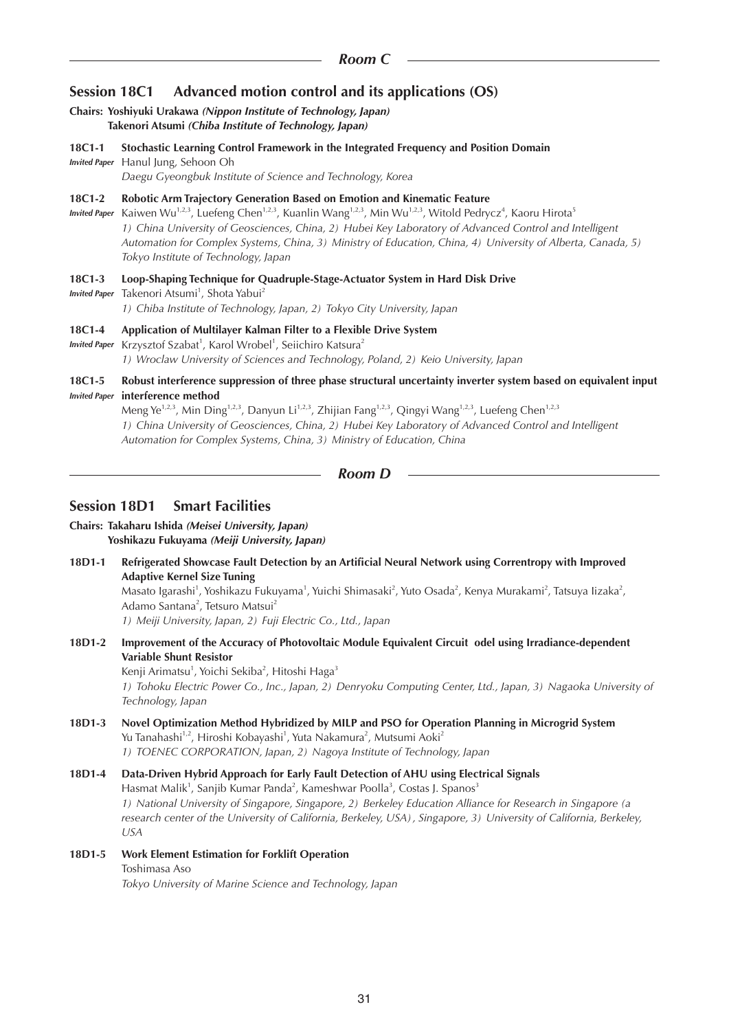## Room C

### Session 18C1 Advanced motion control and its applications (OS)

**Chairs: Yoshiyuki Urakawa *(Nippon Institute of Technology, Japan)***
**Takenori Atsumi *(Chiba Institute of Technology, Japan)***

**18C1-1 Stochastic Learning Control Framework in the Integrated Frequency and Position Domain**
***Invited Paper*** Hanul Jung, Sehoon Oh
*Daegu Gyeongbuk Institute of Science and Technology, Korea*

**18C1-2 Robotic Arm Trajectory Generation Based on Emotion and Kinematic Feature**
***Invited Paper*** Kaiwen Wu[1,2,3], Luefeng Chen[1,2,3], Kuanlin Wang[1,2,3], Min Wu[1,2,3], Witold Pedrycz[4], Kaoru Hirota[5]
*1) China University of Geosciences, China, 2) Hubei Key Laboratory of Advanced Control and Intelligent Automation for Complex Systems, China, 3) Ministry of Education, China, 4) University of Alberta, Canada, 5) Tokyo Institute of Technology, Japan*

**18C1-3 Loop-Shaping Technique for Quadruple-Stage-Actuator System in Hard Disk Drive**
***Invited Paper*** Takenori Atsumi[1], Shota Yabui[2]
*1) Chiba Institute of Technology, Japan, 2) Tokyo City University, Japan*

**18C1-4 Application of Multilayer Kalman Filter to a Flexible Drive System**
***Invited Paper*** Krzysztof Szabat[1], Karol Wrobel[1], Seiichiro Katsura[2]
*1) Wroclaw University of Sciences and Technology, Poland, 2) Keio University, Japan*

**18C1-5 Robust interference suppression of three phase structural uncertainty inverter system based on equivalent input interference method**
***Invited Paper*** Meng Ye[1,2,3], Min Ding[1,2,3], Danyun Li[1,2,3], Zhijian Fang[1,2,3], Qingyi Wang[1,2,3], Luefeng Chen[1,2,3]
*1) China University of Geosciences, China, 2) Hubei Key Laboratory of Advanced Control and Intelligent Automation for Complex Systems, China, 3) Ministry of Education, China*

## Room D

### Session 18D1 Smart Facilities

**Chairs: Takaharu Ishida *(Meisei University, Japan)***
**Yoshikazu Fukuyama *(Meiji University, Japan)***

**18D1-1 Refrigerated Showcase Fault Detection by an Artificial Neural Network using Correntropy with Improved Adaptive Kernel Size Tuning**
Masato Igarashi[1], Yoshikazu Fukuyama[1], Yuichi Shimasaki[2], Yuto Osada[2], Kenya Murakami[2], Tatsuya Iizaka[2], Adamo Santana[2], Tetsuro Matsui[2]
*1) Meiji University, Japan, 2) Fuji Electric Co., Ltd., Japan*

**18D1-2 Improvement of the Accuracy of Photovoltaic Module Equivalent Circuit odel using Irradiance-dependent Variable Shunt Resistor**
Kenji Arimatsu[1], Yoichi Sekiba[2], Hitoshi Haga[3]
*1) Tohoku Electric Power Co., Inc., Japan, 2) Denryoku Computing Center, Ltd., Japan, 3) Nagaoka University of Technology, Japan*

**18D1-3 Novel Optimization Method Hybridized by MILP and PSO for Operation Planning in Microgrid System**
Yu Tanahashi[1,2], Hiroshi Kobayashi[1], Yuta Nakamura[2], Mutsumi Aoki[2]
*1) TOENEC CORPORATION, Japan, 2) Nagoya Institute of Technology, Japan*

**18D1-4 Data-Driven Hybrid Approach for Early Fault Detection of AHU using Electrical Signals**
Hasmat Malik[1], Sanjib Kumar Panda[2], Kameshwar Poolla[3], Costas J. Spanos[3]
*1) National University of Singapore, Singapore, 2) Berkeley Education Alliance for Research in Singapore (a research center of the University of California, Berkeley, USA), Singapore, 3) University of California, Berkeley, USA*

**18D1-5 Work Element Estimation for Forklift Operation**
Toshimasa Aso
*Tokyo University of Marine Science and Technology, Japan*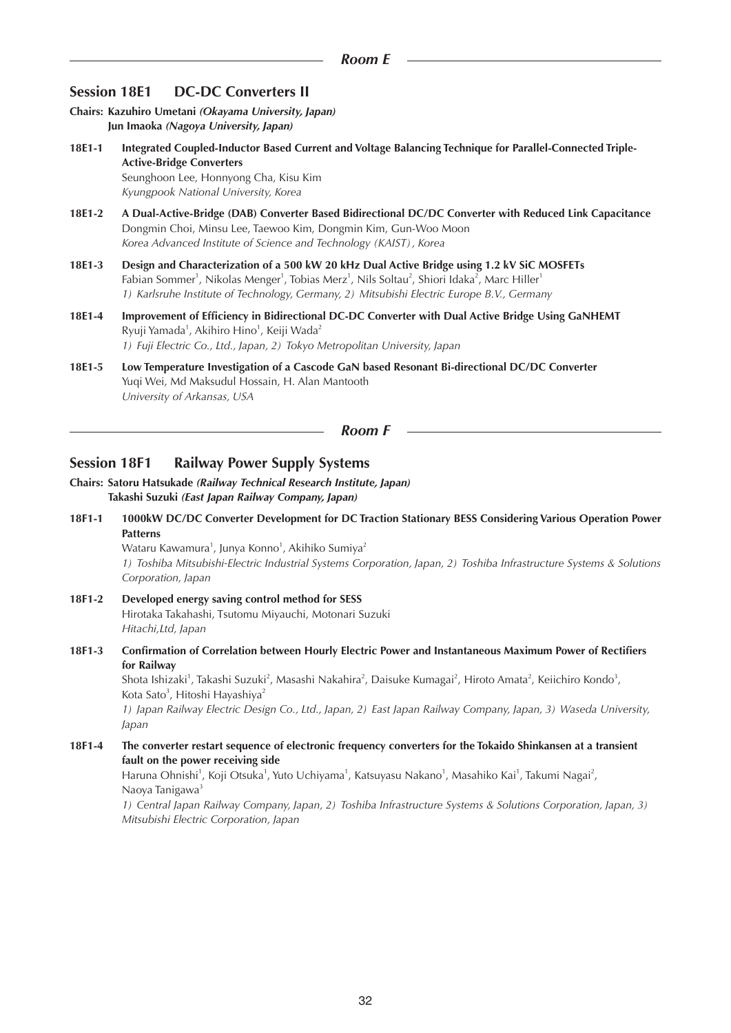## Room E

### Session 18E1 DC-DC Converters II

**Chairs: Kazuhiro Umetani** *(Okayama University, Japan)*
**Jun Imaoka** *(Nagoya University, Japan)*

**18E1-1** **Integrated Coupled-Inductor Based Current and Voltage Balancing Technique for Parallel-Connected Triple-Active-Bridge Converters**
Seunghoon Lee, Honnyong Cha, Kisu Kim
*Kyungpook National University, Korea*

**18E1-2** **A Dual-Active-Bridge (DAB) Converter Based Bidirectional DC/DC Converter with Reduced Link Capacitance**
Dongmin Choi, Minsu Lee, Taewoo Kim, Dongmin Kim, Gun-Woo Moon
*Korea Advanced Institute of Science and Technology (KAIST), Korea*

**18E1-3** **Design and Characterization of a 500 kW 20 kHz Dual Active Bridge using 1.2 kV SiC MOSFETs**
Fabian Sommer[1], Nikolas Menger[1], Tobias Merz[1], Nils Soltau[2], Shiori Idaka[2], Marc Hiller[1]
*1) Karlsruhe Institute of Technology, Germany, 2) Mitsubishi Electric Europe B.V., Germany*

**18E1-4** **Improvement of Efficiency in Bidirectional DC-DC Converter with Dual Active Bridge Using GaNHEMT**
Ryuji Yamada[1], Akihiro Hino[1], Keiji Wada[2]
*1) Fuji Electric Co., Ltd., Japan, 2) Tokyo Metropolitan University, Japan*

**18E1-5** **Low Temperature Investigation of a Cascode GaN based Resonant Bi-directional DC/DC Converter**
Yuqi Wei, Md Maksudul Hossain, H. Alan Mantooth
*University of Arkansas, USA*

## Room F

### Session 18F1 Railway Power Supply Systems

**Chairs: Satoru Hatsukade** *(Railway Technical Research Institute, Japan)*
**Takashi Suzuki** *(East Japan Railway Company, Japan)*

**18F1-1** **1000kW DC/DC Converter Development for DC Traction Stationary BESS Considering Various Operation Power Patterns**
Wataru Kawamura[1], Junya Konno[1], Akihiko Sumiya[2]
*1) Toshiba Mitsubishi-Electric Industrial Systems Corporation, Japan, 2) Toshiba Infrastructure Systems & Solutions Corporation, Japan*

**18F1-2** **Developed energy saving control method for SESS**
Hirotaka Takahashi, Tsutomu Miyauchi, Motonari Suzuki
*Hitachi,Ltd, Japan*

**18F1-3** **Confirmation of Correlation between Hourly Electric Power and Instantaneous Maximum Power of Rectifiers for Railway**
Shota Ishizaki[1], Takashi Suzuki[2], Masashi Nakahira[2], Daisuke Kumagai[2], Hiroto Amata[2], Keiichiro Kondo[3], Kota Sato[3], Hitoshi Hayashiya[2]
*1) Japan Railway Electric Design Co., Ltd., Japan, 2) East Japan Railway Company, Japan, 3) Waseda University, Japan*

**18F1-4** **The converter restart sequence of electronic frequency converters for the Tokaido Shinkansen at a transient fault on the power receiving side**
Haruna Ohnishi[1], Koji Otsuka[1], Yuto Uchiyama[1], Katsuyasu Nakano[1], Masahiko Kai[1], Takumi Nagai[2], Naoya Tanigawa[3]
*1) Central Japan Railway Company, Japan, 2) Toshiba Infrastructure Systems & Solutions Corporation, Japan, 3) Mitsubishi Electric Corporation, Japan*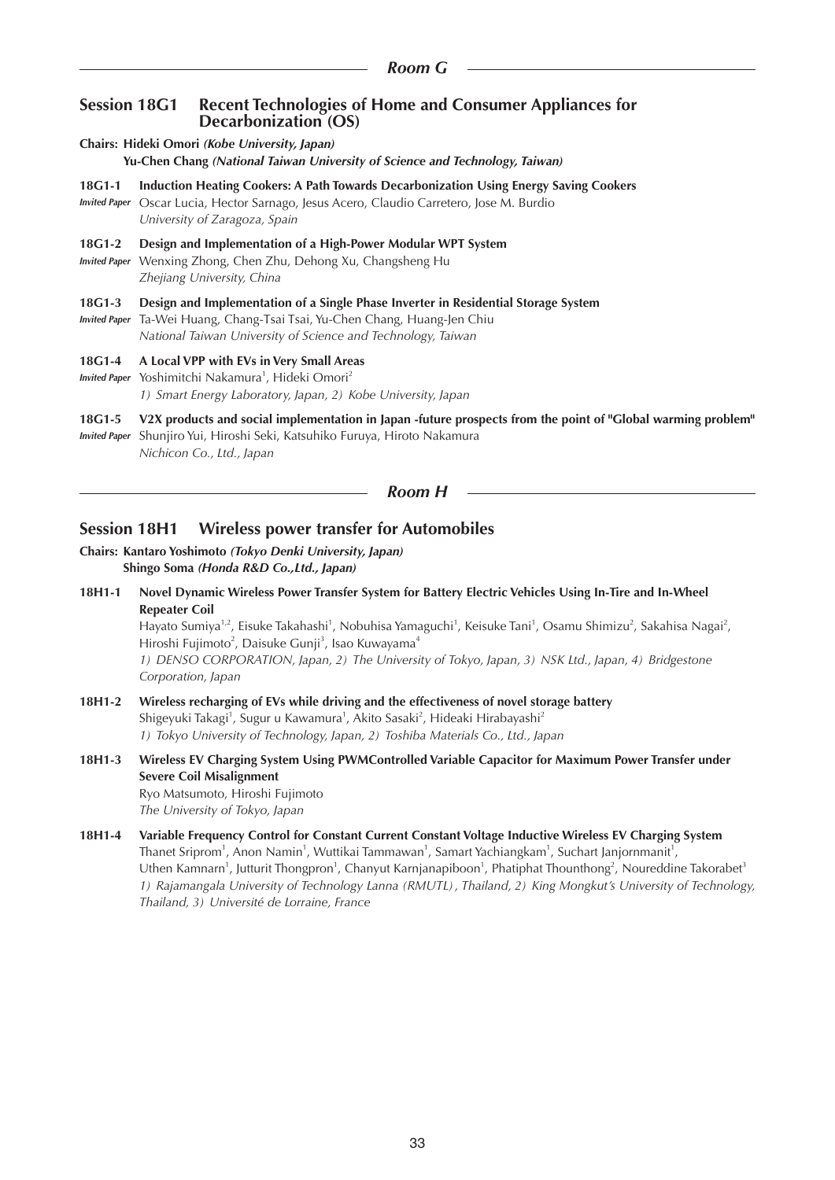## Room G

### Session 18G1 Recent Technologies of Home and Consumer Appliances for Decarbonization (OS)

**Chairs: Hideki Omori** ***(Kobe University, Japan)***
**Yu-Chen Chang** ***(National Taiwan University of Science and Technology, Taiwan)***

**18G1-1** **Induction Heating Cookers: A Path Towards Decarbonization Using Energy Saving Cookers**
*Invited Paper* Oscar Lucia, Hector Sarnago, Jesus Acero, Claudio Carretero, Jose M. Burdio
*University of Zaragoza, Spain*

**18G1-2** **Design and Implementation of a High-Power Modular WPT System**
*Invited Paper* Wenxing Zhong, Chen Zhu, Dehong Xu, Changsheng Hu
*Zhejiang University, China*

**18G1-3** **Design and Implementation of a Single Phase Inverter in Residential Storage System**
*Invited Paper* Ta-Wei Huang, Chang-Tsai Tsai, Yu-Chen Chang, Huang-Jen Chiu
*National Taiwan University of Science and Technology, Taiwan*

**18G1-4** **A Local VPP with EVs in Very Small Areas**
*Invited Paper* Yoshimitchi Nakamura[1], Hideki Omori[2]
*1) Smart Energy Laboratory, Japan, 2) Kobe University, Japan*

**18G1-5** **V2X products and social implementation in Japan -future prospects from the point of "Global warming problem"**
*Invited Paper* Shunjiro Yui, Hiroshi Seki, Katsuhiko Furuya, Hiroto Nakamura
*Nichicon Co., Ltd., Japan*

## Room H

### Session 18H1 Wireless power transfer for Automobiles

**Chairs: Kantaro Yoshimoto** ***(Tokyo Denki University, Japan)***
**Shingo Soma** ***(Honda R&D Co.,Ltd., Japan)***

**18H1-1** **Novel Dynamic Wireless Power Transfer System for Battery Electric Vehicles Using In-Tire and In-Wheel Repeater Coil**
Hayato Sumiya[1,2], Eisuke Takahashi[1], Nobuhisa Yamaguchi[1], Keisuke Tani[1], Osamu Shimizu[2], Sakahisa Nagai[2], Hiroshi Fujimoto[2], Daisuke Gunji[3], Isao Kuwayama[4]
*1) DENSO CORPORATION, Japan, 2) The University of Tokyo, Japan, 3) NSK Ltd., Japan, 4) Bridgestone Corporation, Japan*

**18H1-2** **Wireless recharging of EVs while driving and the effectiveness of novel storage battery**
Shigeyuki Takagi[1], Sugur u Kawamura[1], Akito Sasaki[2], Hideaki Hirabayashi[2]
*1) Tokyo University of Technology, Japan, 2) Toshiba Materials Co., Ltd., Japan*

**18H1-3** **Wireless EV Charging System Using PWMControlled Variable Capacitor for Maximum Power Transfer under Severe Coil Misalignment**
Ryo Matsumoto, Hiroshi Fujimoto
*The University of Tokyo, Japan*

**18H1-4** **Variable Frequency Control for Constant Current Constant Voltage Inductive Wireless EV Charging System**
Thanet Sriprom[1], Anon Namin[1], Wuttikai Tammawan[1], Samart Yachiangkam[1], Suchart Janjornmanit[1], Uthen Kamnarn[1], Jutturit Thongpron[1], Chanyut Karnjanapiboon[1], Phatiphat Thounthong[2], Noureddine Takorabet[3]
*1) Rajamangala University of Technology Lanna (RMUTL), Thailand, 2) King Mongkut's University of Technology, Thailand, 3) Université de Lorraine, France*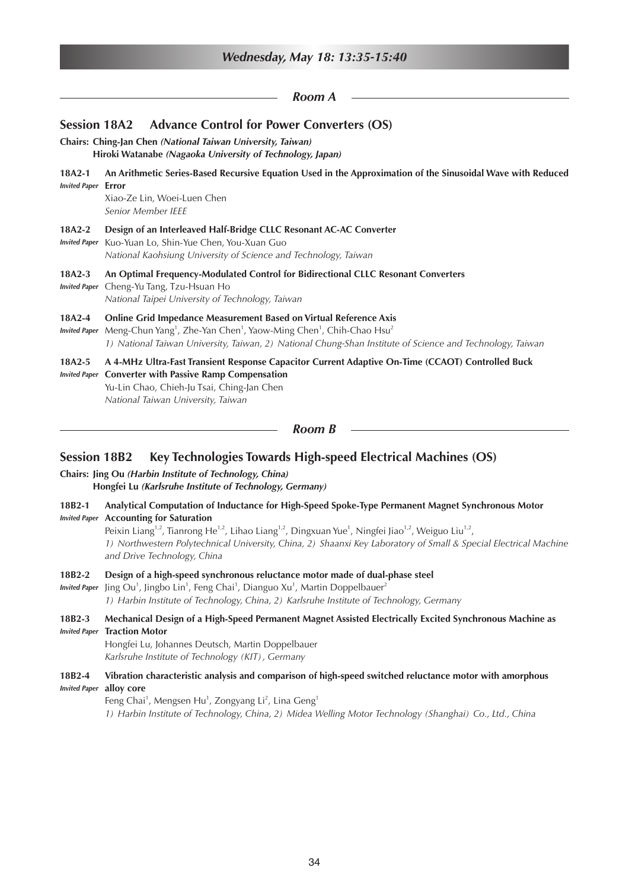## *Wednesday, May 18: 13:35-15:40*

### *Room A*

### Session 18A2 Advance Control for Power Converters (OS)

**Chairs: Ching-Jan Chen** ***(National Taiwan University, Taiwan)***
**Hiroki Watanabe** ***(Nagaoka University of Technology, Japan)***

**18A2-1** *Invited Paper* **An Arithmetic Series-Based Recursive Equation Used in the Approximation of the Sinusoidal Wave with Reduced Error**
Xiao-Ze Lin, Woei-Luen Chen
*Senior Member IEEE*

**18A2-2** *Invited Paper* **Design of an Interleaved Half-Bridge CLLC Resonant AC-AC Converter**
Kuo-Yuan Lo, Shin-Yue Chen, You-Xuan Guo
*National Kaohsiung University of Science and Technology, Taiwan*

**18A2-3** *Invited Paper* **An Optimal Frequency-Modulated Control for Bidirectional CLLC Resonant Converters**
Cheng-Yu Tang, Tzu-Hsuan Ho
*National Taipei University of Technology, Taiwan*

**18A2-4** *Invited Paper* **Online Grid Impedance Measurement Based on Virtual Reference Axis**
Meng-Chun Yang[1], Zhe-Yan Chen[1], Yaow-Ming Chen[1], Chih-Chao Hsu[2]
*1) National Taiwan University, Taiwan, 2) National Chung-Shan Institute of Science and Technology, Taiwan*

**18A2-5** *Invited Paper* **A 4-MHz Ultra-Fast Transient Response Capacitor Current Adaptive On-Time (CCAOT) Controlled Buck Converter with Passive Ramp Compensation**
Yu-Lin Chao, Chieh-Ju Tsai, Ching-Jan Chen
*National Taiwan University, Taiwan*

### *Room B*

### Session 18B2 Key Technologies Towards High-speed Electrical Machines (OS)

**Chairs: Jing Ou** ***(Harbin Institute of Technology, China)***
**Hongfei Lu** ***(Karlsruhe Institute of Technology, Germany)***

**18B2-1** *Invited Paper* **Analytical Computation of Inductance for High-Speed Spoke-Type Permanent Magnet Synchronous Motor Accounting for Saturation**
Peixin Liang[1,2], Tianrong He[1,2], Lihao Liang[1,2], Dingxuan Yue[1], Ningfei Jiao[1,2], Weiguo Liu[1,2],
*1) Northwestern Polytechnical University, China, 2) Shaanxi Key Laboratory of Small & Special Electrical Machine and Drive Technology, China*

**18B2-2** *Invited Paper* **Design of a high-speed synchronous reluctance motor made of dual-phase steel**
Jing Ou[1], Jingbo Lin[1], Feng Chai[1], Dianguo Xu[1], Martin Doppelbauer[2]
*1) Harbin Institute of Technology, China, 2) Karlsruhe Institute of Technology, Germany*

**18B2-3** *Invited Paper* **Mechanical Design of a High-Speed Permanent Magnet Assisted Electrically Excited Synchronous Machine as Traction Motor**
Hongfei Lu, Johannes Deutsch, Martin Doppelbauer
*Karlsruhe Institute of Technology (KIT), Germany*

**18B2-4** *Invited Paper* **Vibration characteristic analysis and comparison of high-speed switched reluctance motor with amorphous alloy core**
Feng Chai[1], Mengsen Hu[1], Zongyang Li[2], Lina Geng[1]
*1) Harbin Institute of Technology, China, 2) Midea Welling Motor Technology (Shanghai) Co., Ltd., China*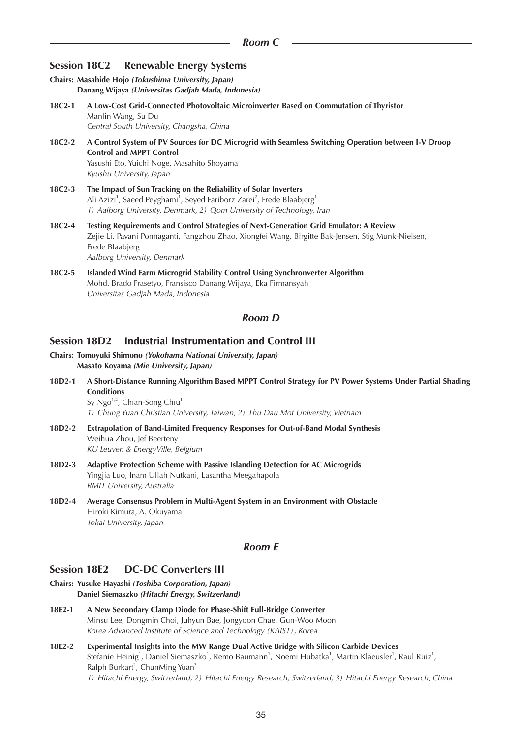## Room C

### Session 18C2 Renewable Energy Systems

**Chairs: Masahide Hojo *(Tokushima University, Japan)***
**Danang Wijaya *(Universitas Gadjah Mada, Indonesia)***

**18C2-1** **A Low-Cost Grid-Connected Photovoltaic Microinverter Based on Commutation of Thyristor**
Manlin Wang, Su Du
*Central South University, Changsha, China*

**18C2-2** **A Control System of PV Sources for DC Microgrid with Seamless Switching Operation between I-V Droop Control and MPPT Control**
Yasushi Eto, Yuichi Noge, Masahito Shoyama
*Kyushu University, Japan*

**18C2-3** **The Impact of Sun Tracking on the Reliability of Solar Inverters**
Ali Azizi[1], Saeed Peyghami[1], Seyed Fariborz Zarei[2], Frede Blaabjerg[1]
*1) Aalborg University, Denmark, 2) Qom University of Technology, Iran*

**18C2-4** **Testing Requirements and Control Strategies of Next-Generation Grid Emulator: A Review**
Zejie Li, Pavani Ponnaganti, Fangzhou Zhao, Xiongfei Wang, Birgitte Bak-Jensen, Stig Munk-Nielsen, Frede Blaabjerg
*Aalborg University, Denmark*

**18C2-5** **Islanded Wind Farm Microgrid Stability Control Using Synchronverter Algorithm**
Mohd. Brado Frasetyo, Fransisco Danang Wijaya, Eka Firmansyah
*Universitas Gadjah Mada, Indonesia*

## Room D

### Session 18D2 Industrial Instrumentation and Control III

**Chairs: Tomoyuki Shimono *(Yokohama National University, Japan)***
**Masato Koyama *(Mie University, Japan)***

**18D2-1** **A Short-Distance Running Algorithm Based MPPT Control Strategy for PV Power Systems Under Partial Shading Conditions**
Sy Ngo[1,2], Chian-Song Chiu[1]
*1) Chung Yuan Christian University, Taiwan, 2) Thu Dau Mot University, Vietnam*

**18D2-2** **Extrapolation of Band-Limited Frequency Responses for Out-of-Band Modal Synthesis**
Weihua Zhou, Jef Beerteny
*KU Leuven & EnergyVille, Belgium*

**18D2-3** **Adaptive Protection Scheme with Passive Islanding Detection for AC Microgrids**
Yingjia Luo, Inam Ullah Nutkani, Lasantha Meegahapola
*RMIT University, Australia*

**18D2-4** **Average Consensus Problem in Multi-Agent System in an Environment with Obstacle**
Hiroki Kimura, A. Okuyama
*Tokai University, Japan*

## Room E

### Session 18E2 DC-DC Converters III

**Chairs: Yusuke Hayashi *(Toshiba Corporation, Japan)***
**Daniel Siemaszko *(Hitachi Energy, Switzerland)***

**18E2-1** **A New Secondary Clamp Diode for Phase-Shift Full-Bridge Converter**
Minsu Lee, Dongmin Choi, Juhyun Bae, Jongyoon Chae, Gun-Woo Moon
*Korea Advanced Institute of Science and Technology (KAIST), Korea*

**18E2-2** **Experimental Insights into the MW Range Dual Active Bridge with Silicon Carbide Devices**
Stefanie Heinig[1], Daniel Siemaszko[1], Remo Baumann[1], Noemi Hubatka[1], Martin Klaeusler[1], Raul Ruiz[1], Ralph Burkart[2], ChunMing Yuan[3]
*1) Hitachi Energy, Switzerland, 2) Hitachi Energy Research, Switzerland, 3) Hitachi Energy Research, China*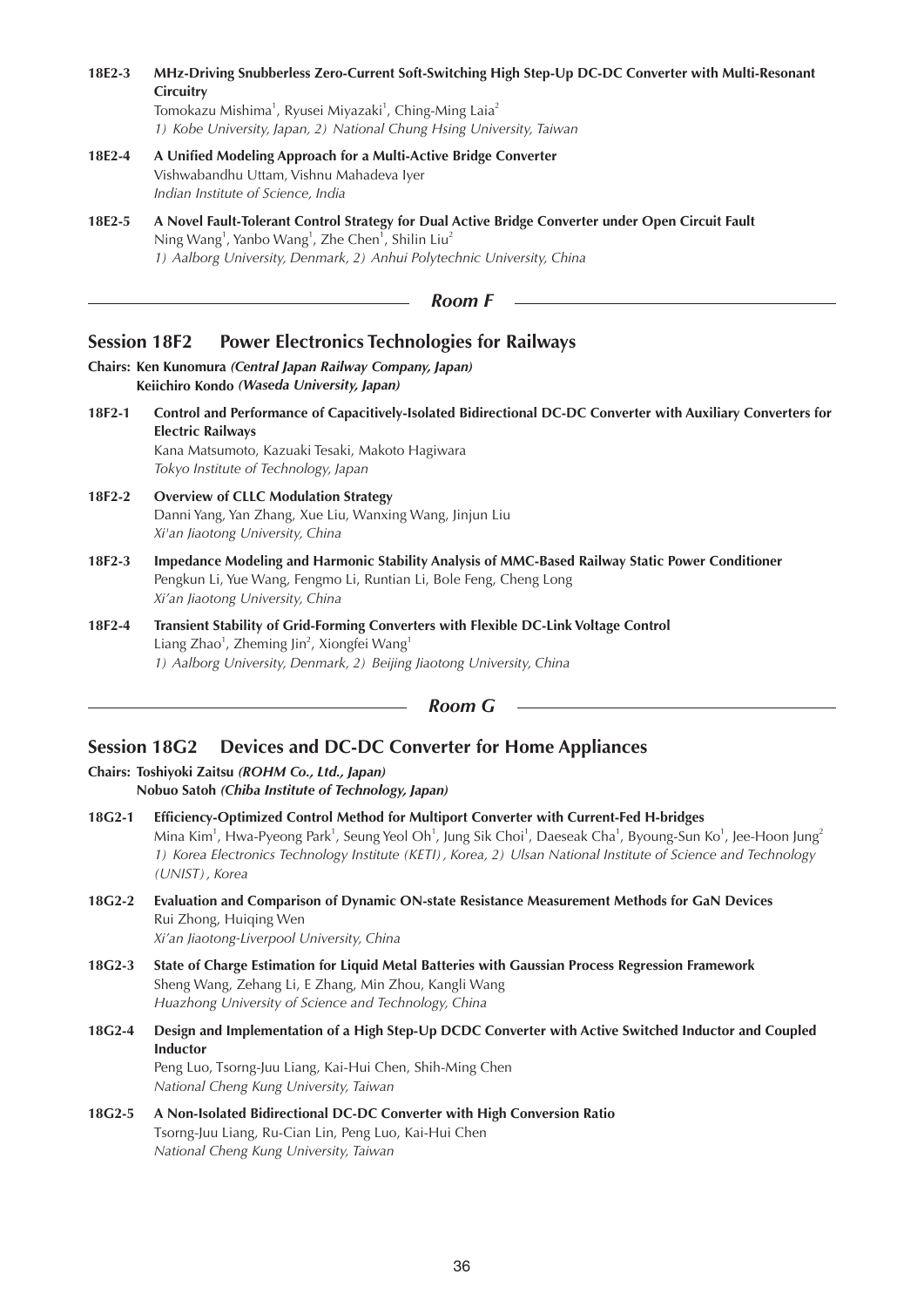**18E2-3** **MHz-Driving Snubberless Zero-Current Soft-Switching High Step-Up DC-DC Converter with Multi-Resonant Circuitry**
Tomokazu Mishima[1], Ryusei Miyazaki[1], Ching-Ming Laia[2]
*1) Kobe University, Japan, 2) National Chung Hsing University, Taiwan*

**18E2-4** **A Unified Modeling Approach for a Multi-Active Bridge Converter**
Vishwabandhu Uttam, Vishnu Mahadeva Iyer
*Indian Institute of Science, India*

**18E2-5** **A Novel Fault-Tolerant Control Strategy for Dual Active Bridge Converter under Open Circuit Fault**
Ning Wang[1], Yanbo Wang[1], Zhe Chen[1], Shilin Liu[2]
*1) Aalborg University, Denmark, 2) Anhui Polytechnic University, China*

***Room F***

## Session 18F2 Power Electronics Technologies for Railways

**Chairs: Ken Kunomura *(Central Japan Railway Company, Japan)***
**Keiichiro Kondo *(Waseda University, Japan)***

**18F2-1** **Control and Performance of Capacitively-Isolated Bidirectional DC-DC Converter with Auxiliary Converters for Electric Railways**
Kana Matsumoto, Kazuaki Tesaki, Makoto Hagiwara
*Tokyo Institute of Technology, Japan*

**18F2-2** **Overview of CLLC Modulation Strategy**
Danni Yang, Yan Zhang, Xue Liu, Wanxing Wang, Jinjun Liu
*Xi'an Jiaotong University, China*

**18F2-3** **Impedance Modeling and Harmonic Stability Analysis of MMC-Based Railway Static Power Conditioner**
Pengkun Li, Yue Wang, Fengmo Li, Runtian Li, Bole Feng, Cheng Long
*Xi'an Jiaotong University, China*

**18F2-4** **Transient Stability of Grid-Forming Converters with Flexible DC-Link Voltage Control**
Liang Zhao[1], Zheming Jin[2], Xiongfei Wang[1]
*1) Aalborg University, Denmark, 2) Beijing Jiaotong University, China*

***Room G***

## Session 18G2 Devices and DC-DC Converter for Home Appliances

**Chairs: Toshiyoki Zaitsu *(ROHM Co., Ltd., Japan)***
**Nobuo Satoh *(Chiba Institute of Technology, Japan)***

**18G2-1** **Efficiency-Optimized Control Method for Multiport Converter with Current-Fed H-bridges**
Mina Kim[1], Hwa-Pyeong Park[1], Seung Yeol Oh[1], Jung Sik Choi[1], Daeseak Cha[1], Byoung-Sun Ko[1], Jee-Hoon Jung[2]
*1) Korea Electronics Technology Institute (KETI), Korea, 2) Ulsan National Institute of Science and Technology (UNIST), Korea*

**18G2-2** **Evaluation and Comparison of Dynamic ON-state Resistance Measurement Methods for GaN Devices**
Rui Zhong, Huiqing Wen
*Xi'an Jiaotong-Liverpool University, China*

**18G2-3** **State of Charge Estimation for Liquid Metal Batteries with Gaussian Process Regression Framework**
Sheng Wang, Zehang Li, E Zhang, Min Zhou, Kangli Wang
*Huazhong University of Science and Technology, China*

**18G2-4** **Design and Implementation of a High Step-Up DCDC Converter with Active Switched Inductor and Coupled Inductor**
Peng Luo, Tsorng-Juu Liang, Kai-Hui Chen, Shih-Ming Chen
*National Cheng Kung University, Taiwan*

**18G2-5** **A Non-Isolated Bidirectional DC-DC Converter with High Conversion Ratio**
Tsorng-Juu Liang, Ru-Cian Lin, Peng Luo, Kai-Hui Chen
*National Cheng Kung University, Taiwan*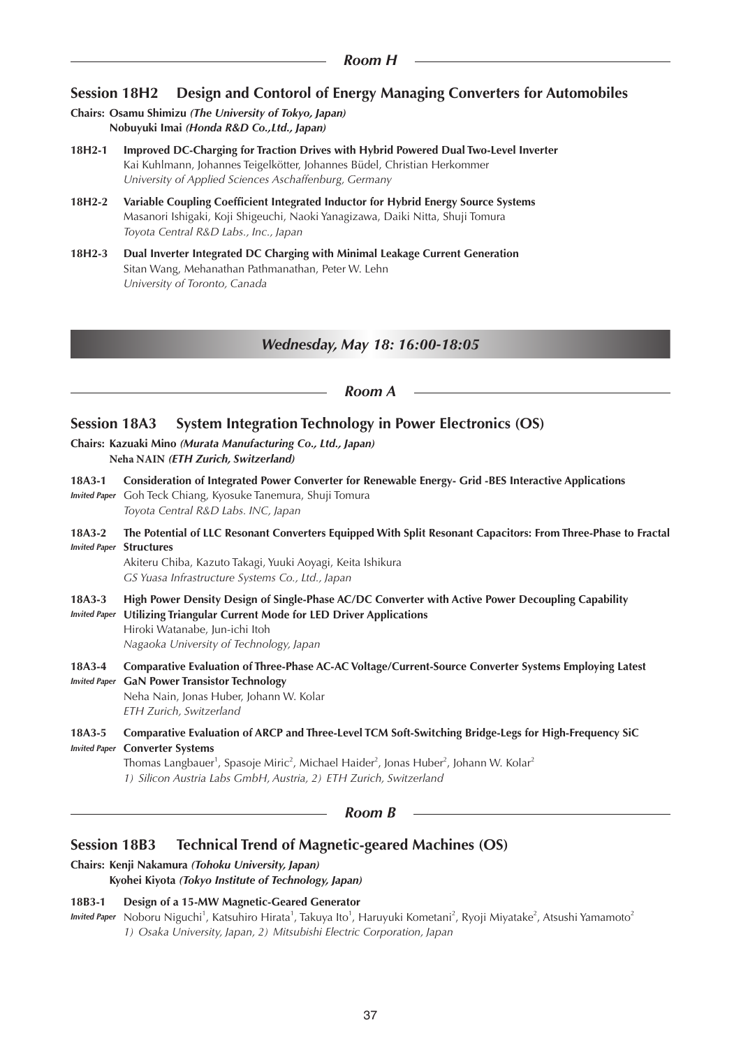## *Room H*

### Session 18H2 Design and Contorol of Energy Managing Converters for Automobiles

**Chairs: Osamu Shimizu *(The University of Tokyo, Japan)***
**Nobuyuki Imai *(Honda R&D Co.,Ltd., Japan)***

**18H2-1** **Improved DC-Charging for Traction Drives with Hybrid Powered Dual Two-Level Inverter**
Kai Kuhlmann, Johannes Teigelkötter, Johannes Büdel, Christian Herkommer
*University of Applied Sciences Aschaffenburg, Germany*

**18H2-2** **Variable Coupling Coefficient Integrated Inductor for Hybrid Energy Source Systems**
Masanori Ishigaki, Koji Shigeuchi, Naoki Yanagizawa, Daiki Nitta, Shuji Tomura
*Toyota Central R&D Labs., Inc., Japan*

**18H2-3** **Dual Inverter Integrated DC Charging with Minimal Leakage Current Generation**
Sitan Wang, Mehanathan Pathmanathan, Peter W. Lehn
*University of Toronto, Canada*

## *Wednesday, May 18: 16:00-18:05*

## *Room A*

### Session 18A3 System Integration Technology in Power Electronics (OS)

**Chairs: Kazuaki Mino *(Murata Manufacturing Co., Ltd., Japan)***
**Neha NAIN *(ETH Zurich, Switzerland)***

**18A3-1** **Consideration of Integrated Power Converter for Renewable Energy- Grid -BES Interactive Applications**
*Invited Paper* Goh Teck Chiang, Kyosuke Tanemura, Shuji Tomura
*Toyota Central R&D Labs. INC, Japan*

**18A3-2** **The Potential of LLC Resonant Converters Equipped With Split Resonant Capacitors: From Three-Phase to Fractal Structures**
*Invited Paper* Akiteru Chiba, Kazuto Takagi, Yuuki Aoyagi, Keita Ishikura
*GS Yuasa Infrastructure Systems Co., Ltd., Japan*

**18A3-3** **High Power Density Design of Single-Phase AC/DC Converter with Active Power Decoupling Capability Utilizing Triangular Current Mode for LED Driver Applications**
*Invited Paper* Hiroki Watanabe, Jun-ichi Itoh
*Nagaoka University of Technology, Japan*

**18A3-4** **Comparative Evaluation of Three-Phase AC-AC Voltage/Current-Source Converter Systems Employing Latest GaN Power Transistor Technology**
*Invited Paper* Neha Nain, Jonas Huber, Johann W. Kolar
*ETH Zurich, Switzerland*

**18A3-5** **Comparative Evaluation of ARCP and Three-Level TCM Soft-Switching Bridge-Legs for High-Frequency SiC Converter Systems**
*Invited Paper* Thomas Langbauer[1], Spasoje Miric[2], Michael Haider[2], Jonas Huber[2], Johann W. Kolar[2]
*1) Silicon Austria Labs GmbH, Austria, 2) ETH Zurich, Switzerland*

## *Room B*

### Session 18B3 Technical Trend of Magnetic-geared Machines (OS)

**Chairs: Kenji Nakamura *(Tohoku University, Japan)***
**Kyohei Kiyota *(Tokyo Institute of Technology, Japan)***

**18B3-1** **Design of a 15-MW Magnetic-Geared Generator**
*Invited Paper* Noboru Niguchi[1], Katsuhiro Hirata[1], Takuya Ito[1], Haruyuki Kometani[2], Ryoji Miyatake[2], Atsushi Yamamoto[2]
*1) Osaka University, Japan, 2) Mitsubishi Electric Corporation, Japan*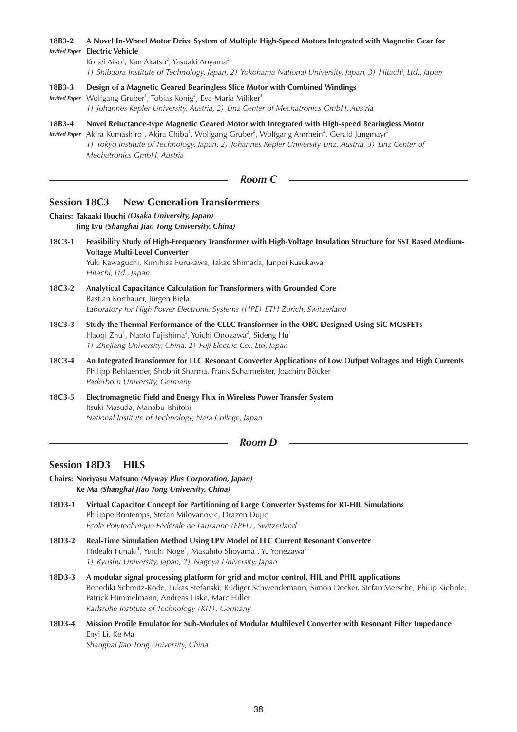**18B3-2** *Invited Paper* **A Novel In-Wheel Motor Drive System of Multiple High-Speed Motors Integrated with Magnetic Gear for Electric Vehicle**
Kohei Aiso[1], Kan Akatsu[2], Yasuaki Aoyama[3]
*1) Shibaura Institute of Technology, Japan, 2) Yokohama National University, Japan, 3) Hitachi, Ltd., Japan*

**18B3-3** *Invited Paper* **Design of a Magnetic Geared Bearingless Slice Motor with Combined Windings**
Wolfgang Gruber[1], Tobias Konig[2], Eva-Maria Miliker[1]
*1) Johannes Kepler University, Austria, 2) Linz Center of Mechatronics GmbH, Austria*

**18B3-4** *Invited Paper* **Novel Reluctance-type Magnetic Geared Motor with Integrated with High-speed Bearingless Motor**
Akira Kumashiro[1], Akira Chiba[1], Wolfgang Gruber[2], Wolfgang Amrhein[2], Gerald Jungmayr[3]
*1) Tokyo Institute of Technology, Japan, 2) Johannes Kepler University Linz, Austria, 3) Linz Center of Mechatronics GmbH, Austria*

### *Room C*

## Session 18C3 New Generation Transformers

**Chairs: Takaaki Ibuchi** ***(Osaka University, Japan)***
**Jing Lyu** ***(Shanghai Jiao Tong University, China)***

**18C3-1** **Feasibility Study of High-Frequency Transformer with High-Voltage Insulation Structure for SST Based Medium-Voltage Multi-Level Converter**
Yuki Kawaguchi, Kimihisa Furukawa, Takae Shimada, Junpei Kusukawa
*Hitachi, Ltd., Japan*

**18C3-2** **Analytical Capacitance Calculation for Transformers with Grounded Core**
Bastian Korthauer, Jürgen Biela
*Laboratory for High Power Electronic Systems (HPE) ETH Zurich, Switzerland*

**18C3-3** **Study the Thermal Performance of the CLLC Transformer in the OBC Designed Using SiC MOSFETs**
Haoqi Zhu[1], Naoto Fujishima[2], Yuichi Onozawa[2], Sideng Hu[1]
*1) Zhejiang University, China, 2) Fuji Electric Co., Ltd, Japan*

**18C3-4** **An Integrated Transformer for LLC Resonant Converter Applications of Low Output Voltages and High Currents**
Philipp Rehlaender, Shobhit Sharma, Frank Schafmeister, Joachim Böcker
*Paderborn University, Germany*

**18C3-5** **Electromagnetic Field and Energy Flux in Wireless Power Transfer System**
Itsuki Masuda, Manabu Ishitobi
*National Institute of Technology, Nara College, Japan*

### *Room D*

## Session 18D3 HILS

**Chairs: Noriyasu Matsuno** ***(Myway Plus Corporation, Japan)***
**Ke Ma** ***(Shanghai Jiao Tong University, China)***

**18D3-1** **Virtual Capacitor Concept for Partitioning of Large Converter Systems for RT-HIL Simulations**
Philippe Bontemps, Stefan Milovanovic, Drazen Dujic
*École Polytechnique Fédérale de Lausanne (EPFL), Switzerland*

**18D3-2** **Real-Time Simulation Method Using LPV Model of LLC Current Resonant Converter**
Hideaki Funaki[1], Yuichi Noge[1], Masahito Shoyama[1], Yu Yonezawa[2]
*1) Kyushu University, Japan, 2) Nagoya University, Japan*

**18D3-3** **A modular signal processing platform for grid and motor control, HIL and PHIL applications**
Benedikt Schmitz-Rode, Lukas Stefanski, Rüdiger Schwendemann, Simon Decker, Stefan Mersche, Philip Kiehnle, Patrick Himmelmann, Andreas Liske, Marc Hiller
*Karlsruhe Institute of Technology (KIT), Germany*

**18D3-4** **Mission Profile Emulator for Sub-Modules of Modular Multilevel Converter with Resonant Filter Impedance**
Enyi Li, Ke Ma
*Shanghai Jiao Tong University, China*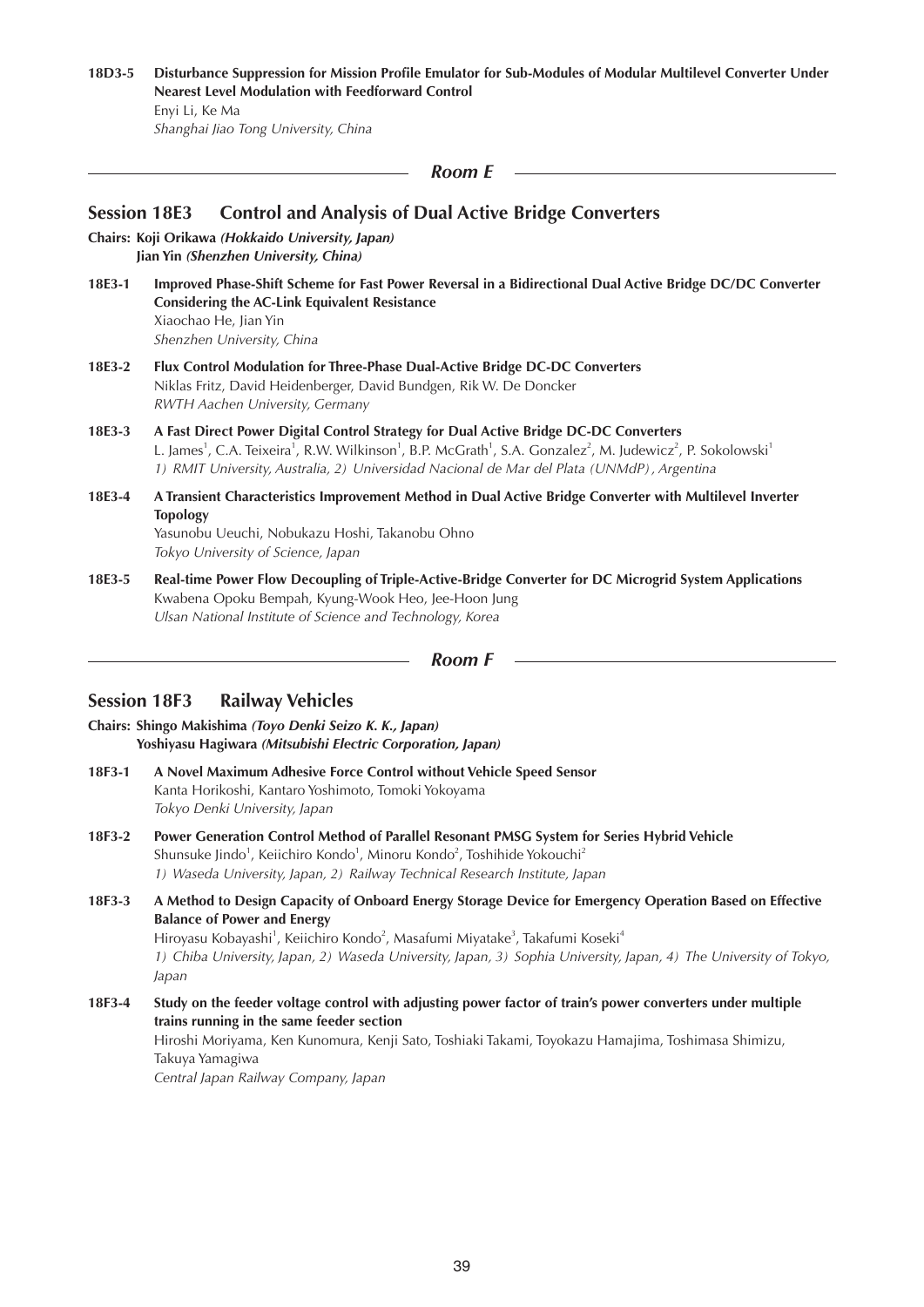**18D3-5** **Disturbance Suppression for Mission Profile Emulator for Sub-Modules of Modular Multilevel Converter Under Nearest Level Modulation with Feedforward Control**
Enyi Li, Ke Ma
*Shanghai Jiao Tong University, China*

## *Room E*

### Session 18E3 Control and Analysis of Dual Active Bridge Converters

**Chairs: Koji Orikawa** ***(Hokkaido University, Japan)***
**Jian Yin** ***(Shenzhen University, China)***

**18E3-1** **Improved Phase-Shift Scheme for Fast Power Reversal in a Bidirectional Dual Active Bridge DC/DC Converter Considering the AC-Link Equivalent Resistance**
Xiaochao He, Jian Yin
*Shenzhen University, China*

**18E3-2** **Flux Control Modulation for Three-Phase Dual-Active Bridge DC-DC Converters**
Niklas Fritz, David Heidenberger, David Bundgen, Rik W. De Doncker
*RWTH Aachen University, Germany*

**18E3-3** **A Fast Direct Power Digital Control Strategy for Dual Active Bridge DC-DC Converters**
L. James[1], C.A. Teixeira[1], R.W. Wilkinson[1], B.P. McGrath[1], S.A. Gonzalez[2], M. Judewicz[2], P. Sokolowski[1]
*1) RMIT University, Australia, 2) Universidad Nacional de Mar del Plata (UNMdP), Argentina*

**18E3-4** **A Transient Characteristics Improvement Method in Dual Active Bridge Converter with Multilevel Inverter Topology**
Yasunobu Ueuchi, Nobukazu Hoshi, Takanobu Ohno
*Tokyo University of Science, Japan*

**18E3-5** **Real-time Power Flow Decoupling of Triple-Active-Bridge Converter for DC Microgrid System Applications**
Kwabena Opoku Bempah, Kyung-Wook Heo, Jee-Hoon Jung
*Ulsan National Institute of Science and Technology, Korea*

## *Room F*

### Session 18F3 Railway Vehicles

**Chairs: Shingo Makishima** ***(Toyo Denki Seizo K. K., Japan)***
**Yoshiyasu Hagiwara** ***(Mitsubishi Electric Corporation, Japan)***

**18F3-1** **A Novel Maximum Adhesive Force Control without Vehicle Speed Sensor**
Kanta Horikoshi, Kantaro Yoshimoto, Tomoki Yokoyama
*Tokyo Denki University, Japan*

**18F3-2** **Power Generation Control Method of Parallel Resonant PMSG System for Series Hybrid Vehicle**
Shunsuke Jindo[1], Keiichiro Kondo[1], Minoru Kondo[2], Toshihide Yokouchi[2]
*1) Waseda University, Japan, 2) Railway Technical Research Institute, Japan*

**18F3-3** **A Method to Design Capacity of Onboard Energy Storage Device for Emergency Operation Based on Effective Balance of Power and Energy**
Hiroyasu Kobayashi[1], Keiichiro Kondo[2], Masafumi Miyatake[3], Takafumi Koseki[4]
*1) Chiba University, Japan, 2) Waseda University, Japan, 3) Sophia University, Japan, 4) The University of Tokyo, Japan*

**18F3-4** **Study on the feeder voltage control with adjusting power factor of train's power converters under multiple trains running in the same feeder section**
Hiroshi Moriyama, Ken Kunomura, Kenji Sato, Toshiaki Takami, Toyokazu Hamajima, Toshimasa Shimizu, Takuya Yamagiwa
*Central Japan Railway Company, Japan*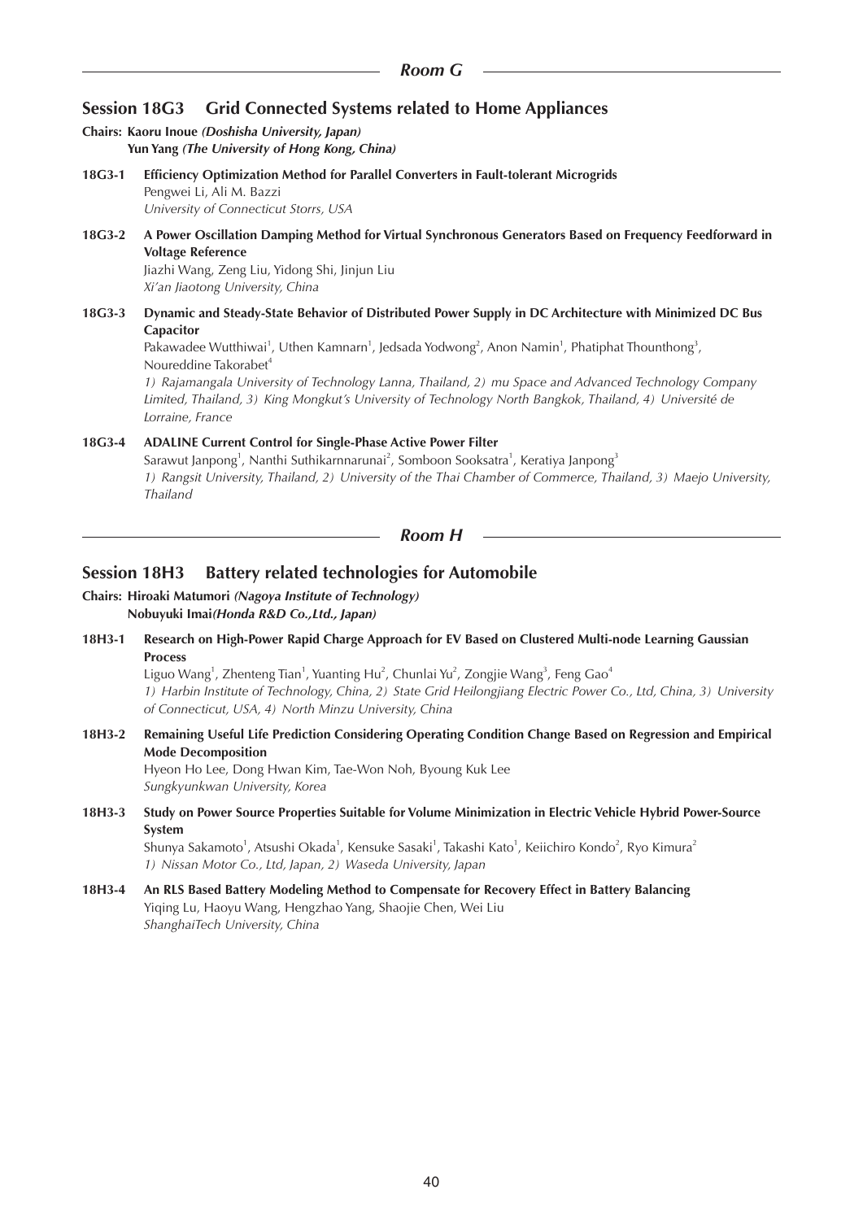## Room G

### Session 18G3 Grid Connected Systems related to Home Appliances

**Chairs: Kaoru Inoue** ***(Doshisha University, Japan)***
**Yun Yang** ***(The University of Hong Kong, China)***

**18G3-1** **Efficiency Optimization Method for Parallel Converters in Fault-tolerant Microgrids**
Pengwei Li, Ali M. Bazzi
*University of Connecticut Storrs, USA*

**18G3-2** **A Power Oscillation Damping Method for Virtual Synchronous Generators Based on Frequency Feedforward in Voltage Reference**
Jiazhi Wang, Zeng Liu, Yidong Shi, Jinjun Liu
*Xi'an Jiaotong University, China*

**18G3-3** **Dynamic and Steady-State Behavior of Distributed Power Supply in DC Architecture with Minimized DC Bus Capacitor**
Pakawadee Wutthiwai[1], Uthen Kamnarn[1], Jedsada Yodwong[2], Anon Namin[1], Phatiphat Thounthong[3], Noureddine Takorabet[4]
*1) Rajamangala University of Technology Lanna, Thailand, 2) mu Space and Advanced Technology Company Limited, Thailand, 3) King Mongkut's University of Technology North Bangkok, Thailand, 4) Université de Lorraine, France*

**18G3-4** **ADALINE Current Control for Single-Phase Active Power Filter**
Sarawut Janpong[1], Nanthi Suthikarnnarunai[2], Somboon Sooksatra[1], Keratiya Janpong[3]
*1) Rangsit University, Thailand, 2) University of the Thai Chamber of Commerce, Thailand, 3) Maejo University, Thailand*

## Room H

### Session 18H3 Battery related technologies for Automobile

**Chairs: Hiroaki Matumori** ***(Nagoya Institute of Technology)***
**Nobuyuki Imai*****(Honda R&D Co.,Ltd., Japan)***

**18H3-1** **Research on High-Power Rapid Charge Approach for EV Based on Clustered Multi-node Learning Gaussian Process**
Liguo Wang[1], Zhenteng Tian[1], Yuanting Hu[2], Chunlai Yu[2], Zongjie Wang[3], Feng Gao[4]
*1) Harbin Institute of Technology, China, 2) State Grid Heilongjiang Electric Power Co., Ltd, China, 3) University of Connecticut, USA, 4) North Minzu University, China*

**18H3-2** **Remaining Useful Life Prediction Considering Operating Condition Change Based on Regression and Empirical Mode Decomposition**
Hyeon Ho Lee, Dong Hwan Kim, Tae-Won Noh, Byoung Kuk Lee
*Sungkyunkwan University, Korea*

**18H3-3** **Study on Power Source Properties Suitable for Volume Minimization in Electric Vehicle Hybrid Power-Source System**
Shunya Sakamoto[1], Atsushi Okada[1], Kensuke Sasaki[1], Takashi Kato[1], Keiichiro Kondo[2], Ryo Kimura[2]
*1) Nissan Motor Co., Ltd, Japan, 2) Waseda University, Japan*

**18H3-4** **An RLS Based Battery Modeling Method to Compensate for Recovery Effect in Battery Balancing**
Yiqing Lu, Haoyu Wang, Hengzhao Yang, Shaojie Chen, Wei Liu
*ShanghaiTech University, China*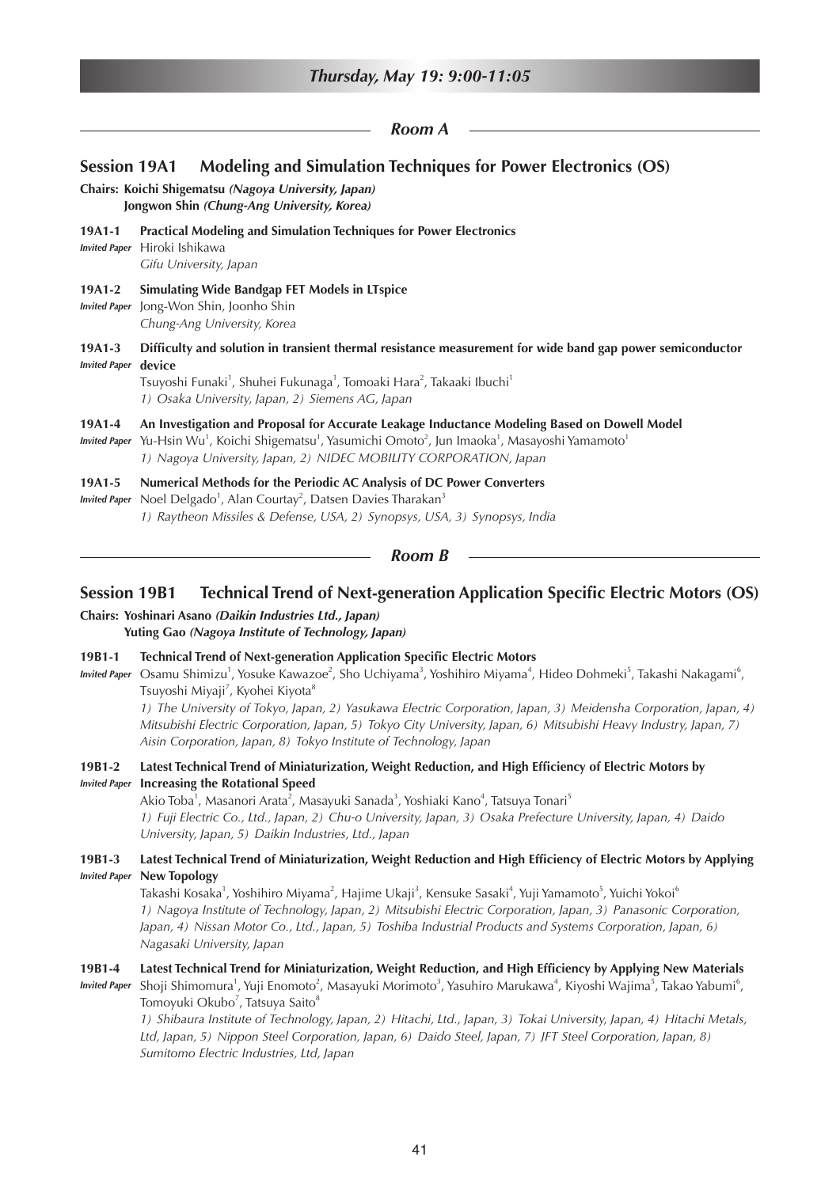## Thursday, May 19: 9:00-11:05

### Room A

### Session 19A1 Modeling and Simulation Techniques for Power Electronics (OS)

**Chairs: Koichi Shigematsu** *(Nagoya University, Japan)*
**Jongwon Shin** *(Chung-Ang University, Korea)*

**19A1-1** **Practical Modeling and Simulation Techniques for Power Electronics**
*Invited Paper* Hiroki Ishikawa
*Gifu University, Japan*

**19A1-2** **Simulating Wide Bandgap FET Models in LTspice**
*Invited Paper* Jong-Won Shin, Joonho Shin
*Chung-Ang University, Korea*

**19A1-3** **Difficulty and solution in transient thermal resistance measurement for wide band gap power semiconductor device**
*Invited Paper* Tsuyoshi Funaki[1], Shuhei Fukunaga[1], Tomoaki Hara[2], Takaaki Ibuchi[1]
*1) Osaka University, Japan, 2) Siemens AG, Japan*

**19A1-4** **An Investigation and Proposal for Accurate Leakage Inductance Modeling Based on Dowell Model**
*Invited Paper* Yu-Hsin Wu[1], Koichi Shigematsu[1], Yasumichi Omoto[2], Jun Imaoka[1], Masayoshi Yamamoto[1]
*1) Nagoya University, Japan, 2) NIDEC MOBILITY CORPORATION, Japan*

**19A1-5** **Numerical Methods for the Periodic AC Analysis of DC Power Converters**
*Invited Paper* Noel Delgado[1], Alan Courtay[2], Datsen Davies Tharakan[3]
*1) Raytheon Missiles & Defense, USA, 2) Synopsys, USA, 3) Synopsys, India*

### Room B

### Session 19B1 Technical Trend of Next-generation Application Specific Electric Motors (OS)

**Chairs: Yoshinari Asano** *(Daikin Industries Ltd., Japan)*
**Yuting Gao** *(Nagoya Institute of Technology, Japan)*

**19B1-1** **Technical Trend of Next-generation Application Specific Electric Motors**
*Invited Paper* Osamu Shimizu[1], Yosuke Kawazoe[2], Sho Uchiyama[3], Yoshihiro Miyama[4], Hideo Dohmeki[5], Takashi Nakagami[6], Tsuyoshi Miyaji[7], Kyohei Kiyota[8]
*1) The University of Tokyo, Japan, 2) Yasukawa Electric Corporation, Japan, 3) Meidensha Corporation, Japan, 4) Mitsubishi Electric Corporation, Japan, 5) Tokyo City University, Japan, 6) Mitsubishi Heavy Industry, Japan, 7) Aisin Corporation, Japan, 8) Tokyo Institute of Technology, Japan*

**19B1-2** **Latest Technical Trend of Miniaturization, Weight Reduction, and High Efficiency of Electric Motors by Increasing the Rotational Speed**
*Invited Paper* Akio Toba[1], Masanori Arata[2], Masayuki Sanada[3], Yoshiaki Kano[4], Tatsuya Tonari[5]
*1) Fuji Electric Co., Ltd., Japan, 2) Chu-o University, Japan, 3) Osaka Prefecture University, Japan, 4) Daido University, Japan, 5) Daikin Industries, Ltd., Japan*

**19B1-3** **Latest Technical Trend of Miniaturization, Weight Reduction and High Efficiency of Electric Motors by Applying New Topology**
*Invited Paper* Takashi Kosaka[1], Yoshihiro Miyama[2], Hajime Ukaji[3], Kensuke Sasaki[4], Yuji Yamamoto[5], Yuichi Yokoi[6]
*1) Nagoya Institute of Technology, Japan, 2) Mitsubishi Electric Corporation, Japan, 3) Panasonic Corporation, Japan, 4) Nissan Motor Co., Ltd., Japan, 5) Toshiba Industrial Products and Systems Corporation, Japan, 6) Nagasaki University, Japan*

**19B1-4** **Latest Technical Trend for Miniaturization, Weight Reduction, and High Efficiency by Applying New Materials**
*Invited Paper* Shoji Shimomura[1], Yuji Enomoto[2], Masayuki Morimoto[3], Yasuhiro Marukawa[4], Kiyoshi Wajima[5], Takao Yabumi[6], Tomoyuki Okubo[7], Tatsuya Saito[8]
*1) Shibaura Institute of Technology, Japan, 2) Hitachi, Ltd., Japan, 3) Tokai University, Japan, 4) Hitachi Metals, Ltd, Japan, 5) Nippon Steel Corporation, Japan, 6) Daido Steel, Japan, 7) JFT Steel Corporation, Japan, 8) Sumitomo Electric Industries, Ltd, Japan*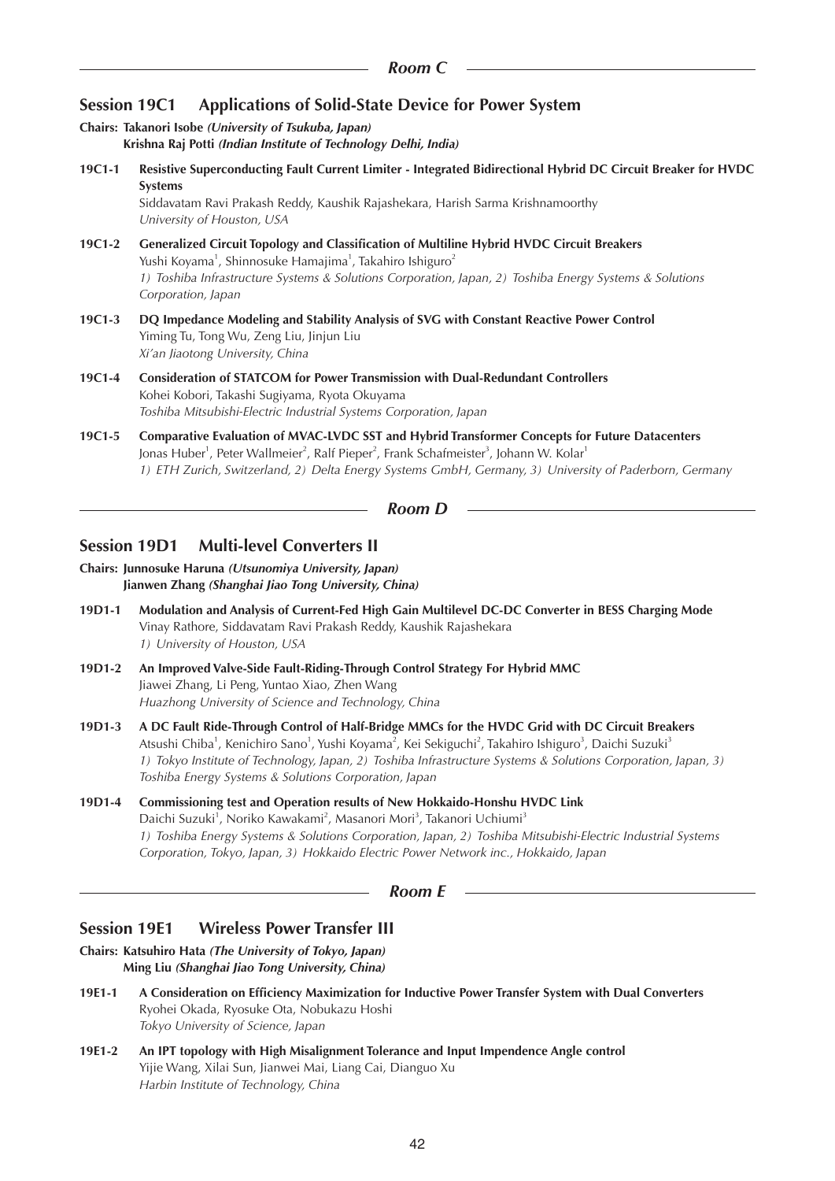## Room C

### Session 19C1 Applications of Solid-State Device for Power System

**Chairs: Takanori Isobe** *(University of Tsukuba, Japan)*
**Krishna Raj Potti** *(Indian Institute of Technology Delhi, India)*

**19C1-1 Resistive Superconducting Fault Current Limiter - Integrated Bidirectional Hybrid DC Circuit Breaker for HVDC Systems**
Siddavatam Ravi Prakash Reddy, Kaushik Rajashekara, Harish Sarma Krishnamoorthy
*University of Houston, USA*

**19C1-2 Generalized Circuit Topology and Classification of Multiline Hybrid HVDC Circuit Breakers**
Yushi Koyama[1], Shinnosuke Hamajima[1], Takahiro Ishiguro[2]
*1) Toshiba Infrastructure Systems & Solutions Corporation, Japan, 2) Toshiba Energy Systems & Solutions Corporation, Japan*

**19C1-3 DQ Impedance Modeling and Stability Analysis of SVG with Constant Reactive Power Control**
Yiming Tu, Tong Wu, Zeng Liu, Jinjun Liu
*Xi'an Jiaotong University, China*

**19C1-4 Consideration of STATCOM for Power Transmission with Dual-Redundant Controllers**
Kohei Kobori, Takashi Sugiyama, Ryota Okuyama
*Toshiba Mitsubishi-Electric Industrial Systems Corporation, Japan*

**19C1-5 Comparative Evaluation of MVAC-LVDC SST and Hybrid Transformer Concepts for Future Datacenters**
Jonas Huber[1], Peter Wallmeier[2], Ralf Pieper[2], Frank Schafmeister[3], Johann W. Kolar[1]
*1) ETH Zurich, Switzerland, 2) Delta Energy Systems GmbH, Germany, 3) University of Paderborn, Germany*

## Room D

### Session 19D1 Multi-level Converters II

**Chairs: Junnosuke Haruna** *(Utsunomiya University, Japan)*
**Jianwen Zhang** *(Shanghai Jiao Tong University, China)*

**19D1-1 Modulation and Analysis of Current-Fed High Gain Multilevel DC-DC Converter in BESS Charging Mode**
Vinay Rathore, Siddavatam Ravi Prakash Reddy, Kaushik Rajashekara
*1) University of Houston, USA*

**19D1-2 An Improved Valve-Side Fault-Riding-Through Control Strategy For Hybrid MMC**
Jiawei Zhang, Li Peng, Yuntao Xiao, Zhen Wang
*Huazhong University of Science and Technology, China*

**19D1-3 A DC Fault Ride-Through Control of Half-Bridge MMCs for the HVDC Grid with DC Circuit Breakers**
Atsushi Chiba[1], Kenichiro Sano[1], Yushi Koyama[2], Kei Sekiguchi[2], Takahiro Ishiguro[3], Daichi Suzuki[3]
*1) Tokyo Institute of Technology, Japan, 2) Toshiba Infrastructure Systems & Solutions Corporation, Japan, 3) Toshiba Energy Systems & Solutions Corporation, Japan*

**19D1-4 Commissioning test and Operation results of New Hokkaido-Honshu HVDC Link**
Daichi Suzuki[1], Noriko Kawakami[2], Masanori Mori[3], Takanori Uchiumi[3]
*1) Toshiba Energy Systems & Solutions Corporation, Japan, 2) Toshiba Mitsubishi-Electric Industrial Systems Corporation, Tokyo, Japan, 3) Hokkaido Electric Power Network inc., Hokkaido, Japan*

## Room E

### Session 19E1 Wireless Power Transfer III

**Chairs: Katsuhiro Hata** *(The University of Tokyo, Japan)*
**Ming Liu** *(Shanghai Jiao Tong University, China)*

**19E1-1 A Consideration on Efficiency Maximization for Inductive Power Transfer System with Dual Converters**
Ryohei Okada, Ryosuke Ota, Nobukazu Hoshi
*Tokyo University of Science, Japan*

**19E1-2 An IPT topology with High Misalignment Tolerance and Input Impendence Angle control**
Yijie Wang, Xilai Sun, Jianwei Mai, Liang Cai, Dianguo Xu
*Harbin Institute of Technology, China*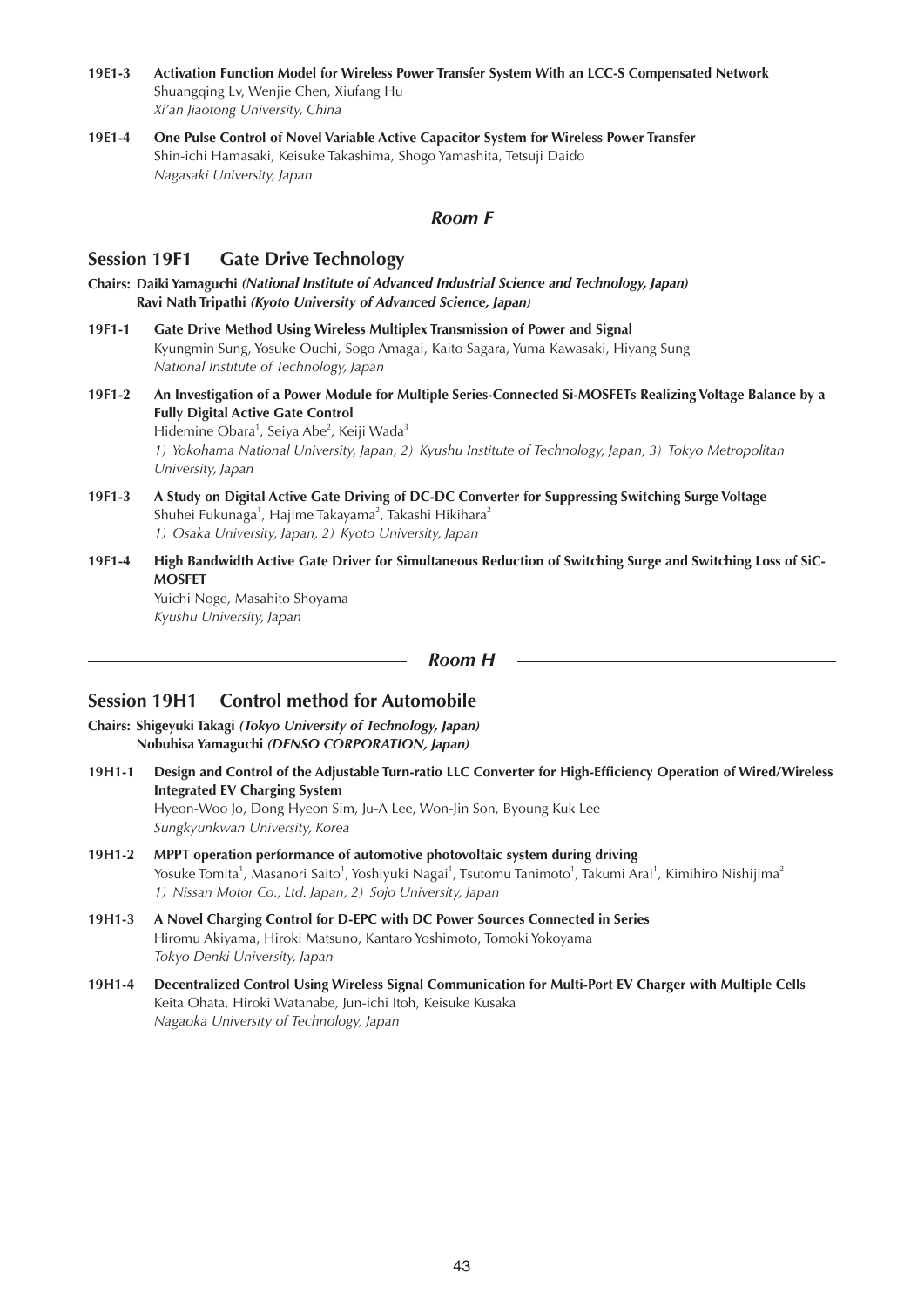**19E1-3** **Activation Function Model for Wireless Power Transfer System With an LCC-S Compensated Network**
Shuangqing Lv, Wenjie Chen, Xiufang Hu
*Xi'an Jiaotong University, China*

**19E1-4** **One Pulse Control of Novel Variable Active Capacitor System for Wireless Power Transfer**
Shin-ichi Hamasaki, Keisuke Takashima, Shogo Yamashita, Tetsuji Daido
*Nagasaki University, Japan*

### *Room F*

## Session 19F1 Gate Drive Technology

**Chairs: Daiki Yamaguchi** ***(National Institute of Advanced Industrial Science and Technology, Japan)***
**Ravi Nath Tripathi** ***(Kyoto University of Advanced Science, Japan)***

**19F1-1** **Gate Drive Method Using Wireless Multiplex Transmission of Power and Signal**
Kyungmin Sung, Yosuke Ouchi, Sogo Amagai, Kaito Sagara, Yuma Kawasaki, Hiyang Sung
*National Institute of Technology, Japan*

**19F1-2** **An Investigation of a Power Module for Multiple Series-Connected Si-MOSFETs Realizing Voltage Balance by a Fully Digital Active Gate Control**
Hidemine Obara[1], Seiya Abe[2], Keiji Wada[3]
*1) Yokohama National University, Japan, 2) Kyushu Institute of Technology, Japan, 3) Tokyo Metropolitan University, Japan*

**19F1-3** **A Study on Digital Active Gate Driving of DC-DC Converter for Suppressing Switching Surge Voltage**
Shuhei Fukunaga[1], Hajime Takayama[2], Takashi Hikihara[2]
*1) Osaka University, Japan, 2) Kyoto University, Japan*

**19F1-4** **High Bandwidth Active Gate Driver for Simultaneous Reduction of Switching Surge and Switching Loss of SiC-MOSFET**
Yuichi Noge, Masahito Shoyama
*Kyushu University, Japan*

### *Room H*

## Session 19H1 Control method for Automobile

**Chairs: Shigeyuki Takagi** ***(Tokyo University of Technology, Japan)***
**Nobuhisa Yamaguchi** ***(DENSO CORPORATION, Japan)***

**19H1-1** **Design and Control of the Adjustable Turn-ratio LLC Converter for High-Efficiency Operation of Wired/Wireless Integrated EV Charging System**
Hyeon-Woo Jo, Dong Hyeon Sim, Ju-A Lee, Won-Jin Son, Byoung Kuk Lee
*Sungkyunkwan University, Korea*

**19H1-2** **MPPT operation performance of automotive photovoltaic system during driving**
Yosuke Tomita[1], Masanori Saito[1], Yoshiyuki Nagai[1], Tsutomu Tanimoto[1], Takumi Arai[1], Kimihiro Nishijima[2]
*1) Nissan Motor Co., Ltd. Japan, 2) Sojo University, Japan*

**19H1-3** **A Novel Charging Control for D-EPC with DC Power Sources Connected in Series**
Hiromu Akiyama, Hiroki Matsuno, Kantaro Yoshimoto, Tomoki Yokoyama
*Tokyo Denki University, Japan*

**19H1-4** **Decentralized Control Using Wireless Signal Communication for Multi-Port EV Charger with Multiple Cells**
Keita Ohata, Hiroki Watanabe, Jun-ichi Itoh, Keisuke Kusaka
*Nagaoka University of Technology, Japan*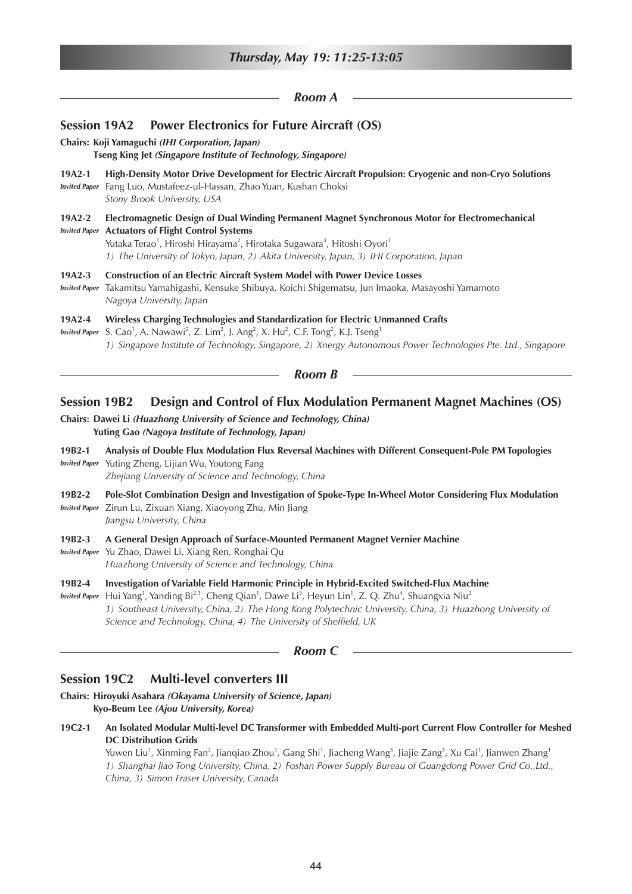## Thursday, May 19: 11:25-13:05

### Room A

## Session 19A2 Power Electronics for Future Aircraft (OS)

**Chairs: Koji Yamaguchi** *(IHI Corporation, Japan)*
**Tseng King Jet** *(Singapore Institute of Technology, Singapore)*

**19A2-1** **High-Density Motor Drive Development for Electric Aircraft Propulsion: Cryogenic and non-Cryo Solutions**
*Invited Paper* Fang Luo, Mustafeez-ul-Hassan, Zhao Yuan, Kushan Choksi
*Stony Brook University, USA*

**19A2-2** **Electromagnetic Design of Dual Winding Permanent Magnet Synchronous Motor for Electromechanical Actuators of Flight Control Systems**
*Invited Paper* Yutaka Terao[1], Hiroshi Hirayama[2], Hirotaka Sugawara[3], Hitoshi Oyori[3]
*1) The University of Tokyo, Japan, 2) Akita University, Japan, 3) IHI Corporation, Japan*

**19A2-3** **Construction of an Electric Aircraft System Model with Power Device Losses**
*Invited Paper* Takamitsu Yamahigashi, Kensuke Shibuya, Koichi Shigematsu, Jun Imaoka, Masayoshi Yamamoto
*Nagoya University, Japan*

**19A2-4** **Wireless Charging Technologies and Standardization for Electric Unmanned Crafts**
*Invited Paper* S. Cao[1], A. Nawawi[2], Z. Lim[2], J. Ang[2], X. Hu[2], C.F. Tong[2], K.J. Tseng[1]
*1) Singapore Institute of Technology, Singapore, 2) Xnergy Autonomous Power Technologies Pte. Ltd., Singapore*

### Room B

## Session 19B2 Design and Control of Flux Modulation Permanent Magnet Machines (OS)

**Chairs: Dawei Li** *(Huazhong University of Science and Technology, China)*
**Yuting Gao** *(Nagoya Institute of Technology, Japan)*

**19B2-1** **Analysis of Double Flux Modulation Flux Reversal Machines with Different Consequent-Pole PM Topologies**
*Invited Paper* Yuting Zheng, Lijian Wu, Youtong Fang
*Zhejiang University of Science and Technology, China*

**19B2-2** **Pole-Slot Combination Design and Investigation of Spoke-Type In-Wheel Motor Considering Flux Modulation**
*Invited Paper* Zirun Lu, Zixuan Xiang, Xiaoyong Zhu, Min Jiang
*Jiangsu University, China*

**19B2-3** **A General Design Approach of Surface-Mounted Permanent Magnet Vernier Machine**
*Invited Paper* Yu Zhao, Dawei Li, Xiang Ren, Ronghai Qu
*Huazhong University of Science and Technology, China*

**19B2-4** **Investigation of Variable Field Harmonic Principle in Hybrid-Excited Switched-Flux Machine**
*Invited Paper* Hui Yang[1], Yanding Bi[2,1], Cheng Qian[1], Dawe Li[3], Heyun Lin[1], Z. Q. Zhu[4], Shuangxia Niu[2]
*1) Southeast University, China, 2) The Hong Kong Polytechnic University, China, 3) Huazhong University of Science and Technology, China, 4) The University of Sheffield, UK*

### Room C

## Session 19C2 Multi-level converters III

**Chairs: Hiroyuki Asahara** *(Okayama University of Science, Japan)*
**Kyo-Beum Lee** *(Ajou University, Korea)*

**19C2-1** **An Isolated Modular Multi-level DC Transformer with Embedded Multi-port Current Flow Controller for Meshed DC Distribution Grids**
Yuwen Liu[1], Xinming Fan[2], Jianqiao Zhou[1], Gang Shi[1], Jiacheng Wang[3], Jiajie Zang[3], Xu Cai[1], Jianwen Zhang[1]
*1) Shanghai Jiao Tong University, China, 2) Foshan Power Supply Bureau of Guangdong Power Grid Co.,Ltd., China, 3) Simon Fraser University, Canada*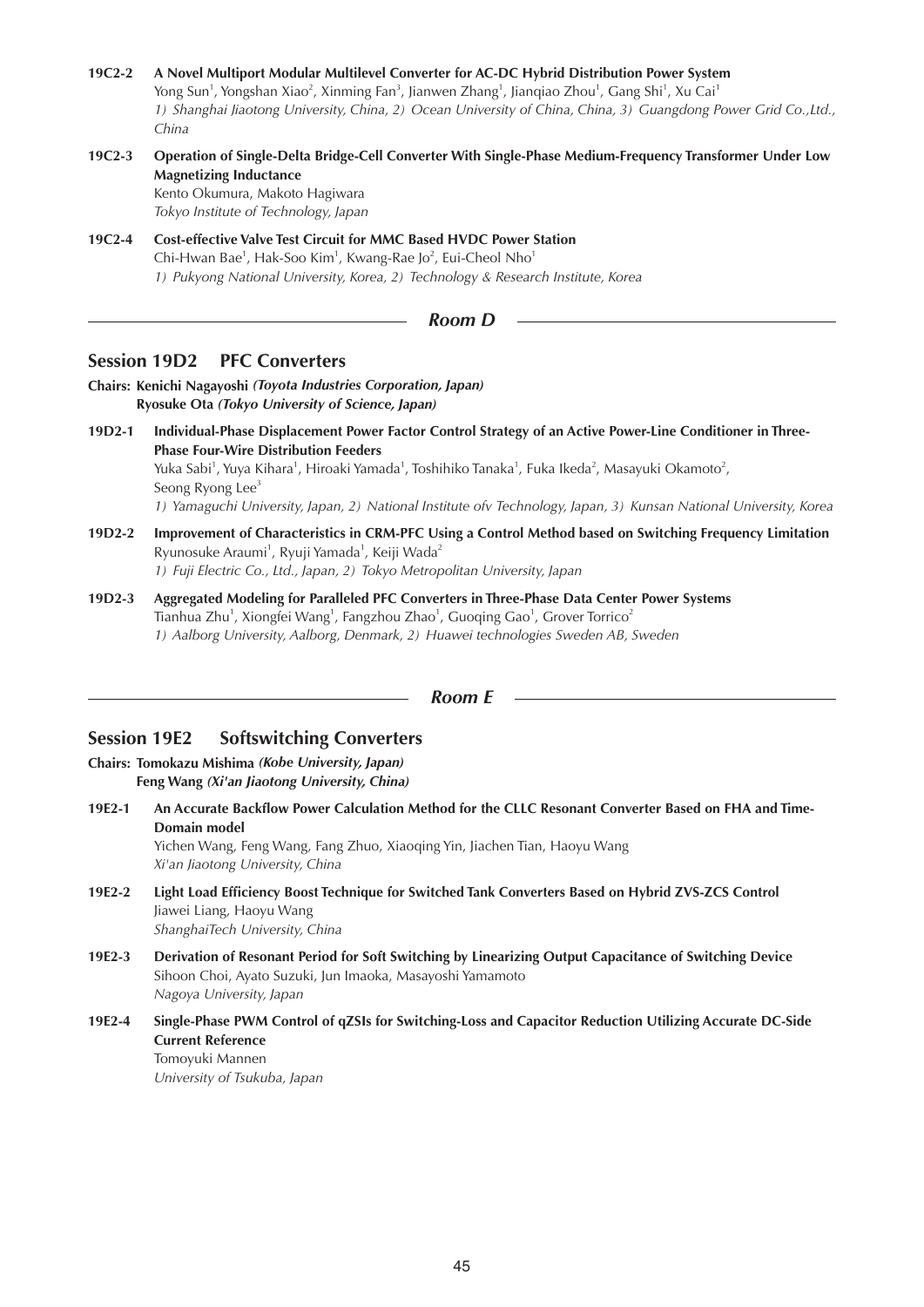**19C2-2 A Novel Multiport Modular Multilevel Converter for AC-DC Hybrid Distribution Power System**
Yong Sun[1], Yongshan Xiao[2], Xinming Fan[3], Jianwen Zhang[1], Jianqiao Zhou[1], Gang Shi[1], Xu Cai[1]
*1) Shanghai Jiaotong University, China, 2) Ocean University of China, China, 3) Guangdong Power Grid Co.,Ltd., China*

**19C2-3 Operation of Single-Delta Bridge-Cell Converter With Single-Phase Medium-Frequency Transformer Under Low Magnetizing Inductance**
Kento Okumura, Makoto Hagiwara
*Tokyo Institute of Technology, Japan*

**19C2-4 Cost-effective Valve Test Circuit for MMC Based HVDC Power Station**
Chi-Hwan Bae[1], Hak-Soo Kim[1], Kwang-Rae Jo[2], Eui-Cheol Nho[1]
*1) Pukyong National University, Korea, 2) Technology & Research Institute, Korea*

## *Room D*

### Session 19D2 PFC Converters

**Chairs: Kenichi Nagayoshi** ***(Toyota Industries Corporation, Japan)***
**Ryosuke Ota** ***(Tokyo University of Science, Japan)***

**19D2-1 Individual-Phase Displacement Power Factor Control Strategy of an Active Power-Line Conditioner in Three-Phase Four-Wire Distribution Feeders**
Yuka Sabi[1], Yuya Kihara[1], Hiroaki Yamada[1], Toshihiko Tanaka[1], Fuka Ikeda[2], Masayuki Okamoto[2], Seong Ryong Lee[3]
*1) Yamaguchi University, Japan, 2) National Institute ofv Technology, Japan, 3) Kunsan National University, Korea*

**19D2-2 Improvement of Characteristics in CRM-PFC Using a Control Method based on Switching Frequency Limitation**
Ryunosuke Araumi[1], Ryuji Yamada[1], Keiji Wada[2]
*1) Fuji Electric Co., Ltd., Japan, 2) Tokyo Metropolitan University, Japan*

**19D2-3 Aggregated Modeling for Paralleled PFC Converters in Three-Phase Data Center Power Systems**
Tianhua Zhu[1], Xiongfei Wang[1], Fangzhou Zhao[1], Guoqing Gao[1], Grover Torrico[2]
*1) Aalborg University, Aalborg, Denmark, 2) Huawei technologies Sweden AB, Sweden*

## *Room E*

### Session 19E2 Softswitching Converters

**Chairs: Tomokazu Mishima** ***(Kobe University, Japan)***
**Feng Wang** ***(Xi'an Jiaotong University, China)***

**19E2-1 An Accurate Backflow Power Calculation Method for the CLLC Resonant Converter Based on FHA and Time-Domain model**
Yichen Wang, Feng Wang, Fang Zhuo, Xiaoqing Yin, Jiachen Tian, Haoyu Wang
*Xi'an Jiaotong University, China*

**19E2-2 Light Load Efficiency Boost Technique for Switched Tank Converters Based on Hybrid ZVS-ZCS Control**
Jiawei Liang, Haoyu Wang
*ShanghaiTech University, China*

**19E2-3 Derivation of Resonant Period for Soft Switching by Linearizing Output Capacitance of Switching Device**
Sihoon Choi, Ayato Suzuki, Jun Imaoka, Masayoshi Yamamoto
*Nagoya University, Japan*

**19E2-4 Single-Phase PWM Control of qZSIs for Switching-Loss and Capacitor Reduction Utilizing Accurate DC-Side Current Reference**
Tomoyuki Mannen
*University of Tsukuba, Japan*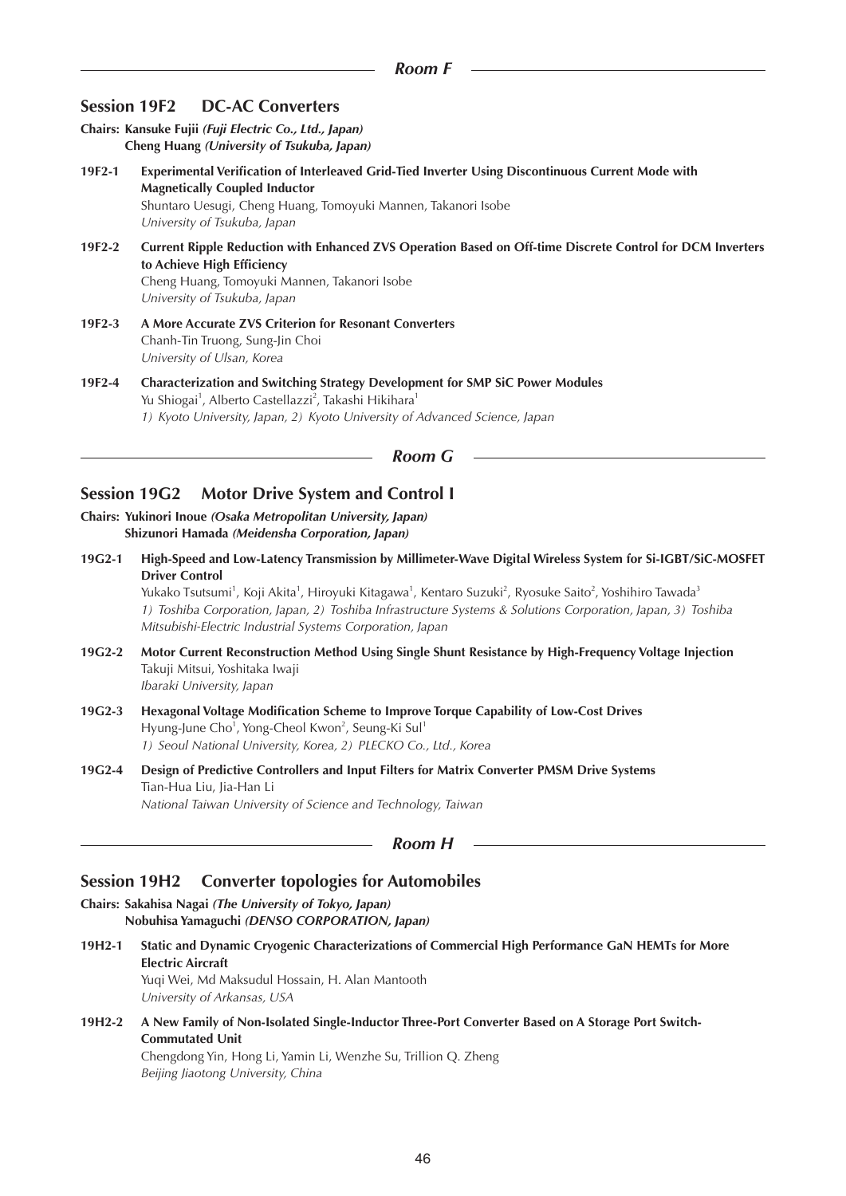## Room F

### Session 19F2 DC-AC Converters

**Chairs: Kansuke Fujii** *(Fuji Electric Co., Ltd., Japan)*
**Cheng Huang** *(University of Tsukuba, Japan)*

**19F2-1** **Experimental Verification of Interleaved Grid-Tied Inverter Using Discontinuous Current Mode with Magnetically Coupled Inductor**
Shuntaro Uesugi, Cheng Huang, Tomoyuki Mannen, Takanori Isobe
*University of Tsukuba, Japan*

**19F2-2** **Current Ripple Reduction with Enhanced ZVS Operation Based on Off-time Discrete Control for DCM Inverters to Achieve High Efficiency**
Cheng Huang, Tomoyuki Mannen, Takanori Isobe
*University of Tsukuba, Japan*

**19F2-3** **A More Accurate ZVS Criterion for Resonant Converters**
Chanh-Tin Truong, Sung-Jin Choi
*University of Ulsan, Korea*

**19F2-4** **Characterization and Switching Strategy Development for SMP SiC Power Modules**
Yu Shiogai[1], Alberto Castellazzi[2], Takashi Hikihara[1]
*1) Kyoto University, Japan, 2) Kyoto University of Advanced Science, Japan*

## Room G

### Session 19G2 Motor Drive System and Control I

**Chairs: Yukinori Inoue** *(Osaka Metropolitan University, Japan)*
**Shizunori Hamada** *(Meidensha Corporation, Japan)*

**19G2-1** **High-Speed and Low-Latency Transmission by Millimeter-Wave Digital Wireless System for Si-IGBT/SiC-MOSFET Driver Control**
Yukako Tsutsumi[1], Koji Akita[1], Hiroyuki Kitagawa[1], Kentaro Suzuki[2], Ryosuke Saito[2], Yoshihiro Tawada[3]
*1) Toshiba Corporation, Japan, 2) Toshiba Infrastructure Systems & Solutions Corporation, Japan, 3) Toshiba Mitsubishi-Electric Industrial Systems Corporation, Japan*

**19G2-2** **Motor Current Reconstruction Method Using Single Shunt Resistance by High-Frequency Voltage Injection**
Takuji Mitsui, Yoshitaka Iwaji
*Ibaraki University, Japan*

**19G2-3** **Hexagonal Voltage Modification Scheme to Improve Torque Capability of Low-Cost Drives**
Hyung-June Cho[1], Yong-Cheol Kwon[2], Seung-Ki Sul[1]
*1) Seoul National University, Korea, 2) PLECKO Co., Ltd., Korea*

**19G2-4** **Design of Predictive Controllers and Input Filters for Matrix Converter PMSM Drive Systems**
Tian-Hua Liu, Jia-Han Li
*National Taiwan University of Science and Technology, Taiwan*

## Room H

### Session 19H2 Converter topologies for Automobiles

**Chairs: Sakahisa Nagai** *(The University of Tokyo, Japan)*
**Nobuhisa Yamaguchi** *(DENSO CORPORATION, Japan)*

**19H2-1** **Static and Dynamic Cryogenic Characterizations of Commercial High Performance GaN HEMTs for More Electric Aircraft**
Yuqi Wei, Md Maksudul Hossain, H. Alan Mantooth
*University of Arkansas, USA*

**19H2-2** **A New Family of Non-Isolated Single-Inductor Three-Port Converter Based on A Storage Port Switch-Commutated Unit**
Chengdong Yin, Hong Li, Yamin Li, Wenzhe Su, Trillion Q. Zheng
*Beijing Jiaotong University, China*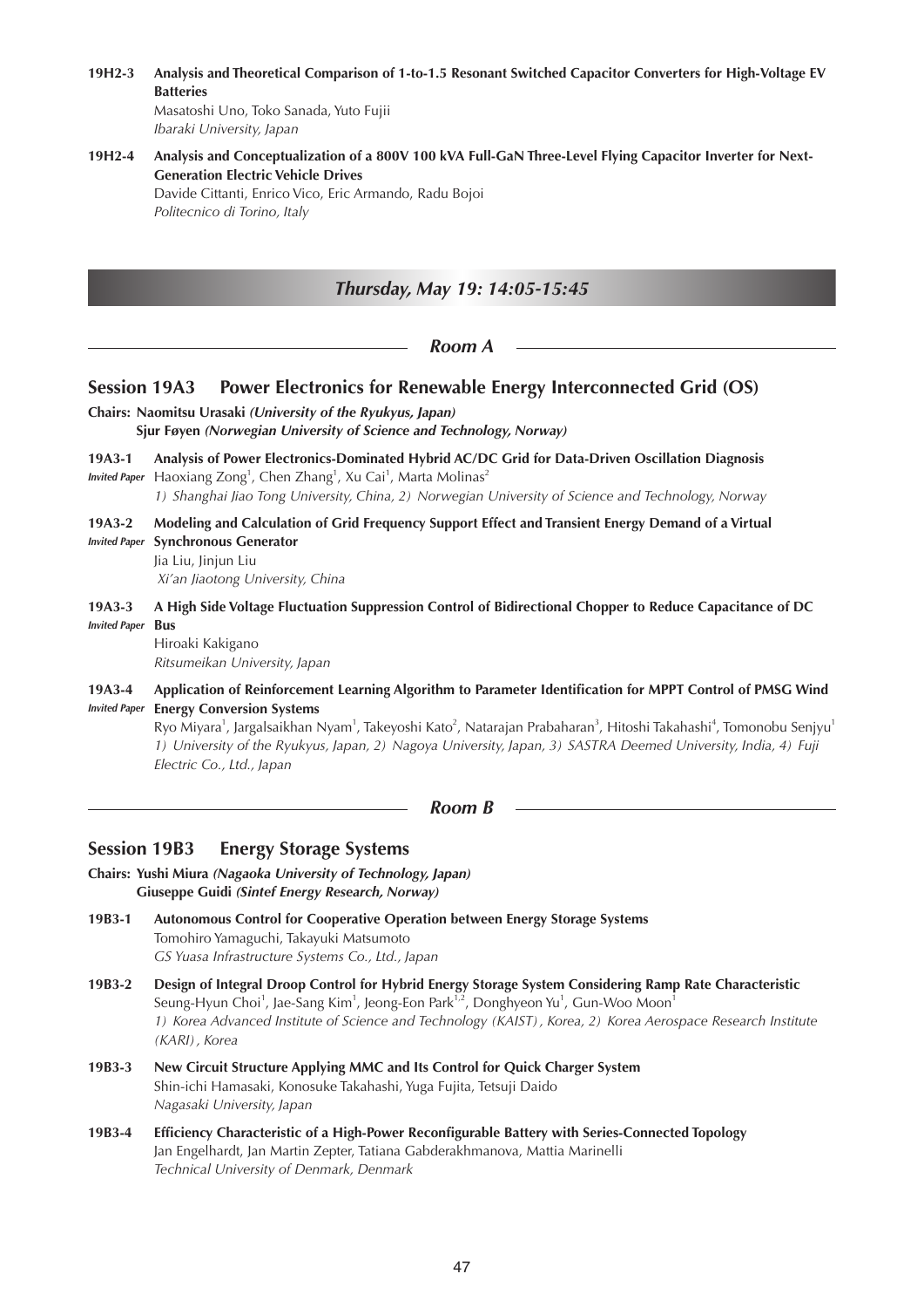**19H2-3 Analysis and Theoretical Comparison of 1-to-1.5 Resonant Switched Capacitor Converters for High-Voltage EV Batteries**
Masatoshi Uno, Toko Sanada, Yuto Fujii
*Ibaraki University, Japan*

**19H2-4 Analysis and Conceptualization of a 800V 100 kVA Full-GaN Three-Level Flying Capacitor Inverter for Next-Generation Electric Vehicle Drives**
Davide Cittanti, Enrico Vico, Eric Armando, Radu Bojoi
*Politecnico di Torino, Italy*

## *Thursday, May 19: 14:05-15:45*

### *Room A*

## Session 19A3 Power Electronics for Renewable Energy Interconnected Grid (OS)

**Chairs: Naomitsu Urasaki** *(University of the Ryukyus, Japan)*
**Sjur Føyen** *(Norwegian University of Science and Technology, Norway)*

**19A3-1 Analysis of Power Electronics-Dominated Hybrid AC/DC Grid for Data-Driven Oscillation Diagnosis**
*Invited Paper* Haoxiang Zong[1], Chen Zhang[1], Xu Cai[1], Marta Molinas[2]
*1) Shanghai Jiao Tong University, China, 2) Norwegian University of Science and Technology, Norway*

**19A3-2 Modeling and Calculation of Grid Frequency Support Effect and Transient Energy Demand of a Virtual Synchronous Generator**
*Invited Paper*
Jia Liu, Jinjun Liu
*Xi'an Jiaotong University, China*

**19A3-3 A High Side Voltage Fluctuation Suppression Control of Bidirectional Chopper to Reduce Capacitance of DC Bus**
*Invited Paper*
Hiroaki Kakigano
*Ritsumeikan University, Japan*

**19A3-4 Application of Reinforcement Learning Algorithm to Parameter Identification for MPPT Control of PMSG Wind Energy Conversion Systems**
*Invited Paper*
Ryo Miyara[1], Jargalsaikhan Nyam[1], Takeyoshi Kato[2], Natarajan Prabaharan[3], Hitoshi Takahashi[4], Tomonobu Senjyu[1]
*1) University of the Ryukyus, Japan, 2) Nagoya University, Japan, 3) SASTRA Deemed University, India, 4) Fuji Electric Co., Ltd., Japan*

### *Room B*

## Session 19B3 Energy Storage Systems

**Chairs: Yushi Miura** *(Nagaoka University of Technology, Japan)*
**Giuseppe Guidi** *(Sintef Energy Research, Norway)*

**19B3-1 Autonomous Control for Cooperative Operation between Energy Storage Systems**
Tomohiro Yamaguchi, Takayuki Matsumoto
*GS Yuasa Infrastructure Systems Co., Ltd., Japan*

**19B3-2 Design of Integral Droop Control for Hybrid Energy Storage System Considering Ramp Rate Characteristic**
Seung-Hyun Choi[1], Jae-Sang Kim[1], Jeong-Eon Park[1,2], Donghyeon Yu[1], Gun-Woo Moon[1]
*1) Korea Advanced Institute of Science and Technology (KAIST), Korea, 2) Korea Aerospace Research Institute (KARI), Korea*

**19B3-3 New Circuit Structure Applying MMC and Its Control for Quick Charger System**
Shin-ichi Hamasaki, Konosuke Takahashi, Yuga Fujita, Tetsuji Daido
*Nagasaki University, Japan*

**19B3-4 Efficiency Characteristic of a High-Power Reconfigurable Battery with Series-Connected Topology**
Jan Engelhardt, Jan Martin Zepter, Tatiana Gabderakhmanova, Mattia Marinelli
*Technical University of Denmark, Denmark*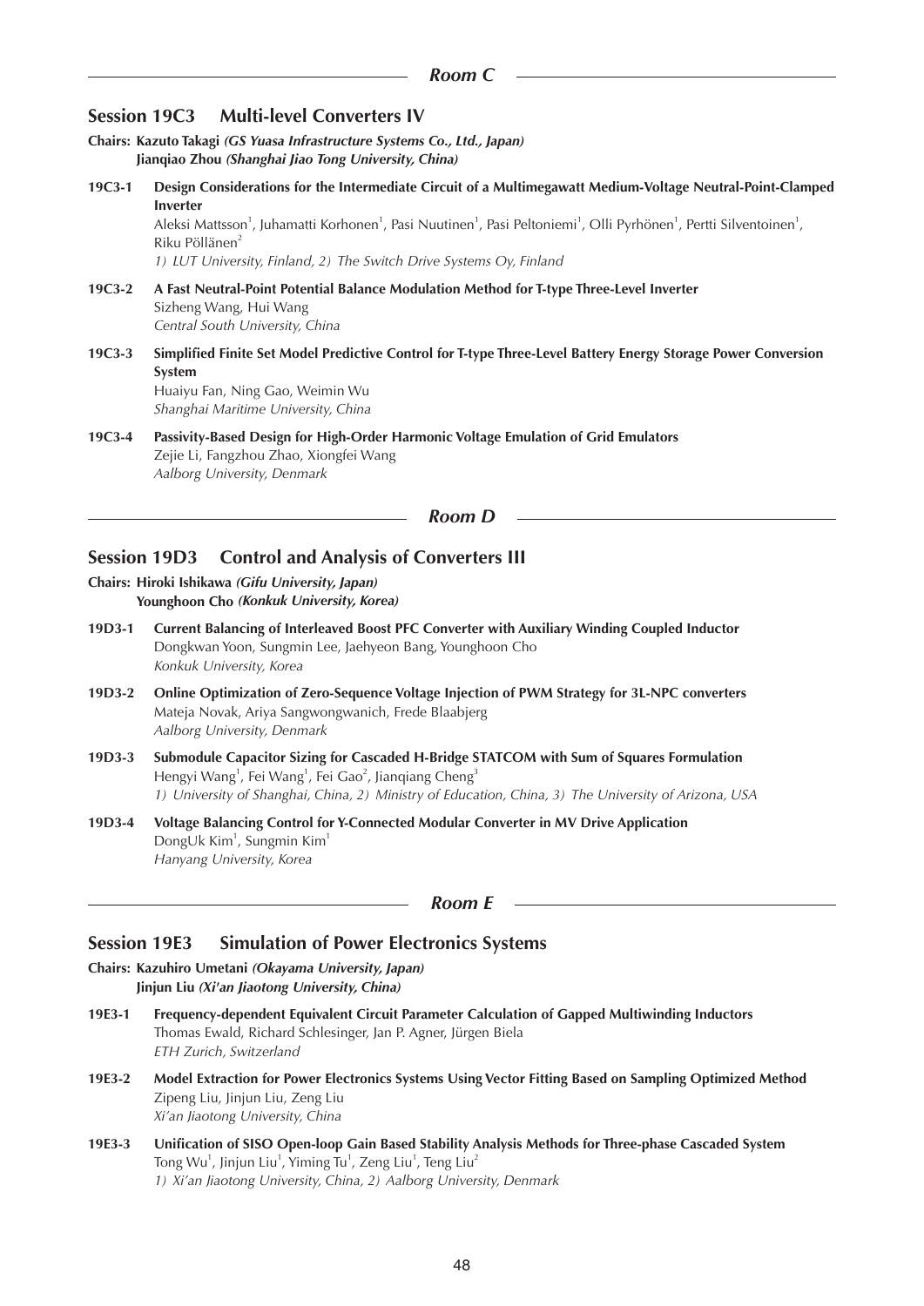## Room C

### Session 19C3 Multi-level Converters IV

**Chairs: Kazuto Takagi** ***(GS Yuasa Infrastructure Systems Co., Ltd., Japan)***
**Jianqiao Zhou** ***(Shanghai Jiao Tong University, China)***

**19C3-1** **Design Considerations for the Intermediate Circuit of a Multimegawatt Medium-Voltage Neutral-Point-Clamped Inverter**
Aleksi Mattsson[1], Juhamatti Korhonen[1], Pasi Nuutinen[1], Pasi Peltoniemi[1], Olli Pyrhönen[1], Pertti Silventoinen[1], Riku Pöllänen[2]
*1) LUT University, Finland, 2) The Switch Drive Systems Oy, Finland*

**19C3-2** **A Fast Neutral-Point Potential Balance Modulation Method for T-type Three-Level Inverter**
Sizheng Wang, Hui Wang
*Central South University, China*

**19C3-3** **Simplified Finite Set Model Predictive Control for T-type Three-Level Battery Energy Storage Power Conversion System**
Huaiyu Fan, Ning Gao, Weimin Wu
*Shanghai Maritime University, China*

**19C3-4** **Passivity-Based Design for High-Order Harmonic Voltage Emulation of Grid Emulators**
Zejie Li, Fangzhou Zhao, Xiongfei Wang
*Aalborg University, Denmark*

## Room D

### Session 19D3 Control and Analysis of Converters III

**Chairs: Hiroki Ishikawa** ***(Gifu University, Japan)***
**Younghoon Cho** ***(Konkuk University, Korea)***

**19D3-1** **Current Balancing of Interleaved Boost PFC Converter with Auxiliary Winding Coupled Inductor**
Dongkwan Yoon, Sungmin Lee, Jaehyeon Bang, Younghoon Cho
*Konkuk University, Korea*

**19D3-2** **Online Optimization of Zero-Sequence Voltage Injection of PWM Strategy for 3L-NPC converters**
Mateja Novak, Ariya Sangwongwanich, Frede Blaabjerg
*Aalborg University, Denmark*

**19D3-3** **Submodule Capacitor Sizing for Cascaded H-Bridge STATCOM with Sum of Squares Formulation**
Hengyi Wang[1], Fei Wang[1], Fei Gao[2], Jianqiang Cheng[3]
*1) University of Shanghai, China, 2) Ministry of Education, China, 3) The University of Arizona, USA*

**19D3-4** **Voltage Balancing Control for Y-Connected Modular Converter in MV Drive Application**
DongUk Kim[1], Sungmin Kim[1]
*Hanyang University, Korea*

## Room E

### Session 19E3 Simulation of Power Electronics Systems

**Chairs: Kazuhiro Umetani** ***(Okayama University, Japan)***
**Jinjun Liu** ***(Xi'an Jiaotong University, China)***

**19E3-1** **Frequency-dependent Equivalent Circuit Parameter Calculation of Gapped Multiwinding Inductors**
Thomas Ewald, Richard Schlesinger, Jan P. Agner, Jürgen Biela
*ETH Zurich, Switzerland*

**19E3-2** **Model Extraction for Power Electronics Systems Using Vector Fitting Based on Sampling Optimized Method**
Zipeng Liu, Jinjun Liu, Zeng Liu
*Xi'an Jiaotong University, China*

**19E3-3** **Unification of SISO Open-loop Gain Based Stability Analysis Methods for Three-phase Cascaded System**
Tong Wu[1], Jinjun Liu[1], Yiming Tu[1], Zeng Liu[1], Teng Liu[2]
*1) Xi'an Jiaotong University, China, 2) Aalborg University, Denmark*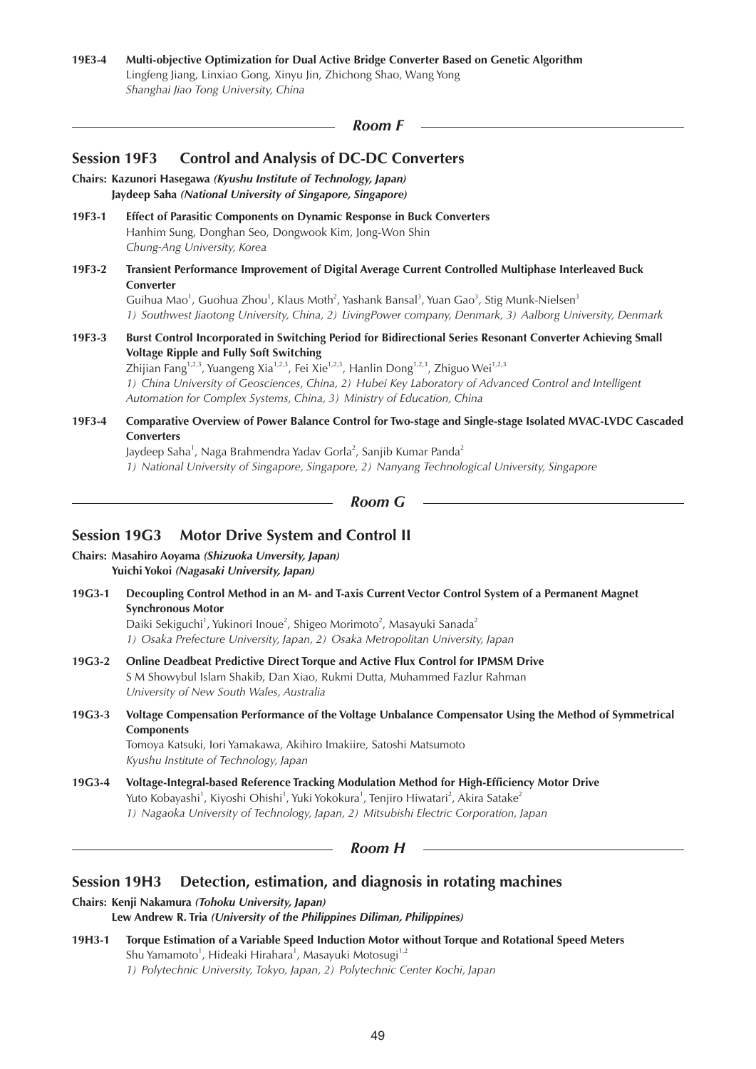**19E3-4 Multi-objective Optimization for Dual Active Bridge Converter Based on Genetic Algorithm**
Lingfeng Jiang, Linxiao Gong, Xinyu Jin, Zhichong Shao, Wang Yong
*Shanghai Jiao Tong University, China*

## *Room F*

### Session 19F3 Control and Analysis of DC-DC Converters

**Chairs: Kazunori Hasegawa *(Kyushu Institute of Technology, Japan)***
**Jaydeep Saha *(National University of Singapore, Singapore)***

**19F3-1 Effect of Parasitic Components on Dynamic Response in Buck Converters**
Hanhim Sung, Donghan Seo, Dongwook Kim, Jong-Won Shin
*Chung-Ang University, Korea*

**19F3-2 Transient Performance Improvement of Digital Average Current Controlled Multiphase Interleaved Buck Converter**
Guihua Mao[1], Guohua Zhou[1], Klaus Moth[2], Yashank Bansal[3], Yuan Gao[3], Stig Munk-Nielsen[3]
*1) Southwest Jiaotong University, China, 2) LivingPower company, Denmark, 3) Aalborg University, Denmark*

**19F3-3 Burst Control Incorporated in Switching Period for Bidirectional Series Resonant Converter Achieving Small Voltage Ripple and Fully Soft Switching**
Zhijian Fang[1,2,3], Yuangeng Xia[1,2,3], Fei Xie[1,2,3], Hanlin Dong[1,2,3], Zhiguo Wei[1,2,3]
*1) China University of Geosciences, China, 2) Hubei Key Laboratory of Advanced Control and Intelligent Automation for Complex Systems, China, 3) Ministry of Education, China*

**19F3-4 Comparative Overview of Power Balance Control for Two-stage and Single-stage Isolated MVAC-LVDC Cascaded Converters**
Jaydeep Saha[1], Naga Brahmendra Yadav Gorla[2], Sanjib Kumar Panda[2]
*1) National University of Singapore, Singapore, 2) Nanyang Technological University, Singapore*

## *Room G*

### Session 19G3 Motor Drive System and Control II

**Chairs: Masahiro Aoyama *(Shizuoka Unversity, Japan)***
**Yuichi Yokoi *(Nagasaki University, Japan)***

**19G3-1 Decoupling Control Method in an M- and T-axis Current Vector Control System of a Permanent Magnet Synchronous Motor**
Daiki Sekiguchi[1], Yukinori Inoue[2], Shigeo Morimoto[2], Masayuki Sanada[2]
*1) Osaka Prefecture University, Japan, 2) Osaka Metropolitan University, Japan*

**19G3-2 Online Deadbeat Predictive Direct Torque and Active Flux Control for IPMSM Drive**
S M Showybul Islam Shakib, Dan Xiao, Rukmi Dutta, Muhammed Fazlur Rahman
*University of New South Wales, Australia*

**19G3-3 Voltage Compensation Performance of the Voltage Unbalance Compensator Using the Method of Symmetrical Components**
Tomoya Katsuki, Iori Yamakawa, Akihiro Imakiire, Satoshi Matsumoto
*Kyushu Institute of Technology, Japan*

**19G3-4 Voltage-Integral-based Reference Tracking Modulation Method for High-Efficiency Motor Drive**
Yuto Kobayashi[1], Kiyoshi Ohishi[1], Yuki Yokokura[1], Tenjiro Hiwatari[2], Akira Satake[2]
*1) Nagaoka University of Technology, Japan, 2) Mitsubishi Electric Corporation, Japan*

## *Room H*

### Session 19H3 Detection, estimation, and diagnosis in rotating machines

**Chairs: Kenji Nakamura *(Tohoku University, Japan)***
**Lew Andrew R. Tria *(University of the Philippines Diliman, Philippines)***

**19H3-1 Torque Estimation of a Variable Speed Induction Motor without Torque and Rotational Speed Meters**
Shu Yamamoto[1], Hideaki Hirahara[1], Masayuki Motosugi[1,2]
*1) Polytechnic University, Tokyo, Japan, 2) Polytechnic Center Kochi, Japan*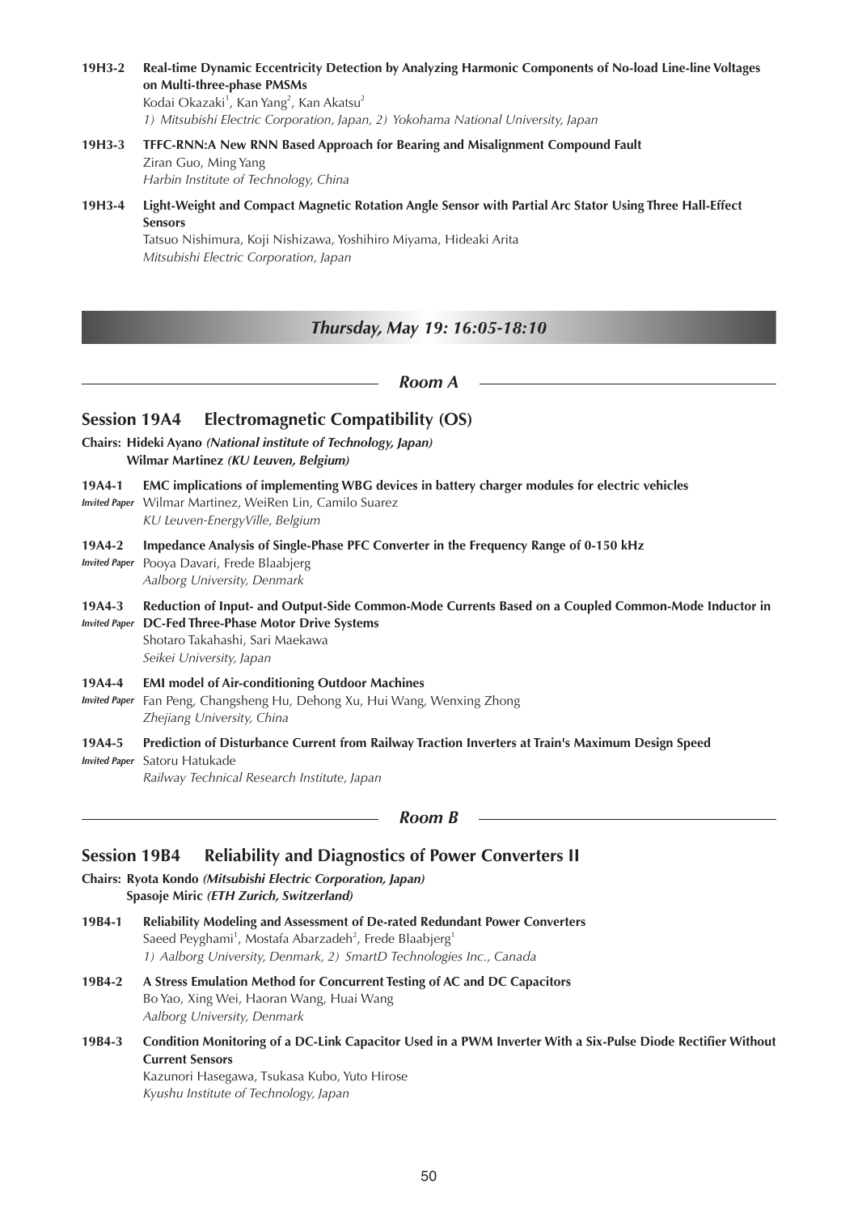**19H3-2** **Real-time Dynamic Eccentricity Detection by Analyzing Harmonic Components of No-load Line-line Voltages on Multi-three-phase PMSMs**
Kodai Okazaki[1], Kan Yang[2], Kan Akatsu[2]
*1) Mitsubishi Electric Corporation, Japan, 2) Yokohama National University, Japan*

**19H3-3** **TFFC-RNN:A New RNN Based Approach for Bearing and Misalignment Compound Fault**
Ziran Guo, Ming Yang
*Harbin Institute of Technology, China*

**19H3-4** **Light-Weight and Compact Magnetic Rotation Angle Sensor with Partial Arc Stator Using Three Hall-Effect Sensors**
Tatsuo Nishimura, Koji Nishizawa, Yoshihiro Miyama, Hideaki Arita
*Mitsubishi Electric Corporation, Japan*

## *Thursday, May 19: 16:05-18:10*

### *Room A*

### Session 19A4 Electromagnetic Compatibility (OS)

**Chairs: Hideki Ayano** ***(National institute of Technology, Japan)***
**Wilmar Martinez** ***(KU Leuven, Belgium)***

**19A4-1** *Invited Paper* **EMC implications of implementing WBG devices in battery charger modules for electric vehicles**
Wilmar Martinez, WeiRen Lin, Camilo Suarez
*KU Leuven-EnergyVille, Belgium*

**19A4-2** *Invited Paper* **Impedance Analysis of Single-Phase PFC Converter in the Frequency Range of 0-150 kHz**
Pooya Davari, Frede Blaabjerg
*Aalborg University, Denmark*

**19A4-3** *Invited Paper* **Reduction of Input- and Output-Side Common-Mode Currents Based on a Coupled Common-Mode Inductor in DC-Fed Three-Phase Motor Drive Systems**
Shotaro Takahashi, Sari Maekawa
*Seikei University, Japan*

**19A4-4** *Invited Paper* **EMI model of Air-conditioning Outdoor Machines**
Fan Peng, Changsheng Hu, Dehong Xu, Hui Wang, Wenxing Zhong
*Zhejiang University, China*

**19A4-5** *Invited Paper* **Prediction of Disturbance Current from Railway Traction Inverters at Train's Maximum Design Speed**
Satoru Hatukade
*Railway Technical Research Institute, Japan*

### *Room B*

### Session 19B4 Reliability and Diagnostics of Power Converters II

**Chairs: Ryota Kondo** ***(Mitsubishi Electric Corporation, Japan)***
**Spasoje Miric** ***(ETH Zurich, Switzerland)***

**19B4-1** **Reliability Modeling and Assessment of De-rated Redundant Power Converters**
Saeed Peyghami[1], Mostafa Abarzadeh[2], Frede Blaabjerg[1]
*1) Aalborg University, Denmark, 2) SmartD Technologies Inc., Canada*

**19B4-2** **A Stress Emulation Method for Concurrent Testing of AC and DC Capacitors**
Bo Yao, Xing Wei, Haoran Wang, Huai Wang
*Aalborg University, Denmark*

**19B4-3** **Condition Monitoring of a DC-Link Capacitor Used in a PWM Inverter With a Six-Pulse Diode Rectifier Without Current Sensors**
Kazunori Hasegawa, Tsukasa Kubo, Yuto Hirose
*Kyushu Institute of Technology, Japan*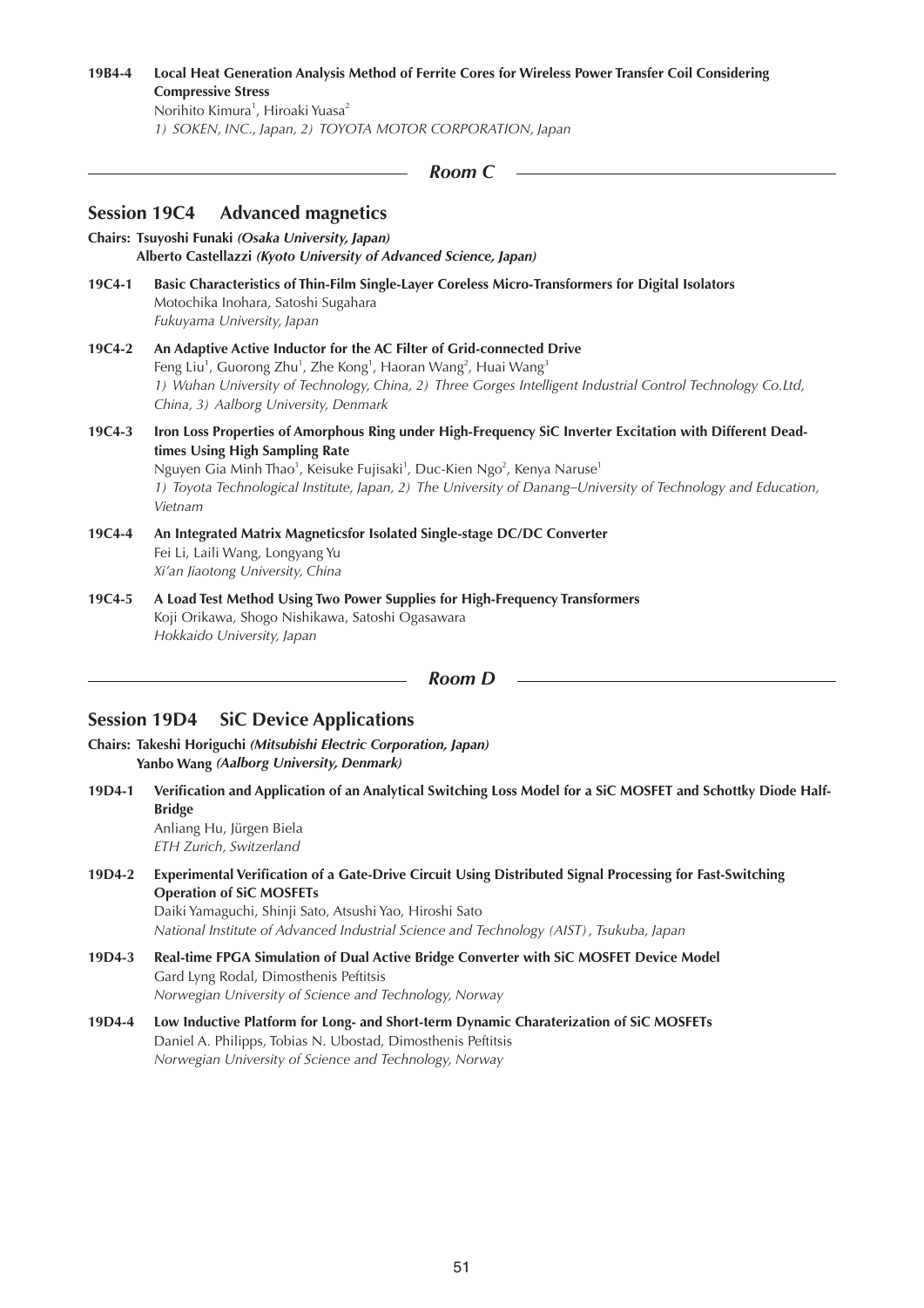**19B4-4 Local Heat Generation Analysis Method of Ferrite Cores for Wireless Power Transfer Coil Considering Compressive Stress**
Norihito Kimura[1], Hiroaki Yuasa[2]
*1) SOKEN, INC., Japan, 2) TOYOTA MOTOR CORPORATION, Japan*

## *Room C*

## Session 19C4 Advanced magnetics

**Chairs: Tsuyoshi Funaki** ***(Osaka University, Japan)***
**Alberto Castellazzi** ***(Kyoto University of Advanced Science, Japan)***

**19C4-1 Basic Characteristics of Thin-Film Single-Layer Coreless Micro-Transformers for Digital Isolators**
Motochika Inohara, Satoshi Sugahara
*Fukuyama University, Japan*

**19C4-2 An Adaptive Active Inductor for the AC Filter of Grid-connected Drive**
Feng Liu[1], Guorong Zhu[1], Zhe Kong[1], Haoran Wang[2], Huai Wang[3]
*1) Wuhan University of Technology, China, 2) Three Gorges Intelligent Industrial Control Technology Co.Ltd, China, 3) Aalborg University, Denmark*

**19C4-3 Iron Loss Properties of Amorphous Ring under High-Frequency SiC Inverter Excitation with Different Dead-times Using High Sampling Rate**
Nguyen Gia Minh Thao[1], Keisuke Fujisaki[1], Duc-Kien Ngo[2], Kenya Naruse[1]
*1) Toyota Technological Institute, Japan, 2) The University of Danang–University of Technology and Education, Vietnam*

**19C4-4 An Integrated Matrix Magneticsfor Isolated Single-stage DC/DC Converter**
Fei Li, Laili Wang, Longyang Yu
*Xi'an Jiaotong University, China*

**19C4-5 A Load Test Method Using Two Power Supplies for High-Frequency Transformers**
Koji Orikawa, Shogo Nishikawa, Satoshi Ogasawara
*Hokkaido University, Japan*

## *Room D*

## Session 19D4 SiC Device Applications

**Chairs: Takeshi Horiguchi** ***(Mitsubishi Electric Corporation, Japan)***
**Yanbo Wang** ***(Aalborg University, Denmark)***

**19D4-1 Verification and Application of an Analytical Switching Loss Model for a SiC MOSFET and Schottky Diode Half-Bridge**
Anliang Hu, Jürgen Biela
*ETH Zurich, Switzerland*

**19D4-2 Experimental Verification of a Gate-Drive Circuit Using Distributed Signal Processing for Fast-Switching Operation of SiC MOSFETs**
Daiki Yamaguchi, Shinji Sato, Atsushi Yao, Hiroshi Sato
*National Institute of Advanced Industrial Science and Technology (AIST), Tsukuba, Japan*

**19D4-3 Real-time FPGA Simulation of Dual Active Bridge Converter with SiC MOSFET Device Model**
Gard Lyng Rodal, Dimosthenis Peftitsis
*Norwegian University of Science and Technology, Norway*

**19D4-4 Low Inductive Platform for Long- and Short-term Dynamic Charaterization of SiC MOSFETs**
Daniel A. Philipps, Tobias N. Ubostad, Dimosthenis Peftitsis
*Norwegian University of Science and Technology, Norway*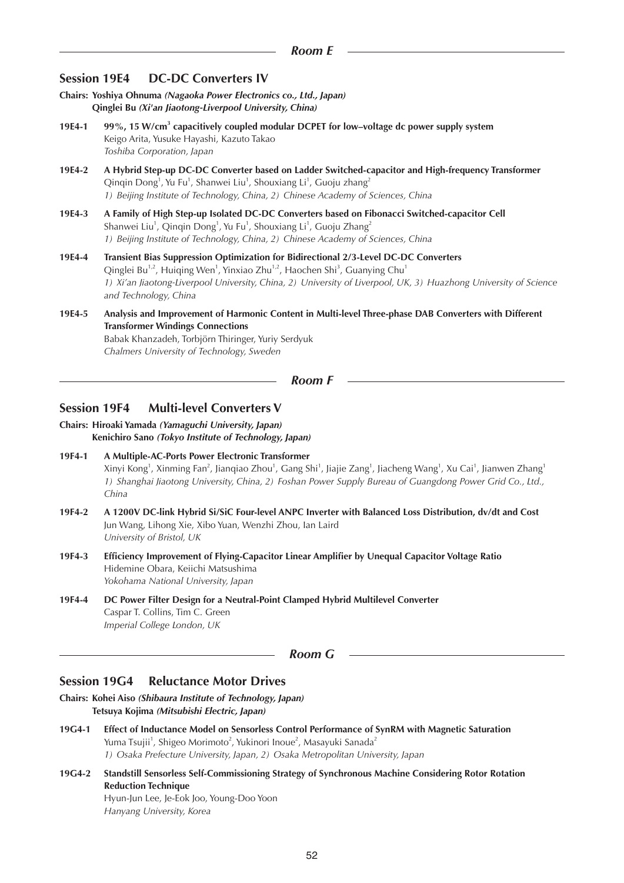## *Room E*

### Session 19E4 DC-DC Converters IV

**Chairs: Yoshiya Ohnuma** ***(Nagaoka Power Electronics co., Ltd., Japan)***
**Qinglei Bu** ***(Xi'an Jiaotong-Liverpool University, China)***

**19E4-1** **99%, 15 W/cm$^3$ capacitively coupled modular DCPET for low–voltage dc power supply system**
Keigo Arita, Yusuke Hayashi, Kazuto Takao
*Toshiba Corporation, Japan*

**19E4-2** **A Hybrid Step-up DC-DC Converter based on Ladder Switched-capacitor and High-frequency Transformer**
Qinqin Dong[1], Yu Fu[1], Shanwei Liu[1], Shouxiang Li[1], Guoju zhang[2]
*1) Beijing Institute of Technology, China, 2) Chinese Academy of Sciences, China*

**19E4-3** **A Family of High Step-up Isolated DC-DC Converters based on Fibonacci Switched-capacitor Cell**
Shanwei Liu[1], Qinqin Dong[1], Yu Fu[1], Shouxiang Li[1], Guoju Zhang[2]
*1) Beijing Institute of Technology, China, 2) Chinese Academy of Sciences, China*

**19E4-4** **Transient Bias Suppression Optimization for Bidirectional 2/3-Level DC-DC Converters**
Qinglei Bu[1,2], Huiqing Wen[1], Yinxiao Zhu[1,2], Haochen Shi[3], Guanying Chu[1]
*1) Xi'an Jiaotong-Liverpool University, China, 2) University of Liverpool, UK, 3) Huazhong University of Science and Technology, China*

**19E4-5** **Analysis and Improvement of Harmonic Content in Multi-level Three-phase DAB Converters with Different Transformer Windings Connections**
Babak Khanzadeh, Torbjörn Thiringer, Yuriy Serdyuk
*Chalmers University of Technology, Sweden*

## *Room F*

### Session 19F4 Multi-level Converters V

**Chairs: Hiroaki Yamada** ***(Yamaguchi University, Japan)***
**Kenichiro Sano** ***(Tokyo Institute of Technology, Japan)***

**19F4-1** **A Multiple-AC-Ports Power Electronic Transformer**
Xinyi Kong[1], Xinming Fan[2], Jianqiao Zhou[1], Gang Shi[1], Jiajie Zang[1], Jiacheng Wang[1], Xu Cai[1], Jianwen Zhang[1]
*1) Shanghai Jiaotong University, China, 2) Foshan Power Supply Bureau of Guangdong Power Grid Co., Ltd., China*

**19F4-2** **A 1200V DC-link Hybrid Si/SiC Four-level ANPC Inverter with Balanced Loss Distribution, dv/dt and Cost**
Jun Wang, Lihong Xie, Xibo Yuan, Wenzhi Zhou, Ian Laird
*University of Bristol, UK*

**19F4-3** **Efficiency Improvement of Flying-Capacitor Linear Amplifier by Unequal Capacitor Voltage Ratio**
Hidemine Obara, Keiichi Matsushima
*Yokohama National University, Japan*

**19F4-4** **DC Power Filter Design for a Neutral-Point Clamped Hybrid Multilevel Converter**
Caspar T. Collins, Tim C. Green
*Imperial College London, UK*

## *Room G*

### Session 19G4 Reluctance Motor Drives

**Chairs: Kohei Aiso** ***(Shibaura Institute of Technology, Japan)***
**Tetsuya Kojima** ***(Mitsubishi Electric, Japan)***

**19G4-1** **Effect of Inductance Model on Sensorless Control Performance of SynRM with Magnetic Saturation**
Yuma Tsujii[1], Shigeo Morimoto[2], Yukinori Inoue[2], Masayuki Sanada[2]
*1) Osaka Prefecture University, Japan, 2) Osaka Metropolitan University, Japan*

**19G4-2** **Standstill Sensorless Self-Commissioning Strategy of Synchronous Machine Considering Rotor Rotation Reduction Technique**
Hyun-Jun Lee, Je-Eok Joo, Young-Doo Yoon
*Hanyang University, Korea*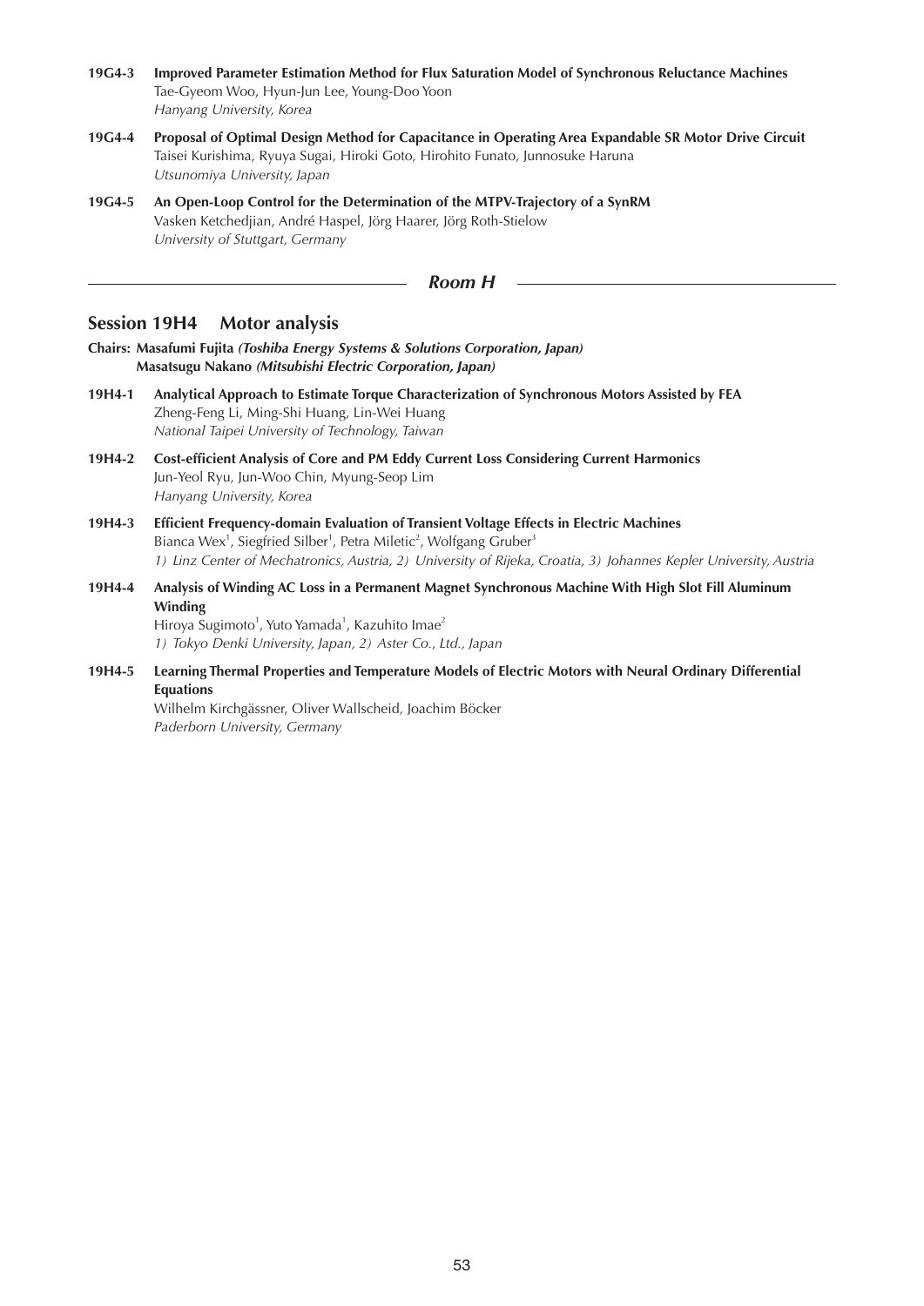**19G4-3 Improved Parameter Estimation Method for Flux Saturation Model of Synchronous Reluctance Machines**
Tae-Gyeom Woo, Hyun-Jun Lee, Young-Doo Yoon
*Hanyang University, Korea*

**19G4-4 Proposal of Optimal Design Method for Capacitance in Operating Area Expandable SR Motor Drive Circuit**
Taisei Kurishima, Ryuya Sugai, Hiroki Goto, Hirohito Funato, Junnosuke Haruna
*Utsunomiya University, Japan*

**19G4-5 An Open-Loop Control for the Determination of the MTPV-Trajectory of a SynRM**
Vasken Ketchedjian, André Haspel, Jörg Haarer, Jörg Roth-Stielow
*University of Stuttgart, Germany*

### *Room H*

## Session 19H4 Motor analysis

**Chairs: Masafumi Fujita *(Toshiba Energy Systems & Solutions Corporation, Japan)***
**Masatsugu Nakano *(Mitsubishi Electric Corporation, Japan)***

**19H4-1 Analytical Approach to Estimate Torque Characterization of Synchronous Motors Assisted by FEA**
Zheng-Feng Li, Ming-Shi Huang, Lin-Wei Huang
*National Taipei University of Technology, Taiwan*

**19H4-2 Cost-efficient Analysis of Core and PM Eddy Current Loss Considering Current Harmonics**
Jun-Yeol Ryu, Jun-Woo Chin, Myung-Seop Lim
*Hanyang University, Korea*

**19H4-3 Efficient Frequency-domain Evaluation of Transient Voltage Effects in Electric Machines**
Bianca Wex[1], Siegfried Silber[1], Petra Miletic[2], Wolfgang Gruber[3]
*1) Linz Center of Mechatronics, Austria, 2) University of Rijeka, Croatia, 3) Johannes Kepler University, Austria*

**19H4-4 Analysis of Winding AC Loss in a Permanent Magnet Synchronous Machine With High Slot Fill Aluminum Winding**
Hiroya Sugimoto[1], Yuto Yamada[1], Kazuhito Imae[2]
*1) Tokyo Denki University, Japan, 2) Aster Co., Ltd., Japan*

**19H4-5 Learning Thermal Properties and Temperature Models of Electric Motors with Neural Ordinary Differential Equations**
Wilhelm Kirchgässner, Oliver Wallscheid, Joachim Böcker
*Paderborn University, Germany*